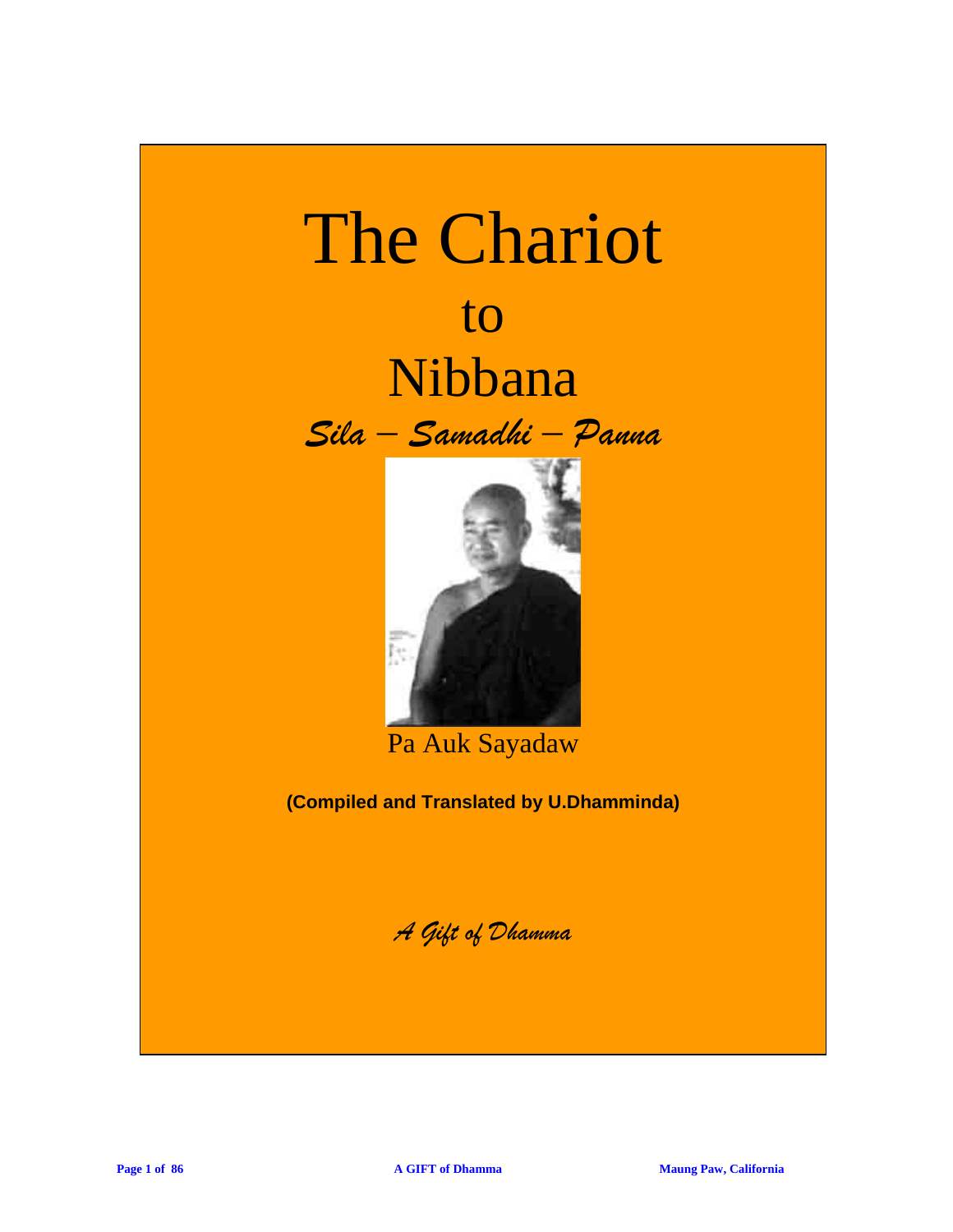# The Chariot to Nibbana

*Sila – Samadhi – Panna*

Pa Auk Sayadaw

**(Compiled and Translated by U.Dhamminda)**

*A Gift of Dhamma*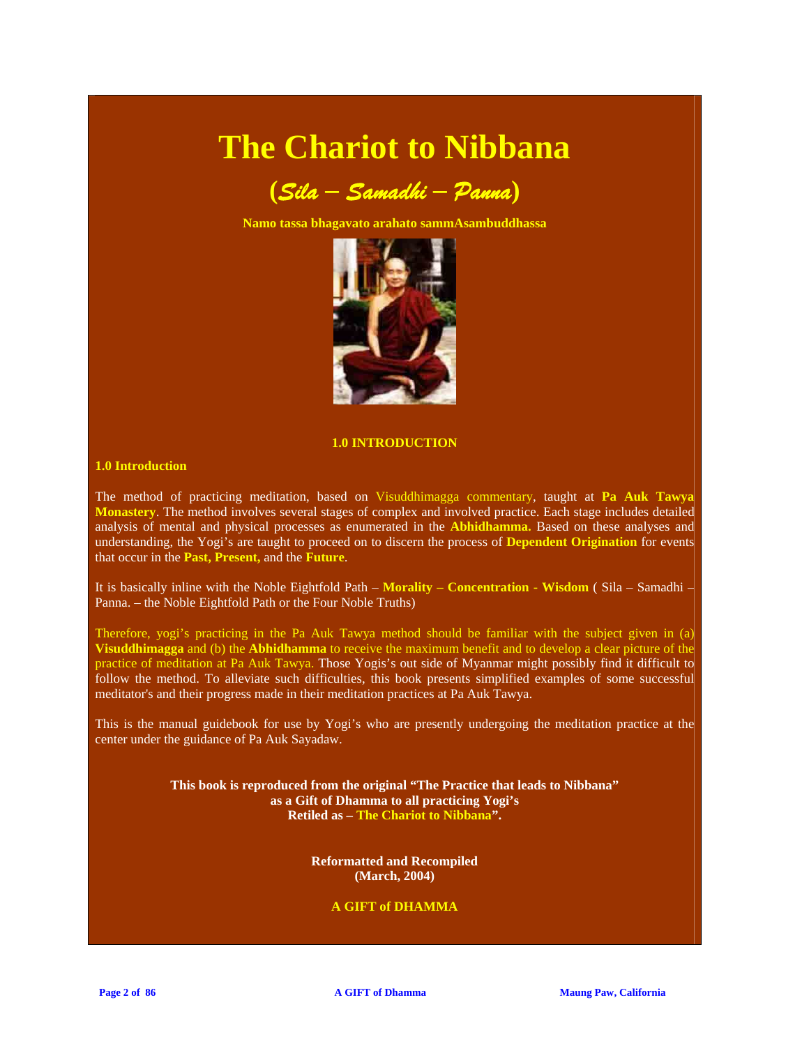# The Chariot to Nibbana

## (*Sila – Samadhi – Panna*)

**Namo tassa bhagavato arahato sammAsambuddhassa**

**1.0 INTRODUCTION**

### 1.0 Introduction

The method of practicing meditation, based on Visuddhimagga commentary, taught at **Pa Auk Tawya Monastery**. The method involves several stages of complex and involved practice. Each stage includes detailed analysis of mental and physical processes as enumerated in the **Abhidhamma.** Based on these analyses and understanding, the Yogi's are taught to proceed on to discern the process of **Dependent Origination** for events that occur in the **Past, Present,** and the **Future**.

It is basically inline with the Noble Eightfold Path – **Morality – Concentration - Wisdom** ( Sila – Samadhi – Panna. – the Noble Eightfold Path or the Four Noble Truths)

Therefore, yogi's practicing in the Pa Auk Tawya method should be familiar with the subject given in (a) **Visuddhimagga** and (b) the **Abhidhamma** to receive the maximum benefit and to develop a clear picture of the practice of meditation at Pa Auk Tawya. Those Yogis's out side of Myanmar might possibly find it difficult to follow the method. To alleviate such difficulties, this book presents simplified examples of some successful meditator's and their progress made in their meditation practices at Pa Auk Tawya.

This is the manual guidebook for use by Yogi's who are presently undergoing the meditation practice at the center under the guidance of Pa Auk Sayadaw.

**This book is reproduced from the original "The Practice that leads to Nibbana" as a Gift of Dhamma to all practicing Yogi's Retiled as – The Chariot to Nibbana".**

**Reformatted and Recompiled (March, 2004)**

**A GIFT of DHAMMA**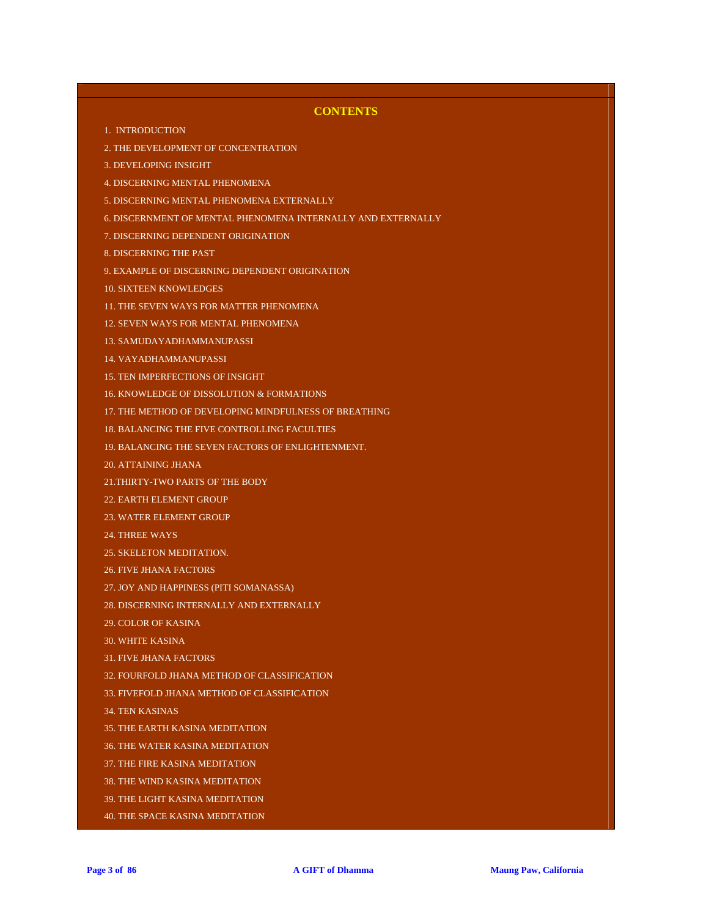# CONTENTS

1. INTRODUCTION
2. THE DEVELOPMENT OF CONCENTRATION
3. DEVELOPING INSIGHT
4. DISCERNING MENTAL PHENOMENA
5. DISCERNING MENTAL PHENOMENA EXTERNALLY
6. DISCERNMENT OF MENTAL PHENOMENA INTERNALLY AND EXTERNALLY
7. DISCERNING DEPENDENT ORIGINATION
8. DISCERNING THE PAST
9. EXAMPLE OF DISCERNING DEPENDENT ORIGINATION
10. SIXTEEN KNOWLEDGES
11. THE SEVEN WAYS FOR MATTER PHENOMENA
12. SEVEN WAYS FOR MENTAL PHENOMENA
13. SAMUDAYADHAMMANUPASSI
14. VAYADHAMMANUPASSI
15. TEN IMPERFECTIONS OF INSIGHT
16. KNOWLEDGE OF DISSOLUTION & FORMATIONS
17. THE METHOD OF DEVELOPING MINDFULNESS OF BREATHING
18. BALANCING THE FIVE CONTROLLING FACULTIES
19. BALANCING THE SEVEN FACTORS OF ENLIGHTENMENT.
20. ATTAINING JHANA
21. THIRTY-TWO PARTS OF THE BODY
22. EARTH ELEMENT GROUP
23. WATER ELEMENT GROUP
24. THREE WAYS
25. SKELETON MEDITATION.
26. FIVE JHANA FACTORS
27. JOY AND HAPPINESS (PITI SOMANASSA)
28. DISCERNING INTERNALLY AND EXTERNALLY
29. COLOR OF KASINA
30. WHITE KASINA
31. FIVE JHANA FACTORS
32. FOURFOLD JHANA METHOD OF CLASSIFICATION
33. FIVEFOLD JHANA METHOD OF CLASSIFICATION
34. TEN KASINAS
35. THE EARTH KASINA MEDITATION
36. THE WATER KASINA MEDITATION
37. THE FIRE KASINA MEDITATION
38. THE WIND KASINA MEDITATION
39. THE LIGHT KASINA MEDITATION
40. THE SPACE KASINA MEDITATION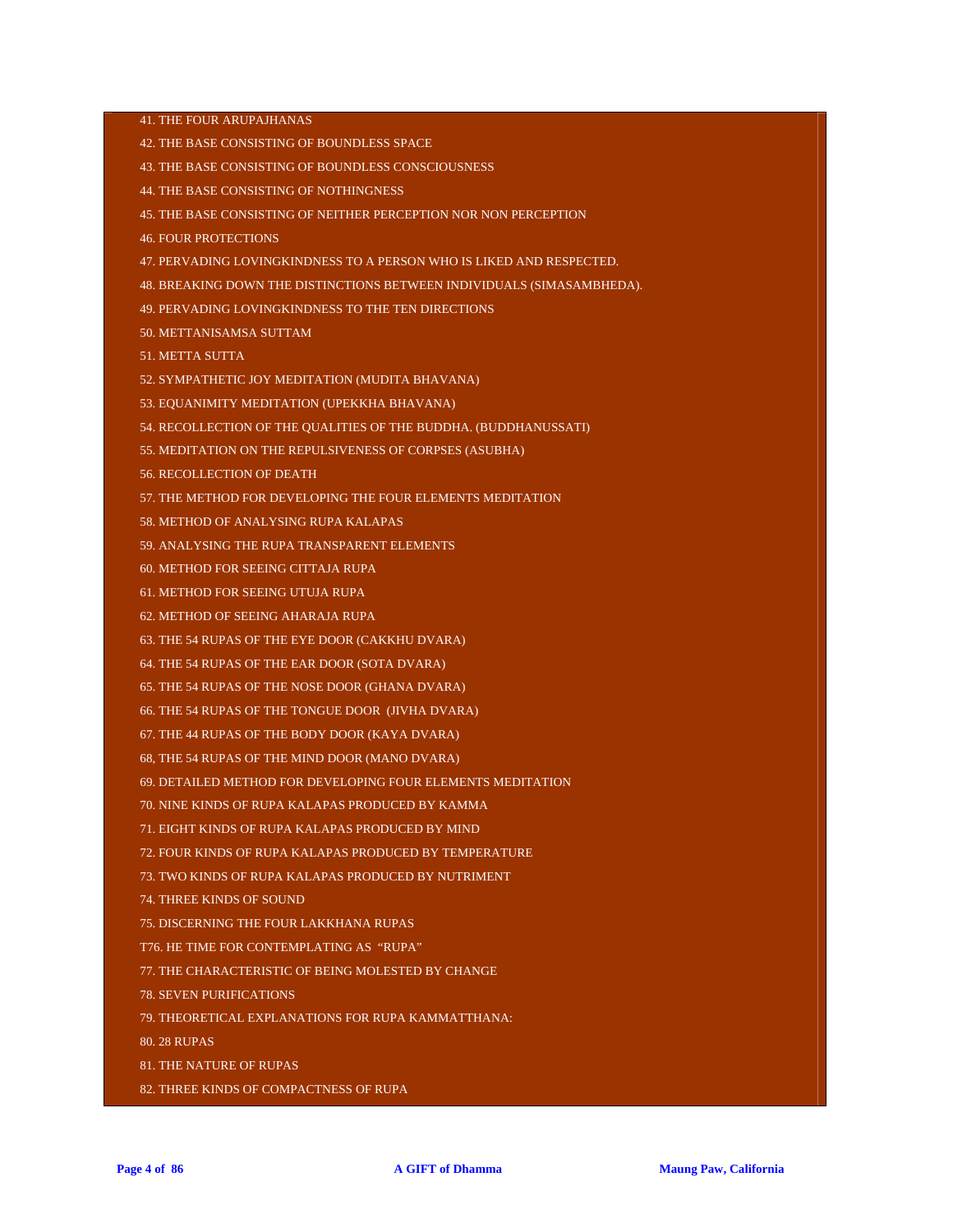41. THE FOUR ARUPAJHANAS

42. THE BASE CONSISTING OF BOUNDLESS SPACE

43. THE BASE CONSISTING OF BOUNDLESS CONSCIOUSNESS

44. THE BASE CONSISTING OF NOTHINGNESS

45. THE BASE CONSISTING OF NEITHER PERCEPTION NOR NON PERCEPTION

46. FOUR PROTECTIONS

47. PERVADING LOVINGKINDNESS TO A PERSON WHO IS LIKED AND RESPECTED.

48. BREAKING DOWN THE DISTINCTIONS BETWEEN INDIVIDUALS (SIMASAMBHEDA).

49. PERVADING LOVINGKINDNESS TO THE TEN DIRECTIONS

50. METTANISAMSA SUTTAM

51. METTA SUTTA

52. SYMPATHETIC JOY MEDITATION (MUDITA BHAVANA)

53. EQUANIMITY MEDITATION (UPEKKHA BHAVANA)

54. RECOLLECTION OF THE QUALITIES OF THE BUDDHA. (BUDDHANUSSATI)

55. MEDITATION ON THE REPULSIVENESS OF CORPSES (ASUBHA)

56. RECOLLECTION OF DEATH

57. THE METHOD FOR DEVELOPING THE FOUR ELEMENTS MEDITATION

58. METHOD OF ANALYSING RUPA KALAPAS

59. ANALYSING THE RUPA TRANSPARENT ELEMENTS

60. METHOD FOR SEEING CITTAJA RUPA

61. METHOD FOR SEEING UTUJA RUPA

62. METHOD OF SEEING AHARAJA RUPA

63. THE 54 RUPAS OF THE EYE DOOR (CAKKHU DVARA)

64. THE 54 RUPAS OF THE EAR DOOR (SOTA DVARA)

65. THE 54 RUPAS OF THE NOSE DOOR (GHANA DVARA)

66. THE 54 RUPAS OF THE TONGUE DOOR (JIVHA DVARA)

67. THE 44 RUPAS OF THE BODY DOOR (KAYA DVARA)

68, THE 54 RUPAS OF THE MIND DOOR (MANO DVARA)

69. DETAILED METHOD FOR DEVELOPING FOUR ELEMENTS MEDITATION

70. NINE KINDS OF RUPA KALAPAS PRODUCED BY KAMMA

71. EIGHT KINDS OF RUPA KALAPAS PRODUCED BY MIND

72. FOUR KINDS OF RUPA KALAPAS PRODUCED BY TEMPERATURE

73. TWO KINDS OF RUPA KALAPAS PRODUCED BY NUTRIMENT

74. THREE KINDS OF SOUND

75. DISCERNING THE FOUR LAKKHANA RUPAS

T76. HE TIME FOR CONTEMPLATING AS "RUPA"

77. THE CHARACTERISTIC OF BEING MOLESTED BY CHANGE

78. SEVEN PURIFICATIONS

79. THEORETICAL EXPLANATIONS FOR RUPA KAMMATTHANA:

80. 28 RUPAS

81. THE NATURE OF RUPAS

82. THREE KINDS OF COMPACTNESS OF RUPA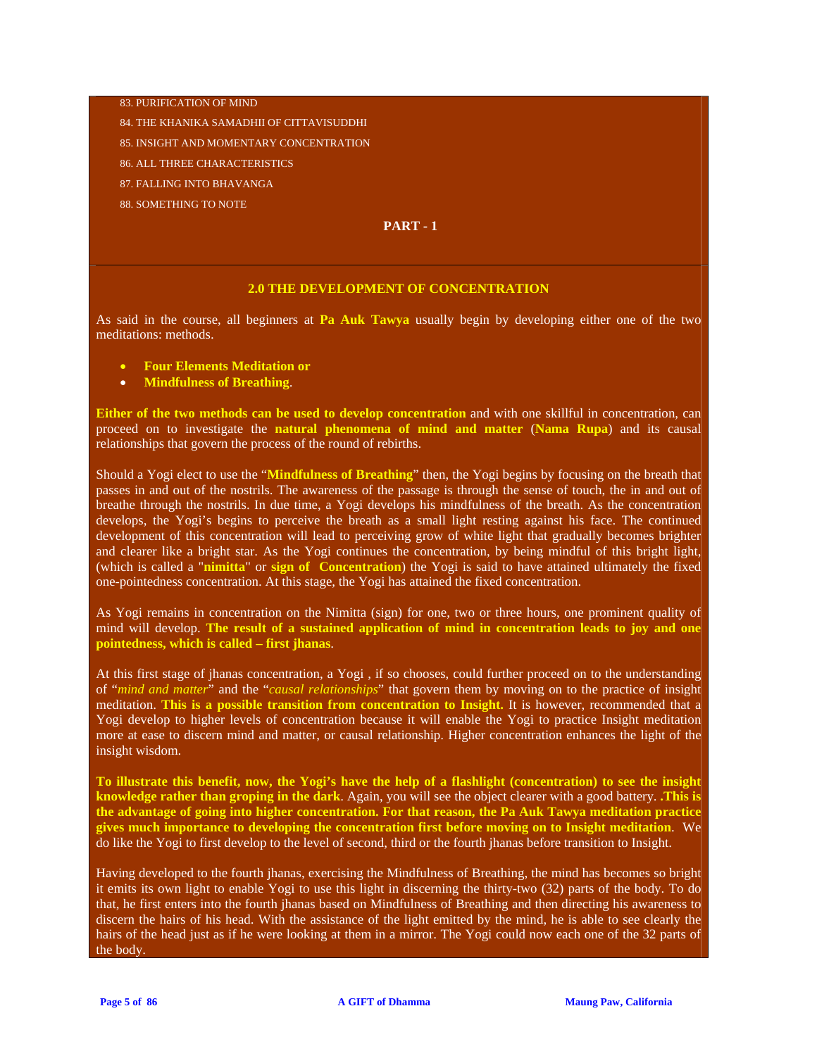83. PURIFICATION OF MIND

84. THE KHANIKA SAMADHII OF CITTAVISUDDHI

85. INSIGHT AND MOMENTARY CONCENTRATION

86. ALL THREE CHARACTERISTICS

87. FALLING INTO BHAVANGA

88. SOMETHING TO NOTE

**PART - 1**

## 2.0 THE DEVELOPMENT OF CONCENTRATION

As said in the course, all beginners at **Pa Auk Tawya** usually begin by developing either one of the two meditations: methods.

- **Four Elements Meditation or**
- **Mindfulness of Breathing**.

**Either of the two methods can be used to develop concentration** and with one skillful in concentration, can proceed on to investigate the **natural phenomena of mind and matter** (**Nama Rupa**) and its causal relationships that govern the process of the round of rebirths.

Should a Yogi elect to use the "**Mindfulness of Breathing**" then, the Yogi begins by focusing on the breath that passes in and out of the nostrils. The awareness of the passage is through the sense of touch, the in and out of breathe through the nostrils. In due time, a Yogi develops his mindfulness of the breath. As the concentration develops, the Yogi's begins to perceive the breath as a small light resting against his face. The continued development of this concentration will lead to perceiving grow of white light that gradually becomes brighter and clearer like a bright star. As the Yogi continues the concentration, by being mindful of this bright light, (which is called a "**nimitta**" or **sign of Concentration**) the Yogi is said to have attained ultimately the fixed one-pointedness concentration. At this stage, the Yogi has attained the fixed concentration.

As Yogi remains in concentration on the Nimitta (sign) for one, two or three hours, one prominent quality of mind will develop. **The result of a sustained application of mind in concentration leads to joy and one pointedness, which is called – first jhanas**.

At this first stage of jhanas concentration, a Yogi , if so chooses, could further proceed on to the understanding of "*mind and matter*" and the "*causal relationships*" that govern them by moving on to the practice of insight meditation. **This is a possible transition from concentration to Insight.** It is however, recommended that a Yogi develop to higher levels of concentration because it will enable the Yogi to practice Insight meditation more at ease to discern mind and matter, or causal relationship. Higher concentration enhances the light of the insight wisdom.

**To illustrate this benefit, now, the Yogi's have the help of a flashlight (concentration) to see the insight knowledge rather than groping in the dark**. Again, you will see the object clearer with a good battery. .**This is the advantage of going into higher concentration. For that reason, the Pa Auk Tawya meditation practice gives much importance to developing the concentration first before moving on to Insight meditation**. We do like the Yogi to first develop to the level of second, third or the fourth jhanas before transition to Insight.

Having developed to the fourth jhanas, exercising the Mindfulness of Breathing, the mind has becomes so bright it emits its own light to enable Yogi to use this light in discerning the thirty-two (32) parts of the body. To do that, he first enters into the fourth jhanas based on Mindfulness of Breathing and then directing his awareness to discern the hairs of his head. With the assistance of the light emitted by the mind, he is able to see clearly the hairs of the head just as if he were looking at them in a mirror. The Yogi could now each one of the 32 parts of the body.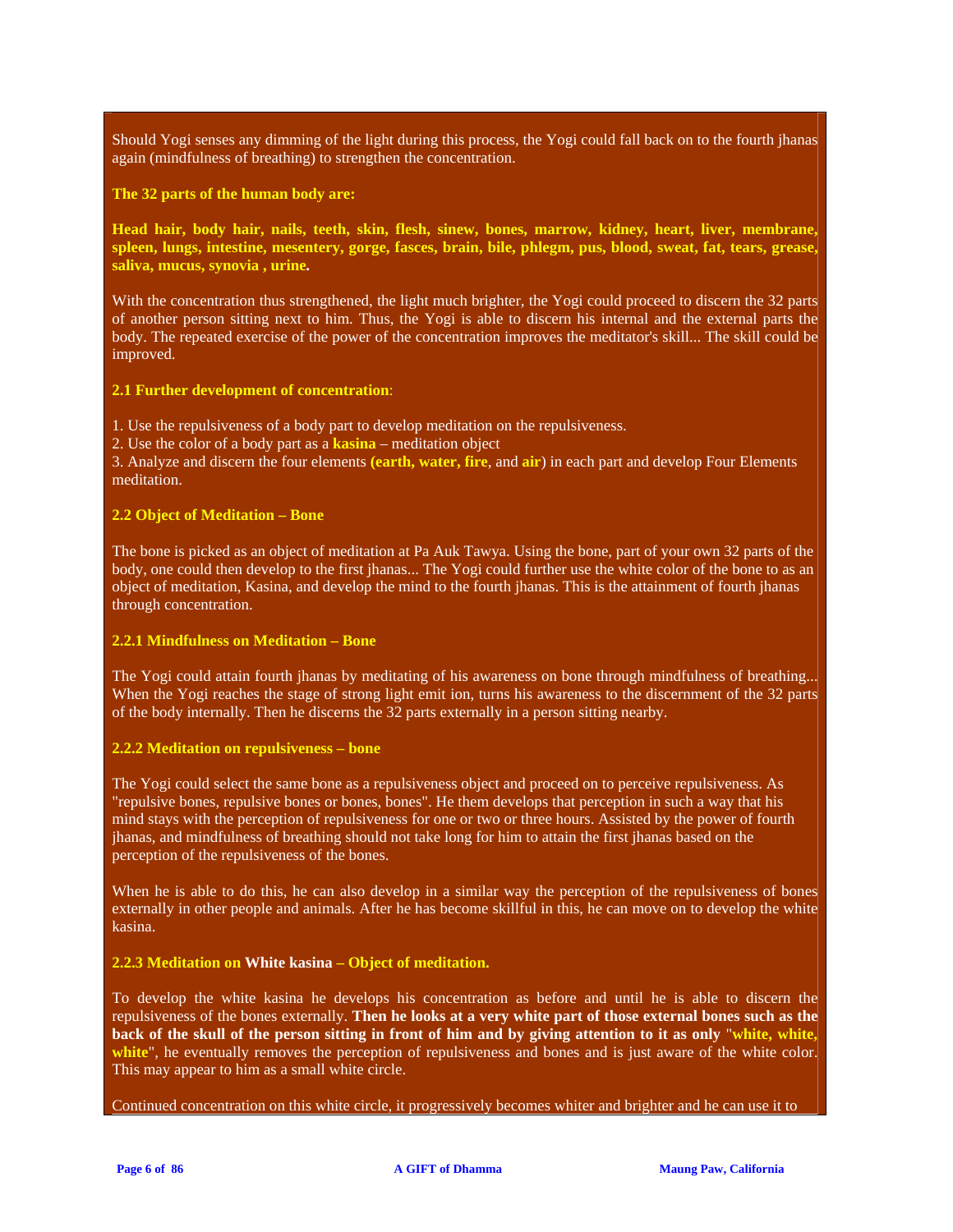Should Yogi senses any dimming of the light during this process, the Yogi could fall back on to the fourth jhanas again (mindfulness of breathing) to strengthen the concentration.

**The 32 parts of the human body are:**

**Head hair, body hair, nails, teeth, skin, flesh, sinew, bones, marrow, kidney, heart, liver, membrane, spleen, lungs, intestine, mesentery, gorge, fasces, brain, bile, phlegm, pus, blood, sweat, fat, tears, grease, saliva, mucus, synovia , urine.**

With the concentration thus strengthened, the light much brighter, the Yogi could proceed to discern the 32 parts of another person sitting next to him. Thus, the Yogi is able to discern his internal and the external parts the body. The repeated exercise of the power of the concentration improves the meditator's skill... The skill could be improved.

**2.1 Further development of concentration**:

1. Use the repulsiveness of a body part to develop meditation on the repulsiveness.
2. Use the color of a body part as a **kasina** – meditation object
3. Analyze and discern the four elements **(earth, water, fire**, and **air**) in each part and develop Four Elements meditation.

**2.2 Object of Meditation – Bone**

The bone is picked as an object of meditation at Pa Auk Tawya. Using the bone, part of your own 32 parts of the body, one could then develop to the first jhanas... The Yogi could further use the white color of the bone to as an object of meditation, Kasina, and develop the mind to the fourth jhanas. This is the attainment of fourth jhanas through concentration.

**2.2.1 Mindfulness on Meditation – Bone**

The Yogi could attain fourth jhanas by meditating of his awareness on bone through mindfulness of breathing... When the Yogi reaches the stage of strong light emit ion, turns his awareness to the discernment of the 32 parts of the body internally. Then he discerns the 32 parts externally in a person sitting nearby.

**2.2.2 Meditation on repulsiveness – bone**

The Yogi could select the same bone as a repulsiveness object and proceed on to perceive repulsiveness. As "repulsive bones, repulsive bones or bones, bones". He them develops that perception in such a way that his mind stays with the perception of repulsiveness for one or two or three hours. Assisted by the power of fourth jhanas, and mindfulness of breathing should not take long for him to attain the first jhanas based on the perception of the repulsiveness of the bones.

When he is able to do this, he can also develop in a similar way the perception of the repulsiveness of bones externally in other people and animals. After he has become skillful in this, he can move on to develop the white kasina.

**2.2.3 Meditation on White kasina – Object of meditation.**

To develop the white kasina he develops his concentration as before and until he is able to discern the repulsiveness of the bones externally. **Then he looks at a very white part of those external bones such as the back of the skull of the person sitting in front of him and by giving attention to it as only "white, white, white"**, he eventually removes the perception of repulsiveness and bones and is just aware of the white color. This may appear to him as a small white circle.

Continued concentration on this white circle, it progressively becomes whiter and brighter and he can use it to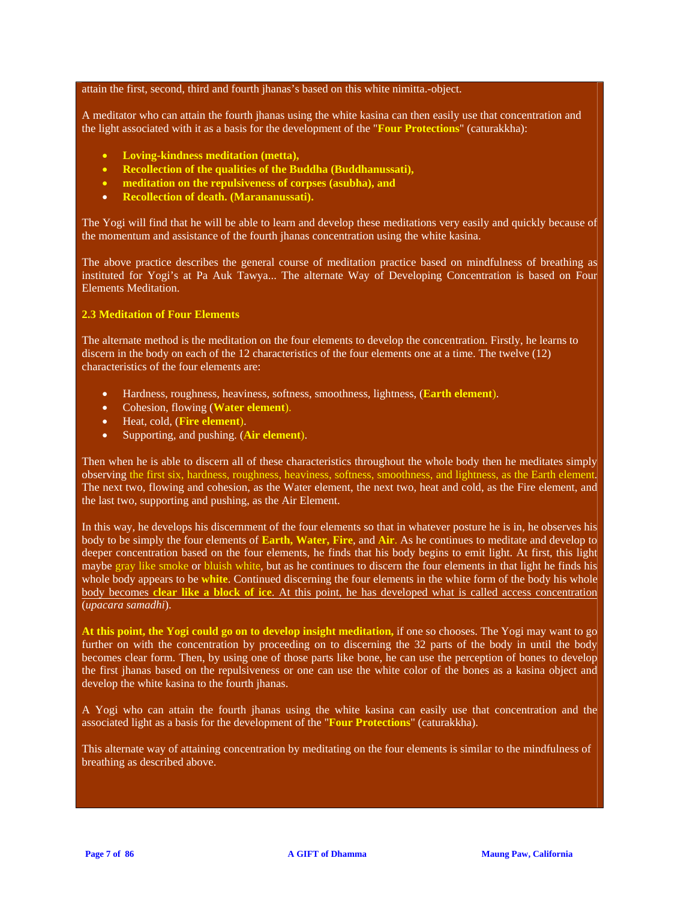attain the first, second, third and fourth jhanas's based on this white nimitta.-object.

A meditator who can attain the fourth jhanas using the white kasina can then easily use that concentration and the light associated with it as a basis for the development of the "**Four Protections**" (caturakkha):

- **Loving-kindness meditation (metta),**
- **Recollection of the qualities of the Buddha (Buddhanussati),**
- **meditation on the repulsiveness of corpses (asubha), and**
- **Recollection of death. (Marananussati).**

The Yogi will find that he will be able to learn and develop these meditations very easily and quickly because of the momentum and assistance of the fourth jhanas concentration using the white kasina.

The above practice describes the general course of meditation practice based on mindfulness of breathing as instituted for Yogi's at Pa Auk Tawya... The alternate Way of Developing Concentration is based on Four Elements Meditation.

### 2.3 Meditation of Four Elements

The alternate method is the meditation on the four elements to develop the concentration. Firstly, he learns to discern in the body on each of the 12 characteristics of the four elements one at a time. The twelve (12) characteristics of the four elements are:

- Hardness, roughness, heaviness, softness, smoothness, lightness, (**Earth element**).
- Cohesion, flowing (**Water element**).
- Heat, cold, (**Fire element**).
- Supporting, and pushing. (**Air element**).

Then when he is able to discern all of these characteristics throughout the whole body then he meditates simply observing the first six, hardness, roughness, heaviness, softness, smoothness, and lightness, as the Earth element. The next two, flowing and cohesion, as the Water element, the next two, heat and cold, as the Fire element, and the last two, supporting and pushing, as the Air Element.

In this way, he develops his discernment of the four elements so that in whatever posture he is in, he observes his body to be simply the four elements of **Earth, Water, Fire**, and **Air**. As he continues to meditate and develop to deeper concentration based on the four elements, he finds that his body begins to emit light. At first, this light maybe gray like smoke or bluish white, but as he continues to discern the four elements in that light he finds his whole body appears to be **white**. Continued discerning the four elements in the white form of the body his whole body becomes **clear like a block of ice**. At this point, he has developed what is called access concentration (*upacara samadhi*).

**At this point, the Yogi could go on to develop insight meditation,** if one so chooses. The Yogi may want to go further on with the concentration by proceeding on to discerning the 32 parts of the body in until the body becomes clear form. Then, by using one of those parts like bone, he can use the perception of bones to develop the first jhanas based on the repulsiveness or one can use the white color of the bones as a kasina object and develop the white kasina to the fourth jhanas.

A Yogi who can attain the fourth jhanas using the white kasina can easily use that concentration and the associated light as a basis for the development of the "**Four Protections**" (caturakkha).

This alternate way of attaining concentration by meditating on the four elements is similar to the mindfulness of breathing as described above.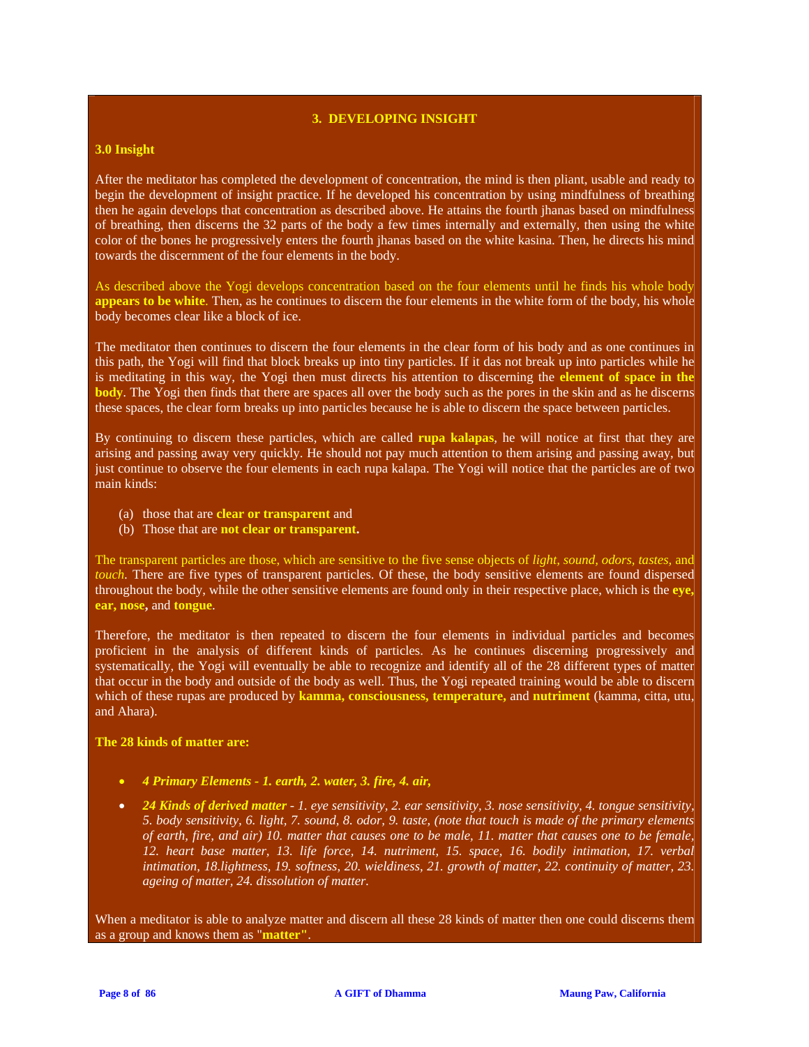## 3. DEVELOPING INSIGHT

### 3.0 Insight

After the meditator has completed the development of concentration, the mind is then pliant, usable and ready to begin the development of insight practice. If he developed his concentration by using mindfulness of breathing then he again develops that concentration as described above. He attains the fourth jhanas based on mindfulness of breathing, then discerns the 32 parts of the body a few times internally and externally, then using the white color of the bones he progressively enters the fourth jhanas based on the white kasina. Then, he directs his mind towards the discernment of the four elements in the body.

As described above the Yogi develops concentration based on the four elements until he finds his whole body **appears to be white**. Then, as he continues to discern the four elements in the white form of the body, his whole body becomes clear like a block of ice.

The meditator then continues to discern the four elements in the clear form of his body and as one continues in this path, the Yogi will find that block breaks up into tiny particles. If it das not break up into particles while he is meditating in this way, the Yogi then must directs his attention to discerning the **element of space in the body**. The Yogi then finds that there are spaces all over the body such as the pores in the skin and as he discerns these spaces, the clear form breaks up into particles because he is able to discern the space between particles.

By continuing to discern these particles, which are called **rupa kalapas**, he will notice at first that they are arising and passing away very quickly. He should not pay much attention to them arising and passing away, but just continue to observe the four elements in each rupa kalapa. The Yogi will notice that the particles are of two main kinds:

(a) those that are **clear or transparent** and
(b) Those that are **not clear or transparent.**

The transparent particles are those, which are sensitive to the five sense objects of *light, sound, odors, tastes,* and *touch.* There are five types of transparent particles. Of these, the body sensitive elements are found dispersed throughout the body, while the other sensitive elements are found only in their respective place, which is the **eye, ear, nose,** and **tongue**.

Therefore, the meditator is then repeated to discern the four elements in individual particles and becomes proficient in the analysis of different kinds of particles. As he continues discerning progressively and systematically, the Yogi will eventually be able to recognize and identify all of the 28 different types of matter that occur in the body and outside of the body as well. Thus, the Yogi repeated training would be able to discern which of these rupas are produced by **kamma, consciousness, temperature,** and **nutriment** (kamma, citta, utu, and Ahara).

**The 28 kinds of matter are:**

- ***4 Primary Elements - 1. earth, 2. water, 3. fire, 4. air,***
- ***24 Kinds of derived matter*** *- 1. eye sensitivity, 2. ear sensitivity, 3. nose sensitivity, 4. tongue sensitivity, 5. body sensitivity, 6. light, 7. sound, 8. odor, 9. taste, (note that touch is made of the primary elements of earth, fire, and air) 10. matter that causes one to be male, 11. matter that causes one to be female, 12. heart base matter, 13. life force, 14. nutriment, 15. space, 16. bodily intimation, 17. verbal intimation, 18.lightness, 19. softness, 20. wieldiness, 21. growth of matter, 22. continuity of matter, 23. ageing of matter, 24. dissolution of matter.*

When a meditator is able to analyze matter and discern all these 28 kinds of matter then one could discerns them as a group and knows them as "**matter"**.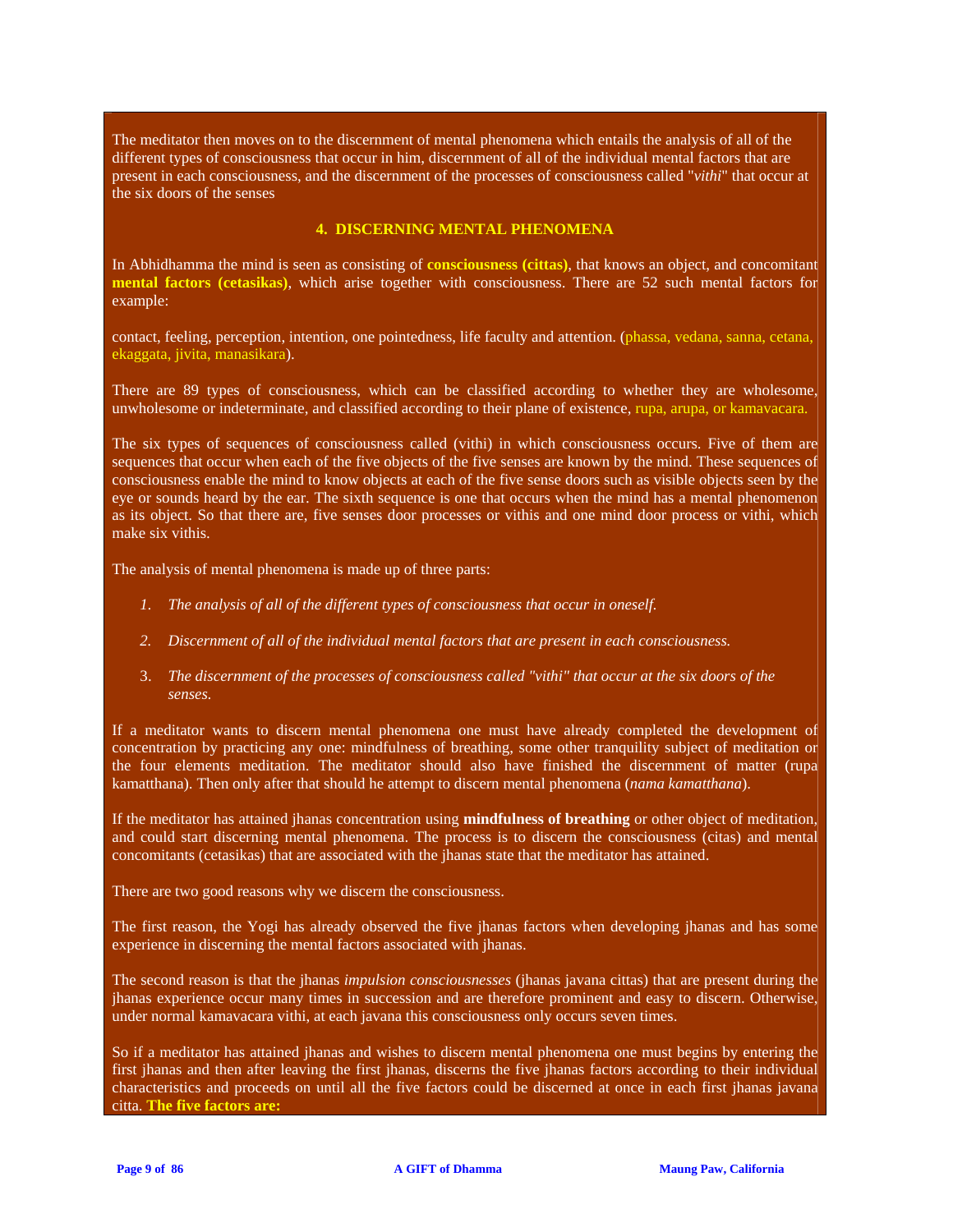The meditator then moves on to the discernment of mental phenomena which entails the analysis of all of the different types of consciousness that occur in him, discernment of all of the individual mental factors that are present in each consciousness, and the discernment of the processes of consciousness called "*vithi*" that occur at the six doors of the senses

## 4. DISCERNING MENTAL PHENOMENA

In Abhidhamma the mind is seen as consisting of **consciousness (cittas)**, that knows an object, and concomitant **mental factors (cetasikas)**, which arise together with consciousness. There are 52 such mental factors for example:

contact, feeling, perception, intention, one pointedness, life faculty and attention. (phassa, vedana, sanna, cetana, ekaggata, jivita, manasikara).

There are 89 types of consciousness, which can be classified according to whether they are wholesome, unwholesome or indeterminate, and classified according to their plane of existence, rupa, arupa, or kamavacara.

The six types of sequences of consciousness called (vithi) in which consciousness occurs. Five of them are sequences that occur when each of the five objects of the five senses are known by the mind. These sequences of consciousness enable the mind to know objects at each of the five sense doors such as visible objects seen by the eye or sounds heard by the ear. The sixth sequence is one that occurs when the mind has a mental phenomenon as its object. So that there are, five senses door processes or vithis and one mind door process or vithi, which make six vithis.

The analysis of mental phenomena is made up of three parts:

1. *The analysis of all of the different types of consciousness that occur in oneself.*
2. *Discernment of all of the individual mental factors that are present in each consciousness.*
3. *The discernment of the processes of consciousness called "vithi" that occur at the six doors of the senses.*

If a meditator wants to discern mental phenomena one must have already completed the development of concentration by practicing any one: mindfulness of breathing, some other tranquility subject of meditation or the four elements meditation. The meditator should also have finished the discernment of matter (rupa kamatthana). Then only after that should he attempt to discern mental phenomena (*nama kamatthana*).

If the meditator has attained jhanas concentration using **mindfulness of breathing** or other object of meditation, and could start discerning mental phenomena. The process is to discern the consciousness (citas) and mental concomitants (cetasikas) that are associated with the jhanas state that the meditator has attained.

There are two good reasons why we discern the consciousness.

The first reason, the Yogi has already observed the five jhanas factors when developing jhanas and has some experience in discerning the mental factors associated with jhanas.

The second reason is that the jhanas *impulsion consciousnesses* (jhanas javana cittas) that are present during the jhanas experience occur many times in succession and are therefore prominent and easy to discern. Otherwise, under normal kamavacara vithi, at each javana this consciousness only occurs seven times.

So if a meditator has attained jhanas and wishes to discern mental phenomena one must begins by entering the first jhanas and then after leaving the first jhanas, discerns the five jhanas factors according to their individual characteristics and proceeds on until all the five factors could be discerned at once in each first jhanas javana citta. **The five factors are:**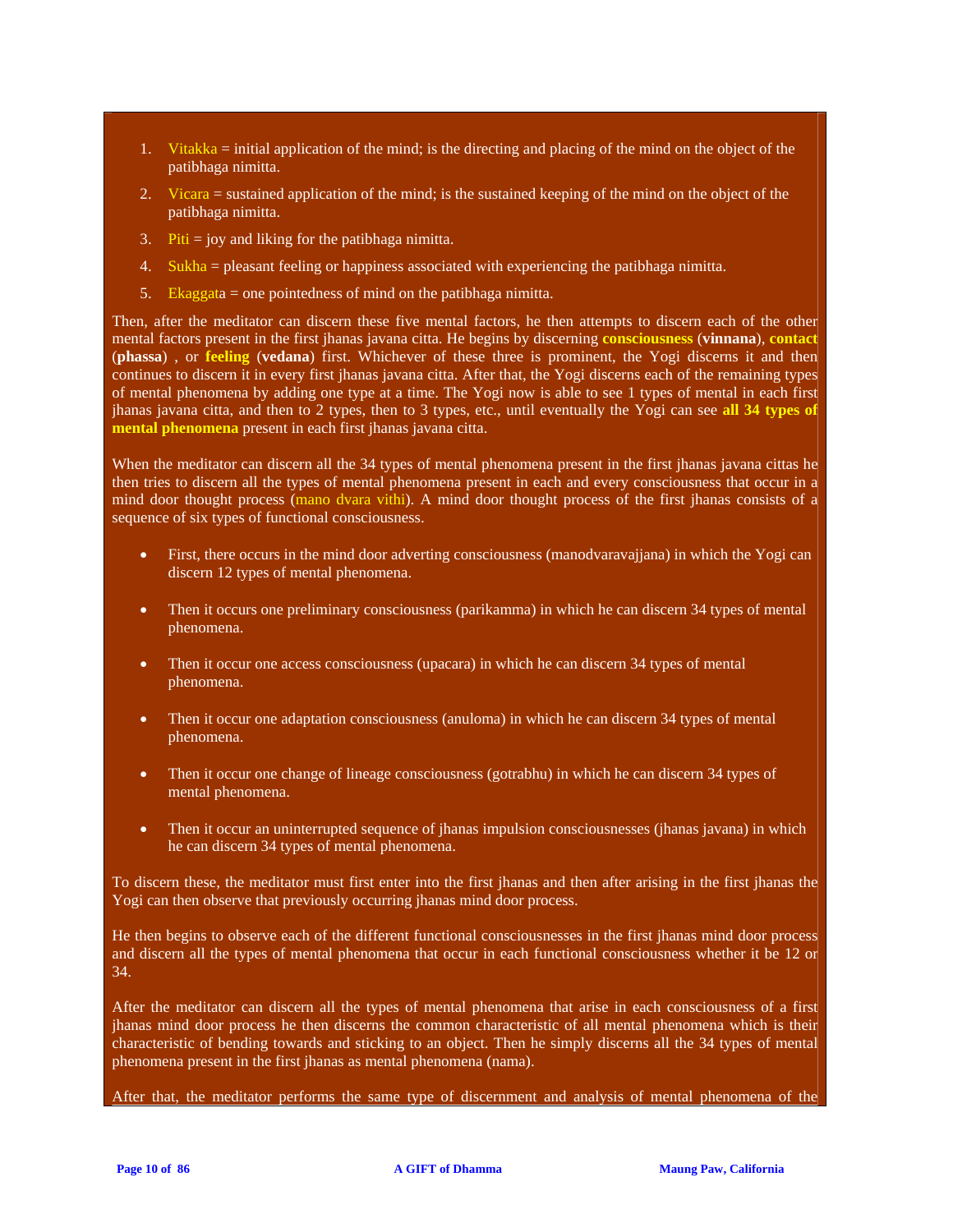1. Vitakka = initial application of the mind; is the directing and placing of the mind on the object of the patibhaga nimitta.
2. Vicara = sustained application of the mind; is the sustained keeping of the mind on the object of the patibhaga nimitta.
3. Piti = joy and liking for the patibhaga nimitta.
4. Sukha = pleasant feeling or happiness associated with experiencing the patibhaga nimitta.
5. Ekaggata = one pointedness of mind on the patibhaga nimitta.

Then, after the meditator can discern these five mental factors, he then attempts to discern each of the other mental factors present in the first jhanas javana citta. He begins by discerning **consciousness** (**vinnana**), **contact** (**phassa**) , or **feeling** (**vedana**) first. Whichever of these three is prominent, the Yogi discerns it and then continues to discern it in every first jhanas javana citta. After that, the Yogi discerns each of the remaining types of mental phenomena by adding one type at a time. The Yogi now is able to see 1 types of mental in each first jhanas javana citta, and then to 2 types, then to 3 types, etc., until eventually the Yogi can see **all 34 types of mental phenomena** present in each first jhanas javana citta.

When the meditator can discern all the 34 types of mental phenomena present in the first jhanas javana cittas he then tries to discern all the types of mental phenomena present in each and every consciousness that occur in a mind door thought process (mano dvara vithi). A mind door thought process of the first jhanas consists of a sequence of six types of functional consciousness.

- First, there occurs in the mind door adverting consciousness (manodvaravajjana) in which the Yogi can discern 12 types of mental phenomena.
- Then it occurs one preliminary consciousness (parikamma) in which he can discern 34 types of mental phenomena.
- Then it occur one access consciousness (upacara) in which he can discern 34 types of mental phenomena.
- Then it occur one adaptation consciousness (anuloma) in which he can discern 34 types of mental phenomena.
- Then it occur one change of lineage consciousness (gotrabhu) in which he can discern 34 types of mental phenomena.
- Then it occur an uninterrupted sequence of jhanas impulsion consciousnesses (jhanas javana) in which he can discern 34 types of mental phenomena.

To discern these, the meditator must first enter into the first jhanas and then after arising in the first jhanas the Yogi can then observe that previously occurring jhanas mind door process.

He then begins to observe each of the different functional consciousnesses in the first jhanas mind door process and discern all the types of mental phenomena that occur in each functional consciousness whether it be 12 or 34.

After the meditator can discern all the types of mental phenomena that arise in each consciousness of a first jhanas mind door process he then discerns the common characteristic of all mental phenomena which is their characteristic of bending towards and sticking to an object. Then he simply discerns all the 34 types of mental phenomena present in the first jhanas as mental phenomena (nama).

After that, the meditator performs the same type of discernment and analysis of mental phenomena of the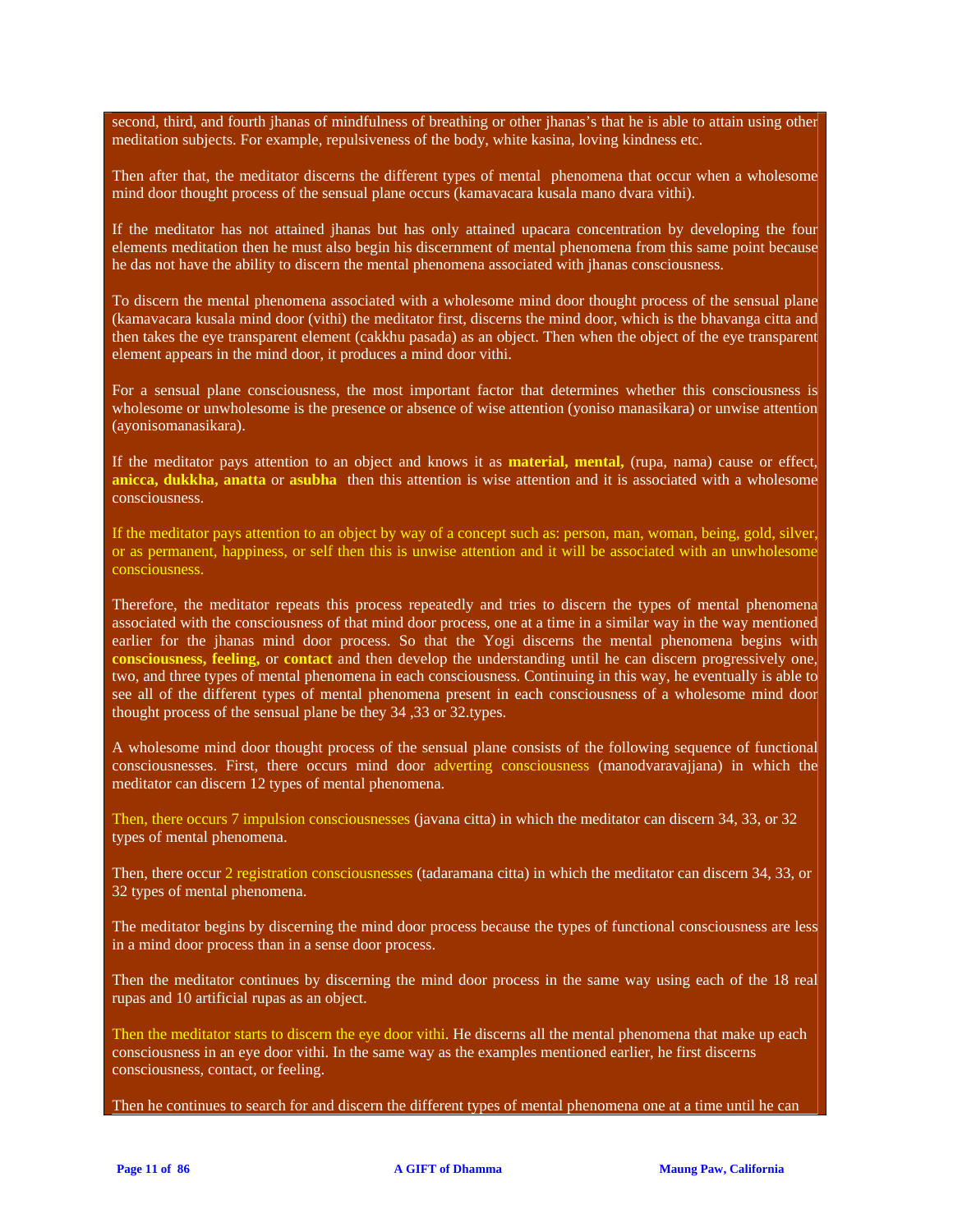second, third, and fourth jhanas of mindfulness of breathing or other jhanas's that he is able to attain using other meditation subjects. For example, repulsiveness of the body, white kasina, loving kindness etc.

Then after that, the meditator discerns the different types of mental phenomena that occur when a wholesome mind door thought process of the sensual plane occurs (kamavacara kusala mano dvara vithi).

If the meditator has not attained jhanas but has only attained upacara concentration by developing the four elements meditation then he must also begin his discernment of mental phenomena from this same point because he das not have the ability to discern the mental phenomena associated with jhanas consciousness.

To discern the mental phenomena associated with a wholesome mind door thought process of the sensual plane (kamavacara kusala mind door (vithi) the meditator first, discerns the mind door, which is the bhavanga citta and then takes the eye transparent element (cakkhu pasada) as an object. Then when the object of the eye transparent element appears in the mind door, it produces a mind door vithi.

For a sensual plane consciousness, the most important factor that determines whether this consciousness is wholesome or unwholesome is the presence or absence of wise attention (yoniso manasikara) or unwise attention (ayonisomanasikara).

If the meditator pays attention to an object and knows it as **material, mental,** (rupa, nama) cause or effect, **anicca, dukkha, anatta** or **asubha** then this attention is wise attention and it is associated with a wholesome consciousness.

If the meditator pays attention to an object by way of a concept such as: person, man, woman, being, gold, silver, or as permanent, happiness, or self then this is unwise attention and it will be associated with an unwholesome consciousness.

Therefore, the meditator repeats this process repeatedly and tries to discern the types of mental phenomena associated with the consciousness of that mind door process, one at a time in a similar way in the way mentioned earlier for the jhanas mind door process. So that the Yogi discerns the mental phenomena begins with **consciousness, feeling,** or **contact** and then develop the understanding until he can discern progressively one, two, and three types of mental phenomena in each consciousness. Continuing in this way, he eventually is able to see all of the different types of mental phenomena present in each consciousness of a wholesome mind door thought process of the sensual plane be they 34 ,33 or 32.types.

A wholesome mind door thought process of the sensual plane consists of the following sequence of functional consciousnesses. First, there occurs mind door adverting consciousness (manodvaravajjana) in which the meditator can discern 12 types of mental phenomena.

Then, there occurs 7 impulsion consciousnesses (javana citta) in which the meditator can discern 34, 33, or 32 types of mental phenomena.

Then, there occur 2 registration consciousnesses (tadaramana citta) in which the meditator can discern 34, 33, or 32 types of mental phenomena.

The meditator begins by discerning the mind door process because the types of functional consciousness are less in a mind door process than in a sense door process.

Then the meditator continues by discerning the mind door process in the same way using each of the 18 real rupas and 10 artificial rupas as an object.

Then the meditator starts to discern the eye door vithi. He discerns all the mental phenomena that make up each consciousness in an eye door vithi. In the same way as the examples mentioned earlier, he first discerns consciousness, contact, or feeling.

Then he continues to search for and discern the different types of mental phenomena one at a time until he can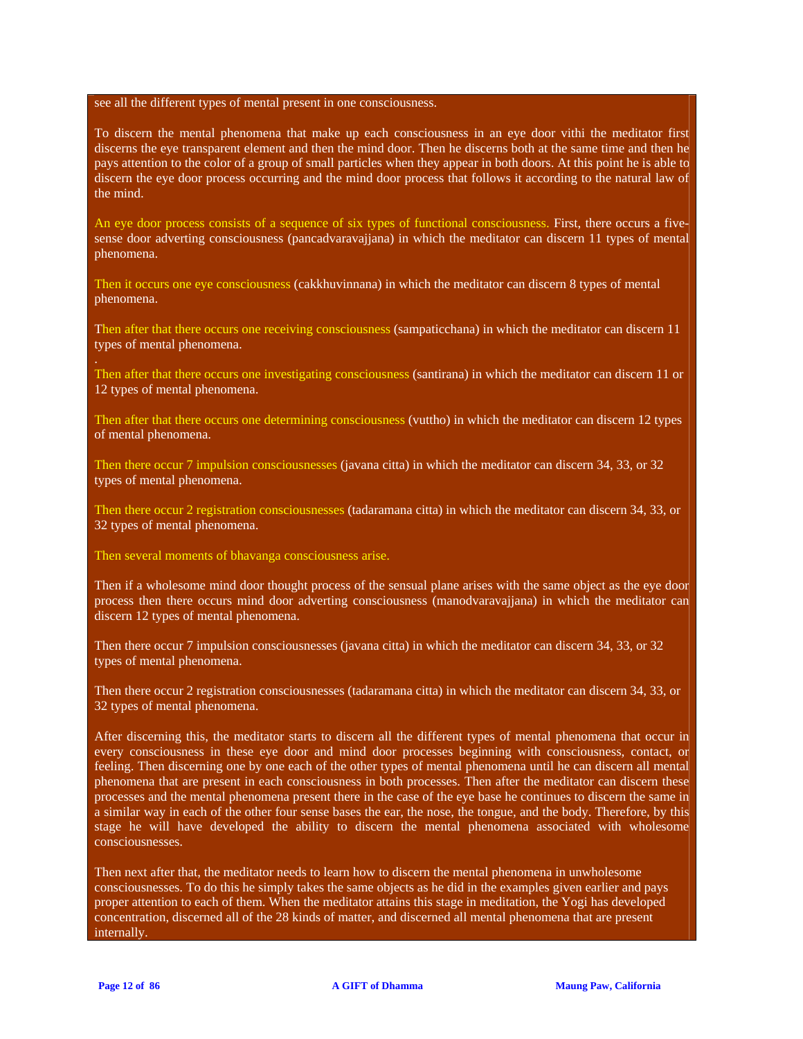see all the different types of mental present in one consciousness.

To discern the mental phenomena that make up each consciousness in an eye door vithi the meditator first discerns the eye transparent element and then the mind door. Then he discerns both at the same time and then he pays attention to the color of a group of small particles when they appear in both doors. At this point he is able to discern the eye door process occurring and the mind door process that follows it according to the natural law of the mind.

An eye door process consists of a sequence of six types of functional consciousness. First, there occurs a five-sense door adverting consciousness (pancadvaravajjana) in which the meditator can discern 11 types of mental phenomena.

Then it occurs one eye consciousness (cakkhuvinnana) in which the meditator can discern 8 types of mental phenomena.

Then after that there occurs one receiving consciousness (sampaticchana) in which the meditator can discern 11 types of mental phenomena.

.

Then after that there occurs one investigating consciousness (santirana) in which the meditator can discern 11 or 12 types of mental phenomena.

Then after that there occurs one determining consciousness (vuttho) in which the meditator can discern 12 types of mental phenomena.

Then there occur 7 impulsion consciousnesses (javana citta) in which the meditator can discern 34, 33, or 32 types of mental phenomena.

Then there occur 2 registration consciousnesses (tadaramana citta) in which the meditator can discern 34, 33, or 32 types of mental phenomena.

Then several moments of bhavanga consciousness arise.

Then if a wholesome mind door thought process of the sensual plane arises with the same object as the eye door process then there occurs mind door adverting consciousness (manodvaravajjana) in which the meditator can discern 12 types of mental phenomena.

Then there occur 7 impulsion consciousnesses (javana citta) in which the meditator can discern 34, 33, or 32 types of mental phenomena.

Then there occur 2 registration consciousnesses (tadaramana citta) in which the meditator can discern 34, 33, or 32 types of mental phenomena.

After discerning this, the meditator starts to discern all the different types of mental phenomena that occur in every consciousness in these eye door and mind door processes beginning with consciousness, contact, or feeling. Then discerning one by one each of the other types of mental phenomena until he can discern all mental phenomena that are present in each consciousness in both processes. Then after the meditator can discern these processes and the mental phenomena present there in the case of the eye base he continues to discern the same in a similar way in each of the other four sense bases the ear, the nose, the tongue, and the body. Therefore, by this stage he will have developed the ability to discern the mental phenomena associated with wholesome consciousnesses.

Then next after that, the meditator needs to learn how to discern the mental phenomena in unwholesome consciousnesses. To do this he simply takes the same objects as he did in the examples given earlier and pays proper attention to each of them. When the meditator attains this stage in meditation, the Yogi has developed concentration, discerned all of the 28 kinds of matter, and discerned all mental phenomena that are present internally.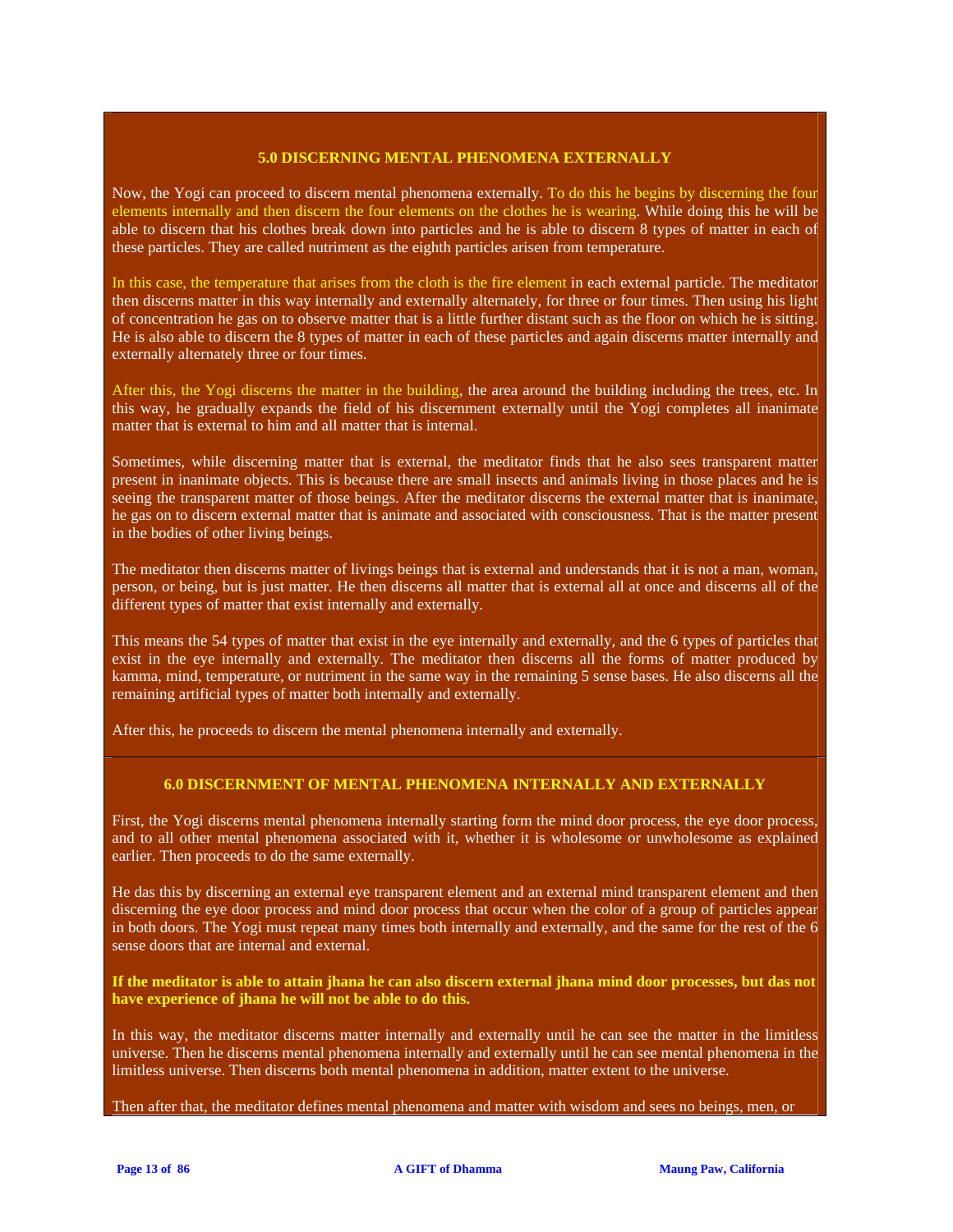## 5.0 DISCERNING MENTAL PHENOMENA EXTERNALLY

Now, the Yogi can proceed to discern mental phenomena externally. To do this he begins by discerning the four elements internally and then discern the four elements on the clothes he is wearing. While doing this he will be able to discern that his clothes break down into particles and he is able to discern 8 types of matter in each of these particles. They are called nutriment as the eighth particles arisen from temperature.

In this case, the temperature that arises from the cloth is the fire element in each external particle. The meditator then discerns matter in this way internally and externally alternately, for three or four times. Then using his light of concentration he gas on to observe matter that is a little further distant such as the floor on which he is sitting. He is also able to discern the 8 types of matter in each of these particles and again discerns matter internally and externally alternately three or four times.

After this, the Yogi discerns the matter in the building, the area around the building including the trees, etc. In this way, he gradually expands the field of his discernment externally until the Yogi completes all inanimate matter that is external to him and all matter that is internal.

Sometimes, while discerning matter that is external, the meditator finds that he also sees transparent matter present in inanimate objects. This is because there are small insects and animals living in those places and he is seeing the transparent matter of those beings. After the meditator discerns the external matter that is inanimate, he gas on to discern external matter that is animate and associated with consciousness. That is the matter present in the bodies of other living beings.

The meditator then discerns matter of livings beings that is external and understands that it is not a man, woman, person, or being, but is just matter. He then discerns all matter that is external all at once and discerns all of the different types of matter that exist internally and externally.

This means the 54 types of matter that exist in the eye internally and externally, and the 6 types of particles that exist in the eye internally and externally. The meditator then discerns all the forms of matter produced by kamma, mind, temperature, or nutriment in the same way in the remaining 5 sense bases. He also discerns all the remaining artificial types of matter both internally and externally.

After this, he proceeds to discern the mental phenomena internally and externally.

## 6.0 DISCERNMENT OF MENTAL PHENOMENA INTERNALLY AND EXTERNALLY

First, the Yogi discerns mental phenomena internally starting form the mind door process, the eye door process, and to all other mental phenomena associated with it, whether it is wholesome or unwholesome as explained earlier. Then proceeds to do the same externally.

He das this by discerning an external eye transparent element and an external mind transparent element and then discerning the eye door process and mind door process that occur when the color of a group of particles appear in both doors. The Yogi must repeat many times both internally and externally, and the same for the rest of the 6 sense doors that are internal and external.

**If the meditator is able to attain jhana he can also discern external jhana mind door processes, but das not have experience of jhana he will not be able to do this.**

In this way, the meditator discerns matter internally and externally until he can see the matter in the limitless universe. Then he discerns mental phenomena internally and externally until he can see mental phenomena in the limitless universe. Then discerns both mental phenomena in addition, matter extent to the universe.

Then after that, the meditator defines mental phenomena and matter with wisdom and sees no beings, men, or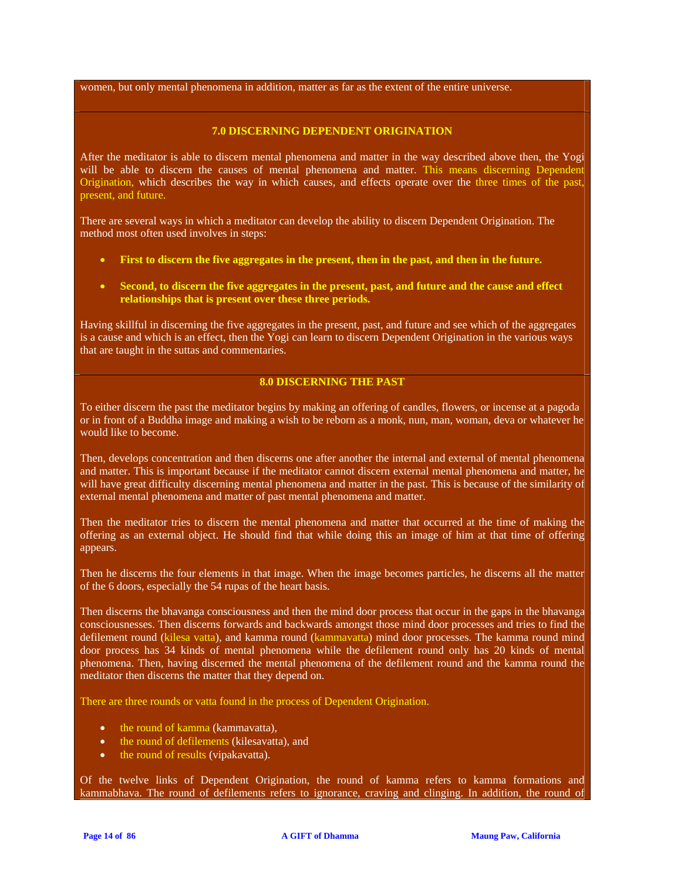women, but only mental phenomena in addition, matter as far as the extent of the entire universe.

## 7.0 DISCERNING DEPENDENT ORIGINATION

After the meditator is able to discern mental phenomena and matter in the way described above then, the Yogi will be able to discern the causes of mental phenomena and matter. This means discerning Dependent Origination, which describes the way in which causes, and effects operate over the three times of the past, present, and future.

There are several ways in which a meditator can develop the ability to discern Dependent Origination. The method most often used involves in steps:

- **First to discern the five aggregates in the present, then in the past, and then in the future.**
- **Second, to discern the five aggregates in the present, past, and future and the cause and effect relationships that is present over these three periods.**

Having skillful in discerning the five aggregates in the present, past, and future and see which of the aggregates is a cause and which is an effect, then the Yogi can learn to discern Dependent Origination in the various ways that are taught in the suttas and commentaries.

## 8.0 DISCERNING THE PAST

To either discern the past the meditator begins by making an offering of candles, flowers, or incense at a pagoda or in front of a Buddha image and making a wish to be reborn as a monk, nun, man, woman, deva or whatever he would like to become.

Then, develops concentration and then discerns one after another the internal and external of mental phenomena and matter. This is important because if the meditator cannot discern external mental phenomena and matter, he will have great difficulty discerning mental phenomena and matter in the past. This is because of the similarity of external mental phenomena and matter of past mental phenomena and matter.

Then the meditator tries to discern the mental phenomena and matter that occurred at the time of making the offering as an external object. He should find that while doing this an image of him at that time of offering appears.

Then he discerns the four elements in that image. When the image becomes particles, he discerns all the matter of the 6 doors, especially the 54 rupas of the heart basis.

Then discerns the bhavanga consciousness and then the mind door process that occur in the gaps in the bhavanga consciousnesses. Then discerns forwards and backwards amongst those mind door processes and tries to find the defilement round (kilesa vatta), and kamma round (kammavatta) mind door processes. The kamma round mind door process has 34 kinds of mental phenomena while the defilement round only has 20 kinds of mental phenomena. Then, having discerned the mental phenomena of the defilement round and the kamma round the meditator then discerns the matter that they depend on.

There are three rounds or vatta found in the process of Dependent Origination.

- the round of kamma (kammavatta),
- the round of defilements (kilesavatta), and
- the round of results (vipakavatta).

Of the twelve links of Dependent Origination, the round of kamma refers to kamma formations and kammabhava. The round of defilements refers to ignorance, craving and clinging. In addition, the round of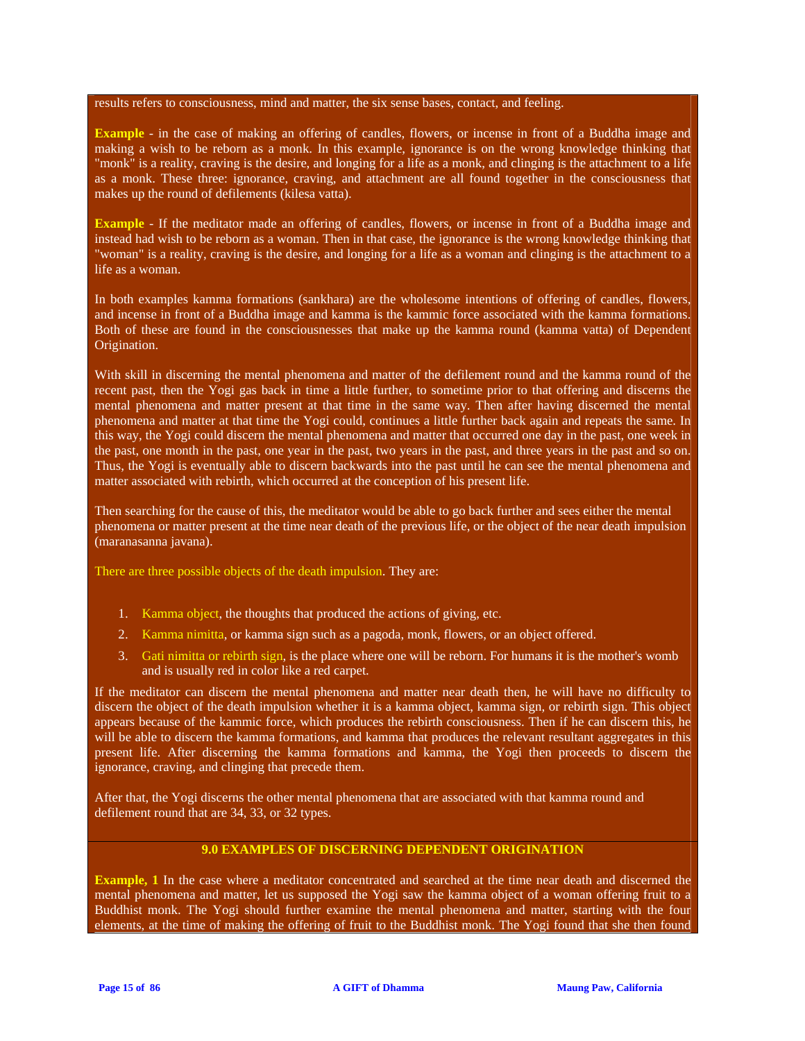results refers to consciousness, mind and matter, the six sense bases, contact, and feeling.

**Example** - in the case of making an offering of candles, flowers, or incense in front of a Buddha image and making a wish to be reborn as a monk. In this example, ignorance is on the wrong knowledge thinking that "monk" is a reality, craving is the desire, and longing for a life as a monk, and clinging is the attachment to a life as a monk. These three: ignorance, craving, and attachment are all found together in the consciousness that makes up the round of defilements (kilesa vatta).

**Example** - If the meditator made an offering of candles, flowers, or incense in front of a Buddha image and instead had wish to be reborn as a woman. Then in that case, the ignorance is the wrong knowledge thinking that "woman" is a reality, craving is the desire, and longing for a life as a woman and clinging is the attachment to a life as a woman.

In both examples kamma formations (sankhara) are the wholesome intentions of offering of candles, flowers, and incense in front of a Buddha image and kamma is the kammic force associated with the kamma formations. Both of these are found in the consciousnesses that make up the kamma round (kamma vatta) of Dependent Origination.

With skill in discerning the mental phenomena and matter of the defilement round and the kamma round of the recent past, then the Yogi gas back in time a little further, to sometime prior to that offering and discerns the mental phenomena and matter present at that time in the same way. Then after having discerned the mental phenomena and matter at that time the Yogi could, continues a little further back again and repeats the same. In this way, the Yogi could discern the mental phenomena and matter that occurred one day in the past, one week in the past, one month in the past, one year in the past, two years in the past, and three years in the past and so on. Thus, the Yogi is eventually able to discern backwards into the past until he can see the mental phenomena and matter associated with rebirth, which occurred at the conception of his present life.

Then searching for the cause of this, the meditator would be able to go back further and sees either the mental phenomena or matter present at the time near death of the previous life, or the object of the near death impulsion (maranasanna javana).

There are three possible objects of the death impulsion. They are:

1. Kamma object, the thoughts that produced the actions of giving, etc.
2. Kamma nimitta, or kamma sign such as a pagoda, monk, flowers, or an object offered.
3. Gati nimitta or rebirth sign, is the place where one will be reborn. For humans it is the mother's womb and is usually red in color like a red carpet.

If the meditator can discern the mental phenomena and matter near death then, he will have no difficulty to discern the object of the death impulsion whether it is a kamma object, kamma sign, or rebirth sign. This object appears because of the kammic force, which produces the rebirth consciousness. Then if he can discern this, he will be able to discern the kamma formations, and kamma that produces the relevant resultant aggregates in this present life. After discerning the kamma formations and kamma, the Yogi then proceeds to discern the ignorance, craving, and clinging that precede them.

After that, the Yogi discerns the other mental phenomena that are associated with that kamma round and defilement round that are 34, 33, or 32 types.

## 9.0 EXAMPLES OF DISCERNING DEPENDENT ORIGINATION

**Example, 1** In the case where a meditator concentrated and searched at the time near death and discerned the mental phenomena and matter, let us supposed the Yogi saw the kamma object of a woman offering fruit to a Buddhist monk. The Yogi should further examine the mental phenomena and matter, starting with the four elements, at the time of making the offering of fruit to the Buddhist monk. The Yogi found that she then found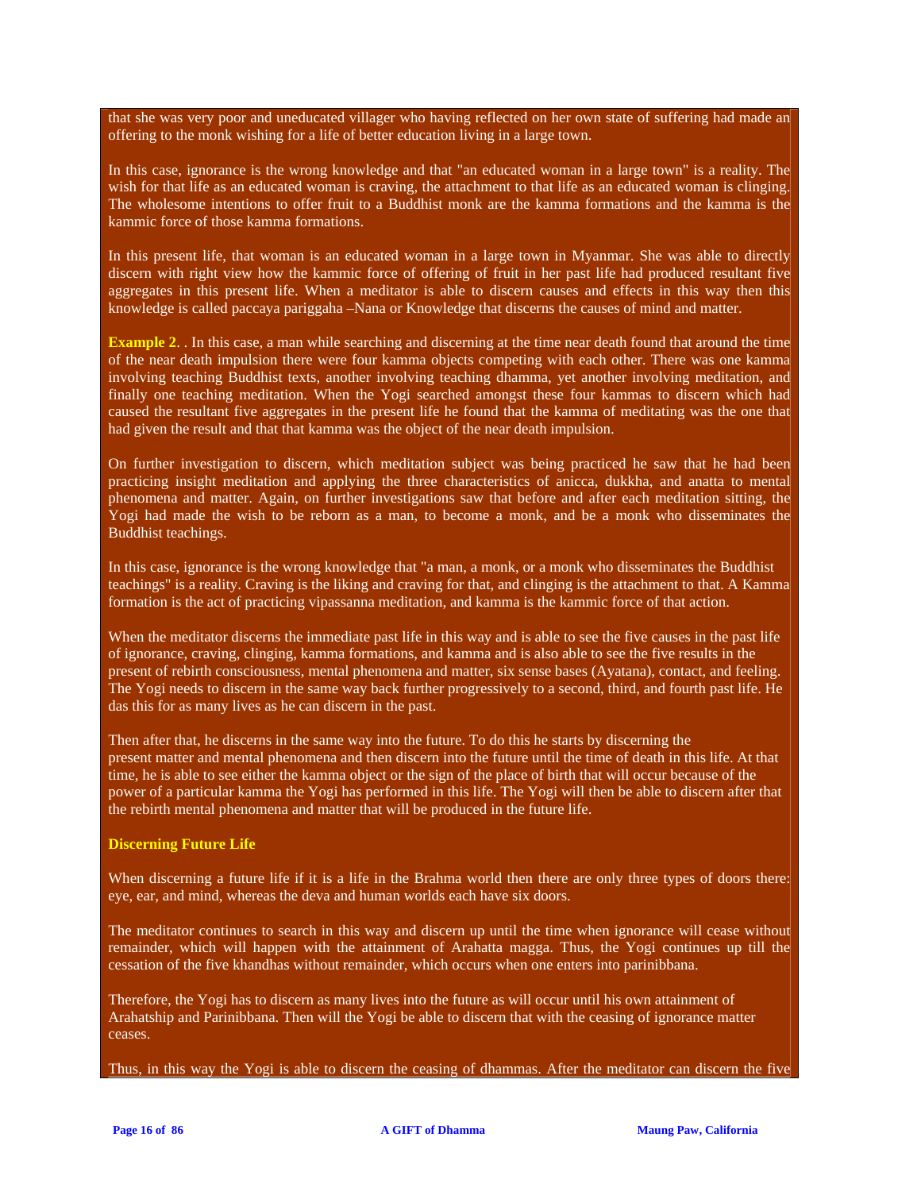that she was very poor and uneducated villager who having reflected on her own state of suffering had made an offering to the monk wishing for a life of better education living in a large town.

In this case, ignorance is the wrong knowledge and that "an educated woman in a large town" is a reality. The wish for that life as an educated woman is craving, the attachment to that life as an educated woman is clinging. The wholesome intentions to offer fruit to a Buddhist monk are the kamma formations and the kamma is the kammic force of those kamma formations.

In this present life, that woman is an educated woman in a large town in Myanmar. She was able to directly discern with right view how the kammic force of offering of fruit in her past life had produced resultant five aggregates in this present life. When a meditator is able to discern causes and effects in this way then this knowledge is called paccaya pariggaha –Nana or Knowledge that discerns the causes of mind and matter.

**Example 2**. . In this case, a man while searching and discerning at the time near death found that around the time of the near death impulsion there were four kamma objects competing with each other. There was one kamma involving teaching Buddhist texts, another involving teaching dhamma, yet another involving meditation, and finally one teaching meditation. When the Yogi searched amongst these four kammas to discern which had caused the resultant five aggregates in the present life he found that the kamma of meditating was the one that had given the result and that that kamma was the object of the near death impulsion.

On further investigation to discern, which meditation subject was being practiced he saw that he had been practicing insight meditation and applying the three characteristics of anicca, dukkha, and anatta to mental phenomena and matter. Again, on further investigations saw that before and after each meditation sitting, the Yogi had made the wish to be reborn as a man, to become a monk, and be a monk who disseminates the Buddhist teachings.

In this case, ignorance is the wrong knowledge that "a man, a monk, or a monk who disseminates the Buddhist teachings" is a reality. Craving is the liking and craving for that, and clinging is the attachment to that. A Kamma formation is the act of practicing vipassanna meditation, and kamma is the kammic force of that action.

When the meditator discerns the immediate past life in this way and is able to see the five causes in the past life of ignorance, craving, clinging, kamma formations, and kamma and is also able to see the five results in the present of rebirth consciousness, mental phenomena and matter, six sense bases (Ayatana), contact, and feeling. The Yogi needs to discern in the same way back further progressively to a second, third, and fourth past life. He das this for as many lives as he can discern in the past.

Then after that, he discerns in the same way into the future. To do this he starts by discerning the present matter and mental phenomena and then discern into the future until the time of death in this life. At that time, he is able to see either the kamma object or the sign of the place of birth that will occur because of the power of a particular kamma the Yogi has performed in this life. The Yogi will then be able to discern after that the rebirth mental phenomena and matter that will be produced in the future life.

**Discerning Future Life**

When discerning a future life if it is a life in the Brahma world then there are only three types of doors there: eye, ear, and mind, whereas the deva and human worlds each have six doors.

The meditator continues to search in this way and discern up until the time when ignorance will cease without remainder, which will happen with the attainment of Arahatta magga. Thus, the Yogi continues up till the cessation of the five khandhas without remainder, which occurs when one enters into parinibbana.

Therefore, the Yogi has to discern as many lives into the future as will occur until his own attainment of Arahatship and Parinibbana. Then will the Yogi be able to discern that with the ceasing of ignorance matter ceases.

Thus, in this way the Yogi is able to discern the ceasing of dhammas. After the meditator can discern the five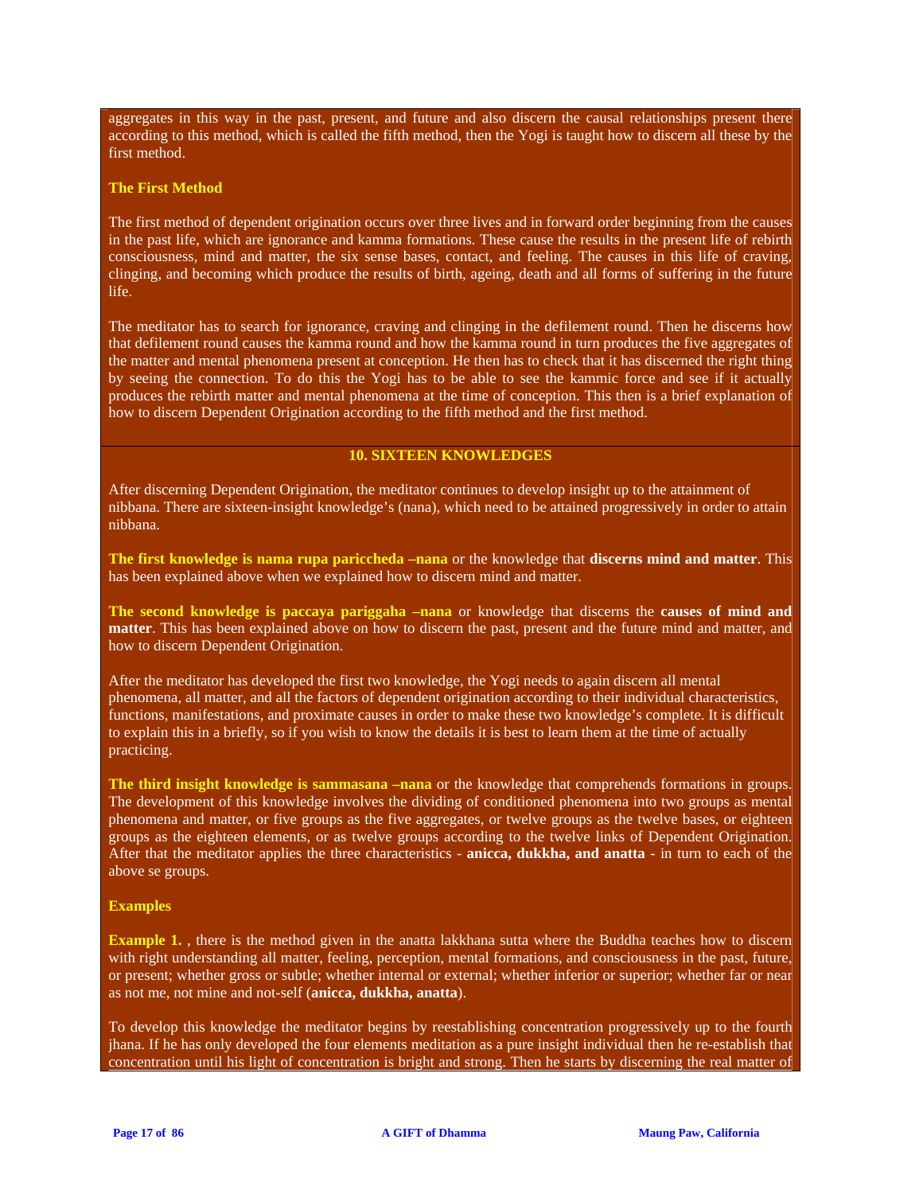aggregates in this way in the past, present, and future and also discern the causal relationships present there according to this method, which is called the fifth method, then the Yogi is taught how to discern all these by the first method.

**The First Method**

The first method of dependent origination occurs over three lives and in forward order beginning from the causes in the past life, which are ignorance and kamma formations. These cause the results in the present life of rebirth consciousness, mind and matter, the six sense bases, contact, and feeling. The causes in this life of craving, clinging, and becoming which produce the results of birth, ageing, death and all forms of suffering in the future life.

The meditator has to search for ignorance, craving and clinging in the defilement round. Then he discerns how that defilement round causes the kamma round and how the kamma round in turn produces the five aggregates of the matter and mental phenomena present at conception. He then has to check that it has discerned the right thing by seeing the connection. To do this the Yogi has to be able to see the kammic force and see if it actually produces the rebirth matter and mental phenomena at the time of conception. This then is a brief explanation of how to discern Dependent Origination according to the fifth method and the first method.

## 10. SIXTEEN KNOWLEDGES

After discerning Dependent Origination, the meditator continues to develop insight up to the attainment of nibbana. There are sixteen-insight knowledge's (nana), which need to be attained progressively in order to attain nibbana.

**The first knowledge is nama rupa pariccheda –nana** or the knowledge that **discerns mind and matter**. This has been explained above when we explained how to discern mind and matter.

**The second knowledge is paccaya pariggaha –nana** or knowledge that discerns the **causes of mind and matter**. This has been explained above on how to discern the past, present and the future mind and matter, and how to discern Dependent Origination.

After the meditator has developed the first two knowledge, the Yogi needs to again discern all mental phenomena, all matter, and all the factors of dependent origination according to their individual characteristics, functions, manifestations, and proximate causes in order to make these two knowledge's complete. It is difficult to explain this in a briefly, so if you wish to know the details it is best to learn them at the time of actually practicing.

**The third insight knowledge is sammasana –nana** or the knowledge that comprehends formations in groups. The development of this knowledge involves the dividing of conditioned phenomena into two groups as mental phenomena and matter, or five groups as the five aggregates, or twelve groups as the twelve bases, or eighteen groups as the eighteen elements, or as twelve groups according to the twelve links of Dependent Origination. After that the meditator applies the three characteristics - **anicca, dukkha, and anatta** - in turn to each of the above se groups.

**Examples**

**Example 1.** , there is the method given in the anatta lakkhana sutta where the Buddha teaches how to discern with right understanding all matter, feeling, perception, mental formations, and consciousness in the past, future, or present; whether gross or subtle; whether internal or external; whether inferior or superior; whether far or near as not me, not mine and not-self (**anicca, dukkha, anatta**).

To develop this knowledge the meditator begins by reestablishing concentration progressively up to the fourth jhana. If he has only developed the four elements meditation as a pure insight individual then he re-establish that concentration until his light of concentration is bright and strong. Then he starts by discerning the real matter of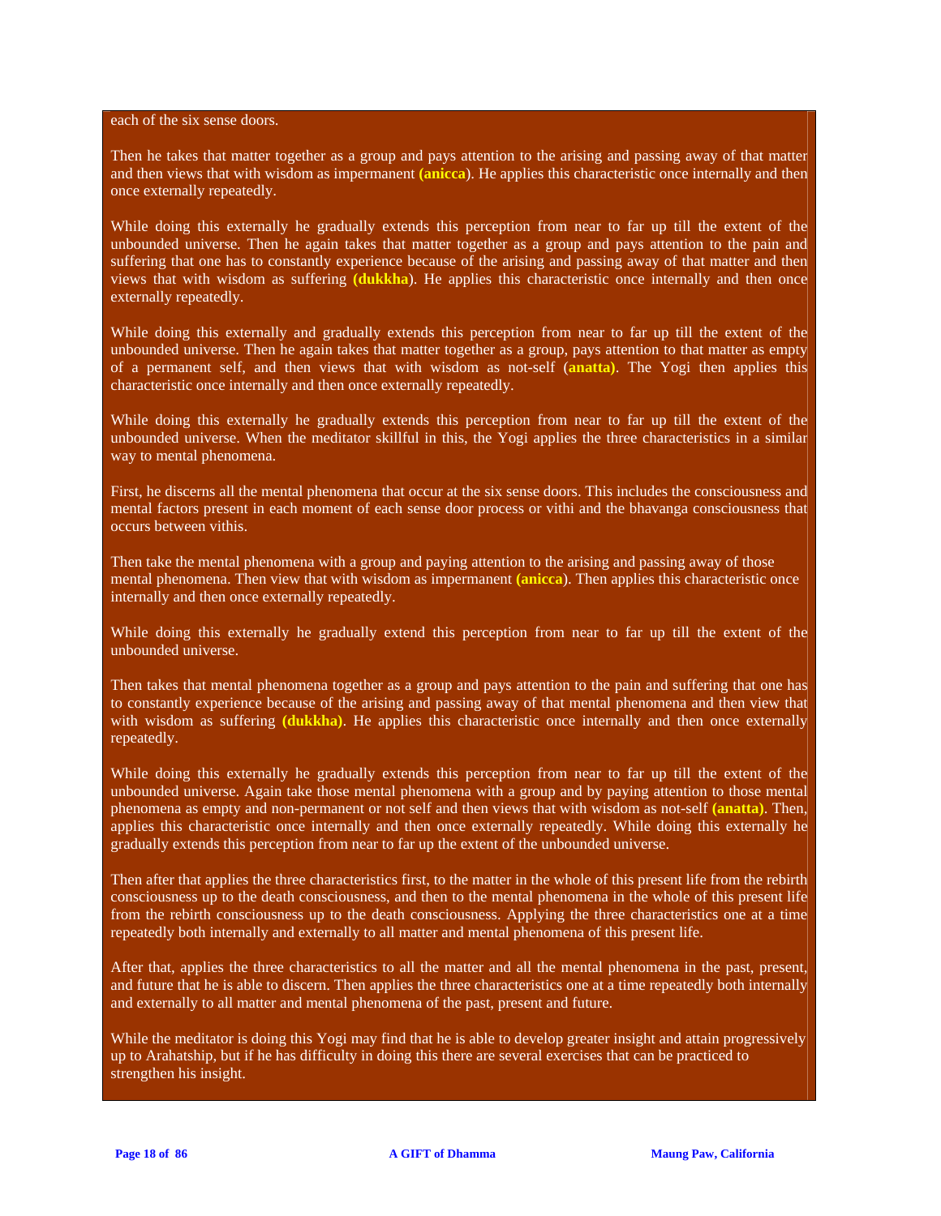each of the six sense doors.

Then he takes that matter together as a group and pays attention to the arising and passing away of that matter and then views that with wisdom as impermanent **(anicca**). He applies this characteristic once internally and then once externally repeatedly.

While doing this externally he gradually extends this perception from near to far up till the extent of the unbounded universe. Then he again takes that matter together as a group and pays attention to the pain and suffering that one has to constantly experience because of the arising and passing away of that matter and then views that with wisdom as suffering **(dukkha**). He applies this characteristic once internally and then once externally repeatedly.

While doing this externally and gradually extends this perception from near to far up till the extent of the unbounded universe. Then he again takes that matter together as a group, pays attention to that matter as empty of a permanent self, and then views that with wisdom as not-self (**anatta)**. The Yogi then applies this characteristic once internally and then once externally repeatedly.

While doing this externally he gradually extends this perception from near to far up till the extent of the unbounded universe. When the meditator skillful in this, the Yogi applies the three characteristics in a similar way to mental phenomena.

First, he discerns all the mental phenomena that occur at the six sense doors. This includes the consciousness and mental factors present in each moment of each sense door process or vithi and the bhavanga consciousness that occurs between vithis.

Then take the mental phenomena with a group and paying attention to the arising and passing away of those mental phenomena. Then view that with wisdom as impermanent **(anicca**). Then applies this characteristic once internally and then once externally repeatedly.

While doing this externally he gradually extend this perception from near to far up till the extent of the unbounded universe.

Then takes that mental phenomena together as a group and pays attention to the pain and suffering that one has to constantly experience because of the arising and passing away of that mental phenomena and then view that with wisdom as suffering **(dukkha)**. He applies this characteristic once internally and then once externally repeatedly.

While doing this externally he gradually extends this perception from near to far up till the extent of the unbounded universe. Again take those mental phenomena with a group and by paying attention to those mental phenomena as empty and non-permanent or not self and then views that with wisdom as not-self **(anatta)**. Then, applies this characteristic once internally and then once externally repeatedly. While doing this externally he gradually extends this perception from near to far up the extent of the unbounded universe.

Then after that applies the three characteristics first, to the matter in the whole of this present life from the rebirth consciousness up to the death consciousness, and then to the mental phenomena in the whole of this present life from the rebirth consciousness up to the death consciousness. Applying the three characteristics one at a time repeatedly both internally and externally to all matter and mental phenomena of this present life.

After that, applies the three characteristics to all the matter and all the mental phenomena in the past, present, and future that he is able to discern. Then applies the three characteristics one at a time repeatedly both internally and externally to all matter and mental phenomena of the past, present and future.

While the meditator is doing this Yogi may find that he is able to develop greater insight and attain progressively up to Arahatship, but if he has difficulty in doing this there are several exercises that can be practiced to strengthen his insight.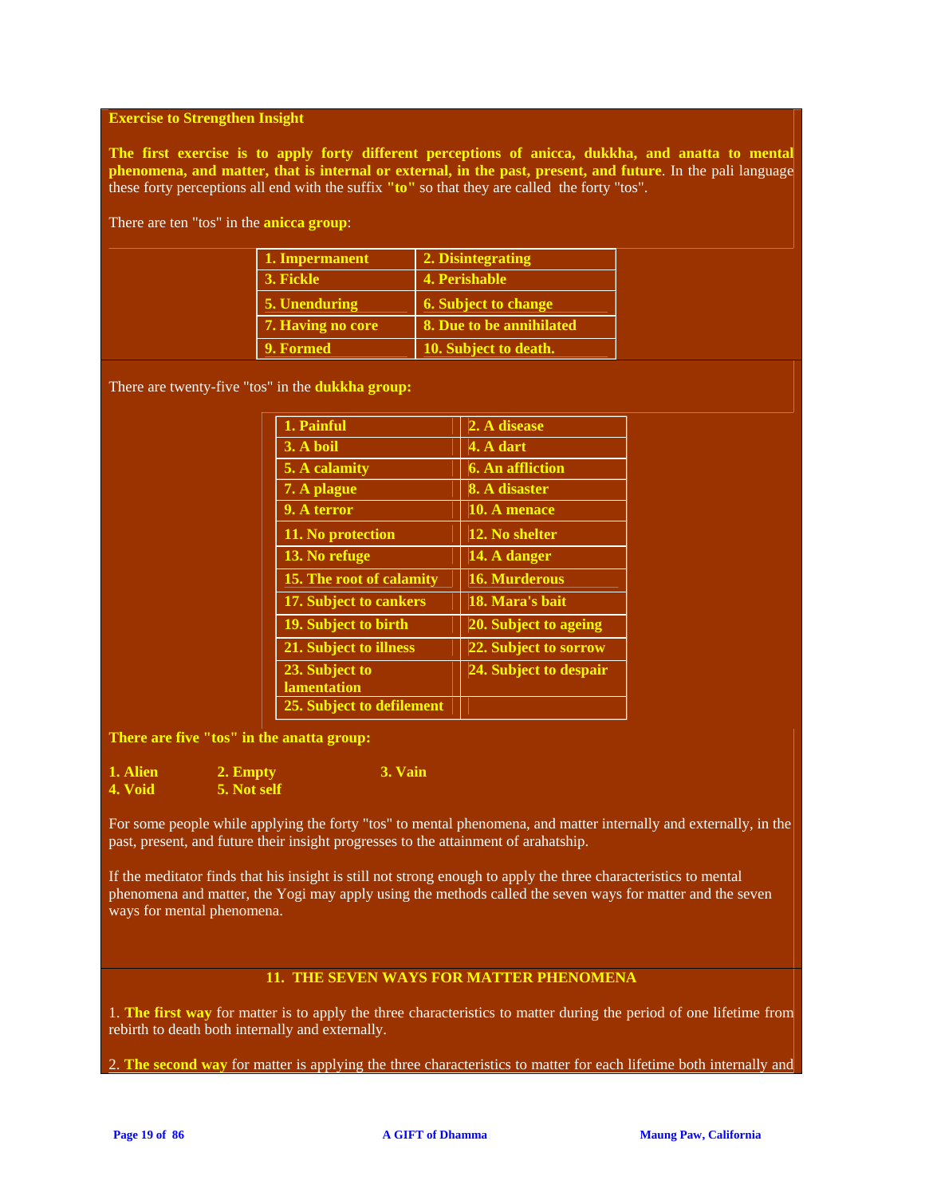**Exercise to Strengthen Insight**

**The first exercise is to apply forty different perceptions of anicca, dukkha, and anatta to mental phenomena, and matter, that is internal or external, in the past, present, and future**. In the pali language these forty perceptions all end with the suffix **"to"** so that they are called the forty "tos".

There are ten "tos" in the **anicca group**:

| | |
|---|---|
| **1. Impermanent** | **2. Disintegrating** |
| **3. Fickle** | **4. Perishable** |
| **5. Unenduring** | **6. Subject to change** |
| **7. Having no core** | **8. Due to be annihilated** |
| **9. Formed** | **10. Subject to death.** |

There are twenty-five "tos" in the **dukkha group:**

| | |
|---|---|
| **1. Painful** | **2. A disease** |
| **3. A boil** | **4. A dart** |
| **5. A calamity** | **6. An affliction** |
| **7. A plague** | **8. A disaster** |
| **9. A terror** | **10. A menace** |
| **11. No protection** | **12. No shelter** |
| **13. No refuge** | **14. A danger** |
| **15. The root of calamity** | **16. Murderous** |
| **17. Subject to cankers** | **18. Mara's bait** |
| **19. Subject to birth** | **20. Subject to ageing** |
| **21. Subject to illness** | **22. Subject to sorrow** |
| **23. Subject to lamentation** | **24. Subject to despair** |
| **25. Subject to defilement** | |

**There are five "tos" in the anatta group:**

**1. Alien** **2. Empty** **3. Vain**
**4. Void** **5. Not self**

For some people while applying the forty "tos" to mental phenomena, and matter internally and externally, in the past, present, and future their insight progresses to the attainment of arahatship.

If the meditator finds that his insight is still not strong enough to apply the three characteristics to mental phenomena and matter, the Yogi may apply using the methods called the seven ways for matter and the seven ways for mental phenomena.

## 11. THE SEVEN WAYS FOR MATTER PHENOMENA

1. **The first way** for matter is to apply the three characteristics to matter during the period of one lifetime from rebirth to death both internally and externally.

2. **The second way** for matter is applying the three characteristics to matter for each lifetime both internally and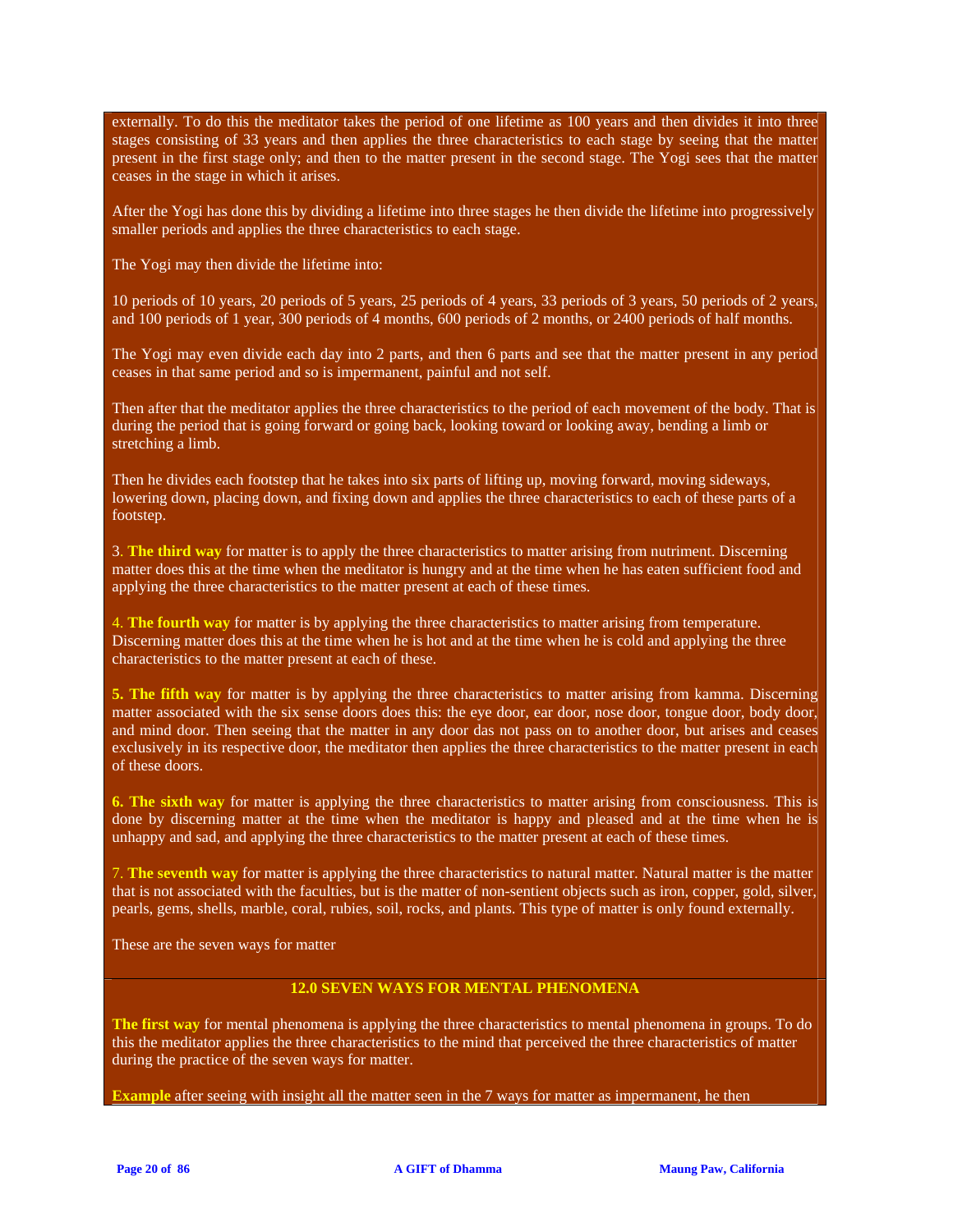externally. To do this the meditator takes the period of one lifetime as 100 years and then divides it into three stages consisting of 33 years and then applies the three characteristics to each stage by seeing that the matter present in the first stage only; and then to the matter present in the second stage. The Yogi sees that the matter ceases in the stage in which it arises.

After the Yogi has done this by dividing a lifetime into three stages he then divide the lifetime into progressively smaller periods and applies the three characteristics to each stage.

The Yogi may then divide the lifetime into:

10 periods of 10 years, 20 periods of 5 years, 25 periods of 4 years, 33 periods of 3 years, 50 periods of 2 years, and 100 periods of 1 year, 300 periods of 4 months, 600 periods of 2 months, or 2400 periods of half months.

The Yogi may even divide each day into 2 parts, and then 6 parts and see that the matter present in any period ceases in that same period and so is impermanent, painful and not self.

Then after that the meditator applies the three characteristics to the period of each movement of the body. That is during the period that is going forward or going back, looking toward or looking away, bending a limb or stretching a limb.

Then he divides each footstep that he takes into six parts of lifting up, moving forward, moving sideways, lowering down, placing down, and fixing down and applies the three characteristics to each of these parts of a footstep.

3. **The third way** for matter is to apply the three characteristics to matter arising from nutriment. Discerning matter does this at the time when the meditator is hungry and at the time when he has eaten sufficient food and applying the three characteristics to the matter present at each of these times.

4. **The fourth way** for matter is by applying the three characteristics to matter arising from temperature. Discerning matter does this at the time when he is hot and at the time when he is cold and applying the three characteristics to the matter present at each of these.

**5. The fifth way** for matter is by applying the three characteristics to matter arising from kamma. Discerning matter associated with the six sense doors does this: the eye door, ear door, nose door, tongue door, body door, and mind door. Then seeing that the matter in any door das not pass on to another door, but arises and ceases exclusively in its respective door, the meditator then applies the three characteristics to the matter present in each of these doors.

**6. The sixth way** for matter is applying the three characteristics to matter arising from consciousness. This is done by discerning matter at the time when the meditator is happy and pleased and at the time when he is unhappy and sad, and applying the three characteristics to the matter present at each of these times.

7. **The seventh way** for matter is applying the three characteristics to natural matter. Natural matter is the matter that is not associated with the faculties, but is the matter of non-sentient objects such as iron, copper, gold, silver, pearls, gems, shells, marble, coral, rubies, soil, rocks, and plants. This type of matter is only found externally.

These are the seven ways for matter

## 12.0 SEVEN WAYS FOR MENTAL PHENOMENA

**The first way** for mental phenomena is applying the three characteristics to mental phenomena in groups. To do this the meditator applies the three characteristics to the mind that perceived the three characteristics of matter during the practice of the seven ways for matter.

**Example** after seeing with insight all the matter seen in the 7 ways for matter as impermanent, he then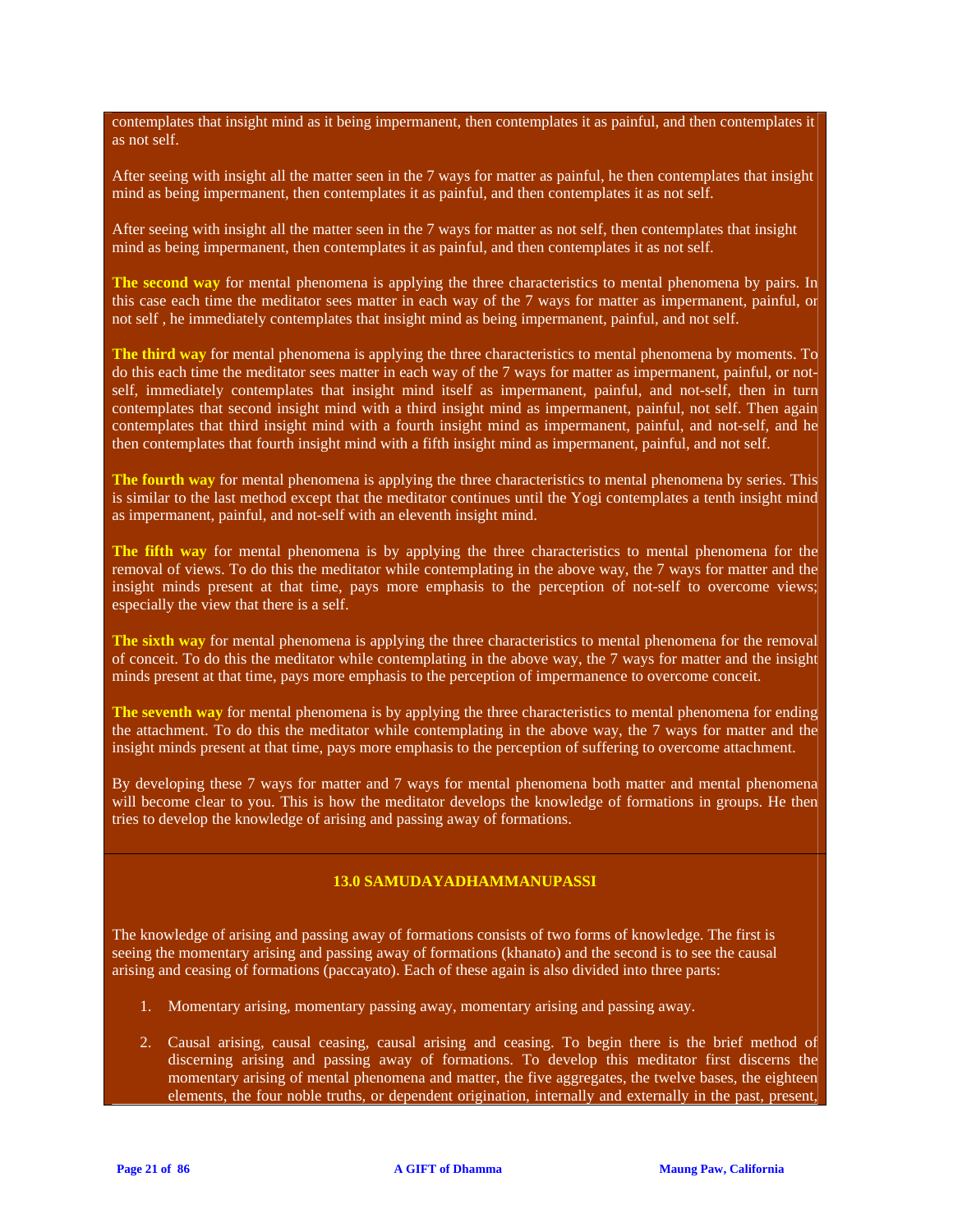contemplates that insight mind as it being impermanent, then contemplates it as painful, and then contemplates it as not self.

After seeing with insight all the matter seen in the 7 ways for matter as painful, he then contemplates that insight mind as being impermanent, then contemplates it as painful, and then contemplates it as not self.

After seeing with insight all the matter seen in the 7 ways for matter as not self, then contemplates that insight mind as being impermanent, then contemplates it as painful, and then contemplates it as not self.

**The second way** for mental phenomena is applying the three characteristics to mental phenomena by pairs. In this case each time the meditator sees matter in each way of the 7 ways for matter as impermanent, painful, or not self , he immediately contemplates that insight mind as being impermanent, painful, and not self.

**The third way** for mental phenomena is applying the three characteristics to mental phenomena by moments. To do this each time the meditator sees matter in each way of the 7 ways for matter as impermanent, painful, and not-self, immediately contemplates that insight mind itself as impermanent, painful, and not-self, then in turn contemplates that second insight mind with a third insight mind as impermanent, painful, not self. Then again contemplates that third insight mind with a fourth insight mind as impermanent, painful, and not-self, and he then contemplates that fourth insight mind with a fifth insight mind as impermanent, painful, and not self.

**The fourth way** for mental phenomena is applying the three characteristics to mental phenomena by series. This is similar to the last method except that the meditator continues until the Yogi contemplates a tenth insight mind as impermanent, painful, and not-self with an eleventh insight mind.

**The fifth way** for mental phenomena is by applying the three characteristics to mental phenomena for the removal of views. To do this the meditator while contemplating in the above way, the 7 ways for matter and the insight minds present at that time, pays more emphasis to the perception of not-self to overcome views; especially the view that there is a self.

**The sixth way** for mental phenomena is applying the three characteristics to mental phenomena for the removal of conceit. To do this the meditator while contemplating in the above way, the 7 ways for matter and the insight minds present at that time, pays more emphasis to the perception of impermanence to overcome conceit.

**The seventh way** for mental phenomena is by applying the three characteristics to mental phenomena for ending the attachment. To do this the meditator while contemplating in the above way, the 7 ways for matter and the insight minds present at that time, pays more emphasis to the perception of suffering to overcome attachment.

By developing these 7 ways for matter and 7 ways for mental phenomena both matter and mental phenomena will become clear to you. This is how the meditator develops the knowledge of formations in groups. He then tries to develop the knowledge of arising and passing away of formations.

## 13.0 SAMUDAYADHAMMANUPASSI

The knowledge of arising and passing away of formations consists of two forms of knowledge. The first is seeing the momentary arising and passing away of formations (khanato) and the second is to see the causal arising and ceasing of formations (paccayato). Each of these again is also divided into three parts:

1. Momentary arising, momentary passing away, momentary arising and passing away.
2. Causal arising, causal ceasing, causal arising and ceasing. To begin there is the brief method of discerning arising and passing away of formations. To develop this meditator first discerns the momentary arising of mental phenomena and matter, the five aggregates, the twelve bases, the eighteen elements, the four noble truths, or dependent origination, internally and externally in the past, present,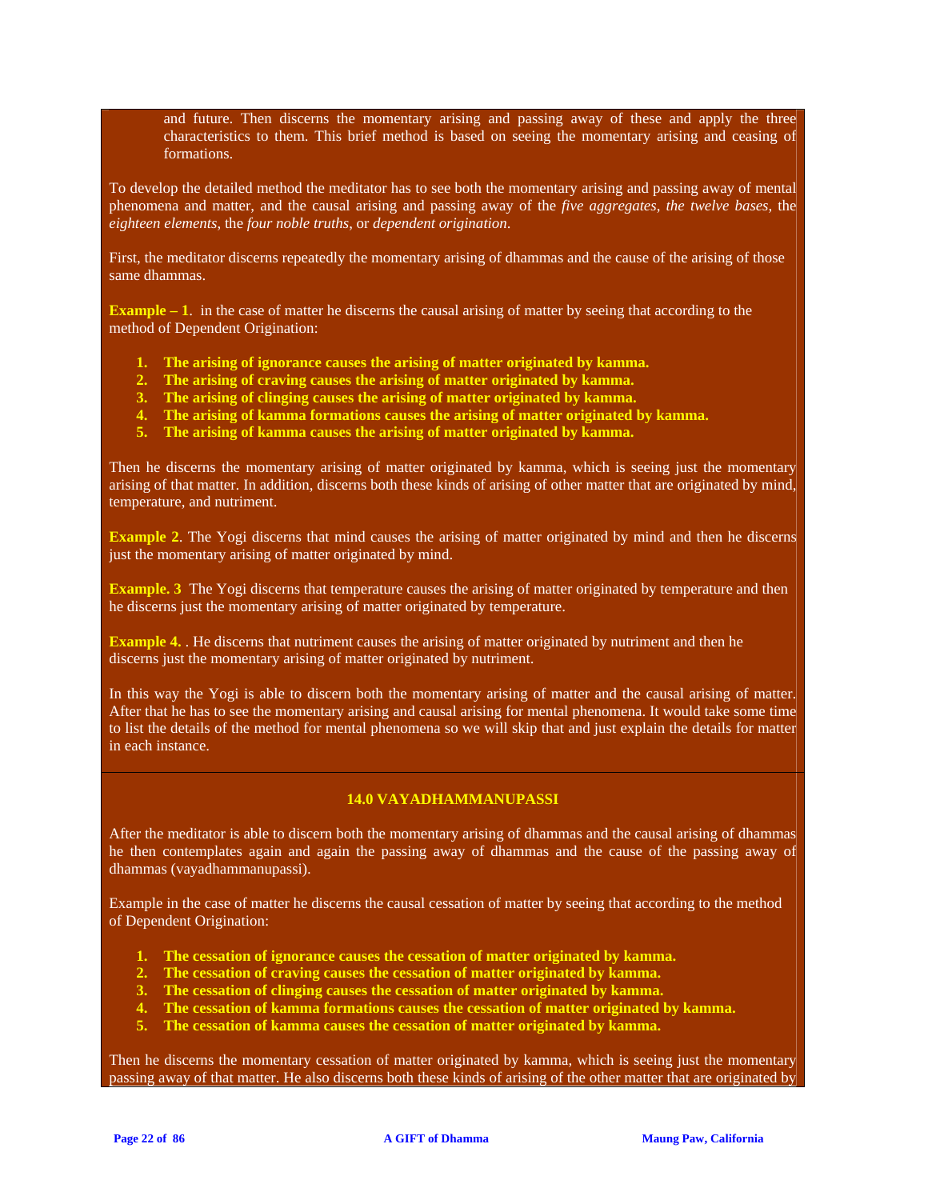and future. Then discerns the momentary arising and passing away of these and apply the three characteristics to them. This brief method is based on seeing the momentary arising and ceasing of formations.

To develop the detailed method the meditator has to see both the momentary arising and passing away of mental phenomena and matter, and the causal arising and passing away of the *five aggregates, the twelve bases*, the *eighteen elements*, the *four noble truths*, or *dependent origination*.

First, the meditator discerns repeatedly the momentary arising of dhammas and the cause of the arising of those same dhammas.

**Example – 1**. in the case of matter he discerns the causal arising of matter by seeing that according to the method of Dependent Origination:

1. **The arising of ignorance causes the arising of matter originated by kamma.**
2. **The arising of craving causes the arising of matter originated by kamma.**
3. **The arising of clinging causes the arising of matter originated by kamma.**
4. **The arising of kamma formations causes the arising of matter originated by kamma.**
5. **The arising of kamma causes the arising of matter originated by kamma.**

Then he discerns the momentary arising of matter originated by kamma, which is seeing just the momentary arising of that matter. In addition, discerns both these kinds of arising of other matter that are originated by mind, temperature, and nutriment.

**Example 2**. The Yogi discerns that mind causes the arising of matter originated by mind and then he discerns just the momentary arising of matter originated by mind.

**Example. 3** The Yogi discerns that temperature causes the arising of matter originated by temperature and then he discerns just the momentary arising of matter originated by temperature.

**Example 4.** . He discerns that nutriment causes the arising of matter originated by nutriment and then he discerns just the momentary arising of matter originated by nutriment.

In this way the Yogi is able to discern both the momentary arising of matter and the causal arising of matter. After that he has to see the momentary arising and causal arising for mental phenomena. It would take some time to list the details of the method for mental phenomena so we will skip that and just explain the details for matter in each instance.

## 14.0 VAYADHAMMANUPASSI

After the meditator is able to discern both the momentary arising of dhammas and the causal arising of dhammas he then contemplates again and again the passing away of dhammas and the cause of the passing away of dhammas (vayadhammanupassi).

Example in the case of matter he discerns the causal cessation of matter by seeing that according to the method of Dependent Origination:

1. **The cessation of ignorance causes the cessation of matter originated by kamma.**
2. **The cessation of craving causes the cessation of matter originated by kamma.**
3. **The cessation of clinging causes the cessation of matter originated by kamma.**
4. **The cessation of kamma formations causes the cessation of matter originated by kamma.**
5. **The cessation of kamma causes the cessation of matter originated by kamma.**

Then he discerns the momentary cessation of matter originated by kamma, which is seeing just the momentary passing away of that matter. He also discerns both these kinds of arising of the other matter that are originated by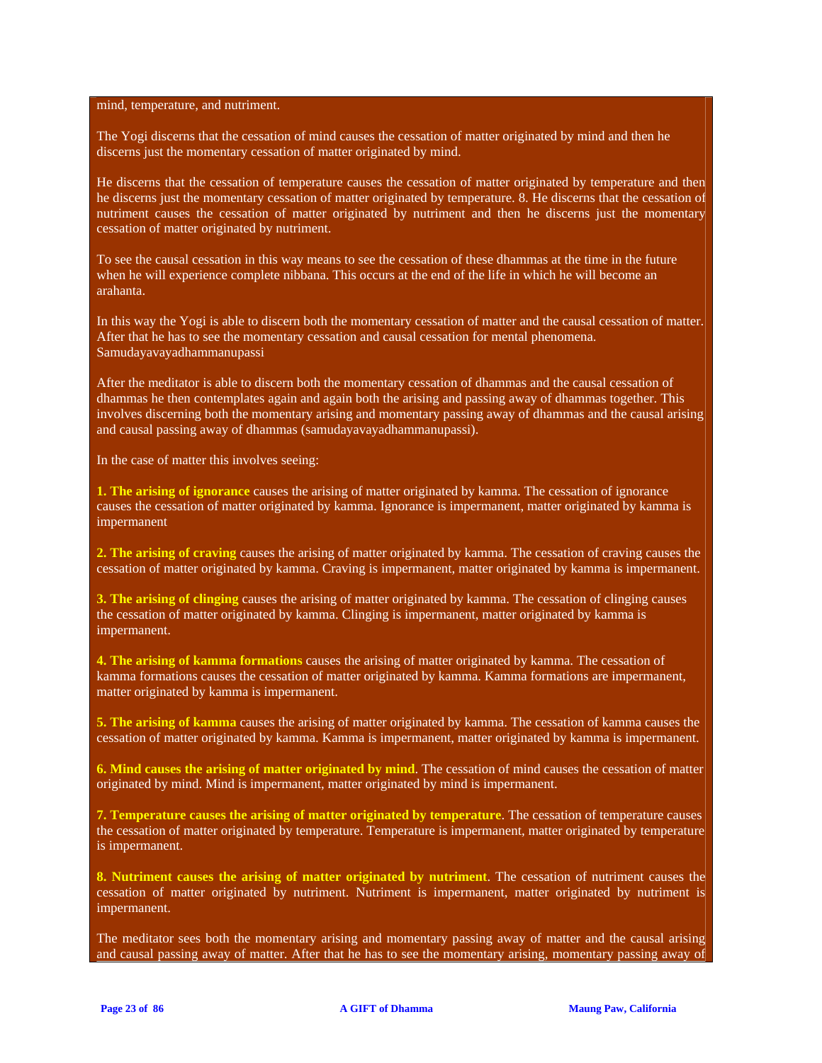mind, temperature, and nutriment.

The Yogi discerns that the cessation of mind causes the cessation of matter originated by mind and then he discerns just the momentary cessation of matter originated by mind.

He discerns that the cessation of temperature causes the cessation of matter originated by temperature and then he discerns just the momentary cessation of matter originated by temperature. 8. He discerns that the cessation of nutriment causes the cessation of matter originated by nutriment and then he discerns just the momentary cessation of matter originated by nutriment.

To see the causal cessation in this way means to see the cessation of these dhammas at the time in the future when he will experience complete nibbana. This occurs at the end of the life in which he will become an arahanta.

In this way the Yogi is able to discern both the momentary cessation of matter and the causal cessation of matter. After that he has to see the momentary cessation and causal cessation for mental phenomena.
Samudayavayadhammanupassi

After the meditator is able to discern both the momentary cessation of dhammas and the causal cessation of dhammas he then contemplates again and again both the arising and passing away of dhammas together. This involves discerning both the momentary arising and momentary passing away of dhammas and the causal arising and causal passing away of dhammas (samudayavayadhammanupassi).

In the case of matter this involves seeing:

**1. The arising of ignorance** causes the arising of matter originated by kamma. The cessation of ignorance causes the cessation of matter originated by kamma. Ignorance is impermanent, matter originated by kamma is impermanent

**2. The arising of craving** causes the arising of matter originated by kamma. The cessation of craving causes the cessation of matter originated by kamma. Craving is impermanent, matter originated by kamma is impermanent.

**3. The arising of clinging** causes the arising of matter originated by kamma. The cessation of clinging causes the cessation of matter originated by kamma. Clinging is impermanent, matter originated by kamma is impermanent.

**4. The arising of kamma formations** causes the arising of matter originated by kamma. The cessation of kamma formations causes the cessation of matter originated by kamma. Kamma formations are impermanent, matter originated by kamma is impermanent.

**5. The arising of kamma** causes the arising of matter originated by kamma. The cessation of kamma causes the cessation of matter originated by kamma. Kamma is impermanent, matter originated by kamma is impermanent.

**6. Mind causes the arising of matter originated by mind**. The cessation of mind causes the cessation of matter originated by mind. Mind is impermanent, matter originated by mind is impermanent.

**7. Temperature causes the arising of matter originated by temperature**. The cessation of temperature causes the cessation of matter originated by temperature. Temperature is impermanent, matter originated by temperature is impermanent.

**8. Nutriment causes the arising of matter originated by nutriment**. The cessation of nutriment causes the cessation of matter originated by nutriment. Nutriment is impermanent, matter originated by nutriment is impermanent.

The meditator sees both the momentary arising and momentary passing away of matter and the causal arising and causal passing away of matter. After that he has to see the momentary arising, momentary passing away of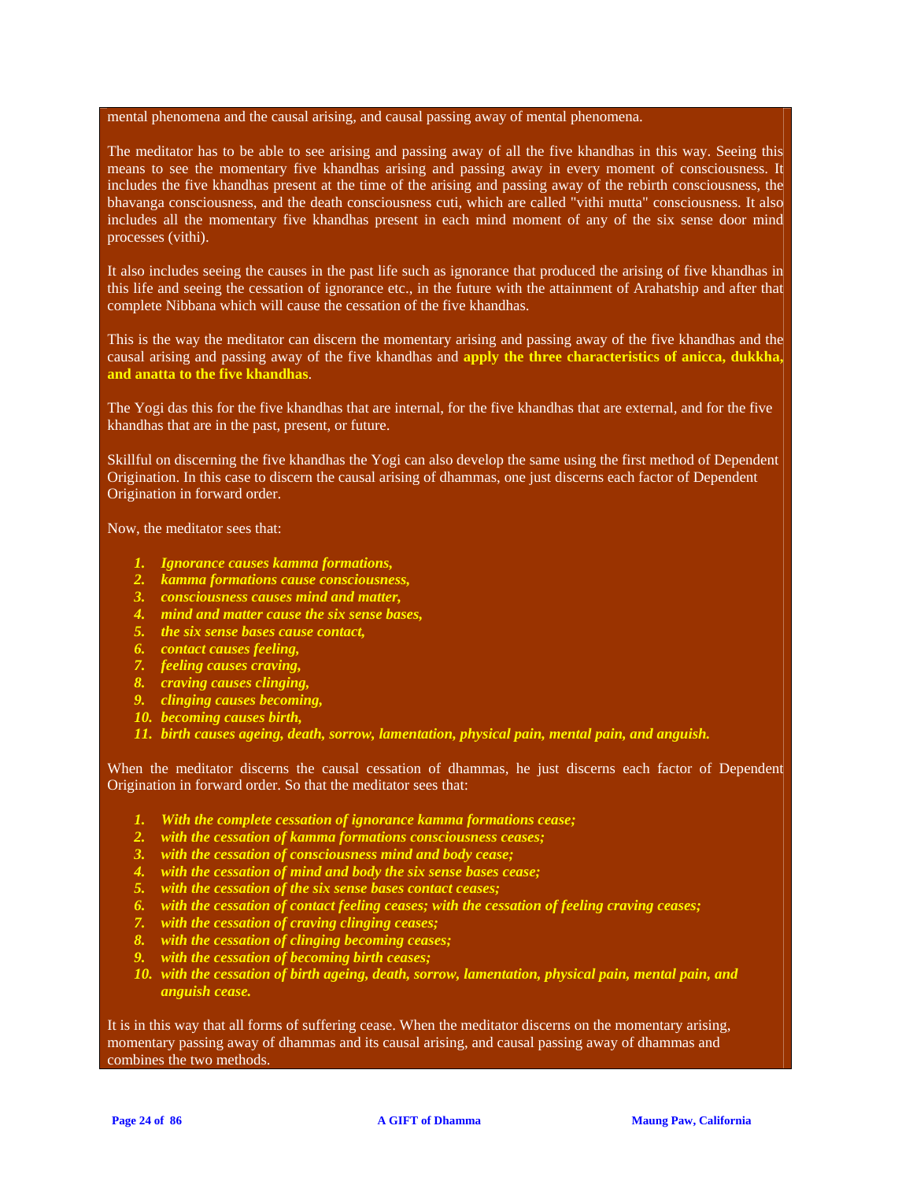mental phenomena and the causal arising, and causal passing away of mental phenomena.

The meditator has to be able to see arising and passing away of all the five khandhas in this way. Seeing this means to see the momentary five khandhas arising and passing away in every moment of consciousness. It includes the five khandhas present at the time of the arising and passing away of the rebirth consciousness, the bhavanga consciousness, and the death consciousness cuti, which are called "vithi mutta" consciousness. It also includes all the momentary five khandhas present in each mind moment of any of the six sense door mind processes (vithi).

It also includes seeing the causes in the past life such as ignorance that produced the arising of five khandhas in this life and seeing the cessation of ignorance etc., in the future with the attainment of Arahatship and after that complete Nibbana which will cause the cessation of the five khandhas.

This is the way the meditator can discern the momentary arising and passing away of the five khandhas and the causal arising and passing away of the five khandhas and **apply the three characteristics of anicca, dukkha, and anatta to the five khandhas**.

The Yogi das this for the five khandhas that are internal, for the five khandhas that are external, and for the five khandhas that are in the past, present, or future.

Skillful on discerning the five khandhas the Yogi can also develop the same using the first method of Dependent Origination. In this case to discern the causal arising of dhammas, one just discerns each factor of Dependent Origination in forward order.

Now, the meditator sees that:

1. ***Ignorance causes kamma formations,***
2. ***kamma formations cause consciousness,***
3. ***consciousness causes mind and matter,***
4. ***mind and matter cause the six sense bases,***
5. ***the six sense bases cause contact,***
6. ***contact causes feeling,***
7. ***feeling causes craving,***
8. ***craving causes clinging,***
9. ***clinging causes becoming,***
10. ***becoming causes birth,***
11. ***birth causes ageing, death, sorrow, lamentation, physical pain, mental pain, and anguish.***

When the meditator discerns the causal cessation of dhammas, he just discerns each factor of Dependent Origination in forward order. So that the meditator sees that:

1. ***With the complete cessation of ignorance kamma formations cease;***
2. ***with the cessation of kamma formations consciousness ceases;***
3. ***with the cessation of consciousness mind and body cease;***
4. ***with the cessation of mind and body the six sense bases cease;***
5. ***with the cessation of the six sense bases contact ceases;***
6. ***with the cessation of contact feeling ceases; with the cessation of feeling craving ceases;***
7. ***with the cessation of craving clinging ceases;***
8. ***with the cessation of clinging becoming ceases;***
9. ***with the cessation of becoming birth ceases;***
10. ***with the cessation of birth ageing, death, sorrow, lamentation, physical pain, mental pain, and anguish cease.***

It is in this way that all forms of suffering cease. When the meditator discerns on the momentary arising, momentary passing away of dhammas and its causal arising, and causal passing away of dhammas and combines the two methods.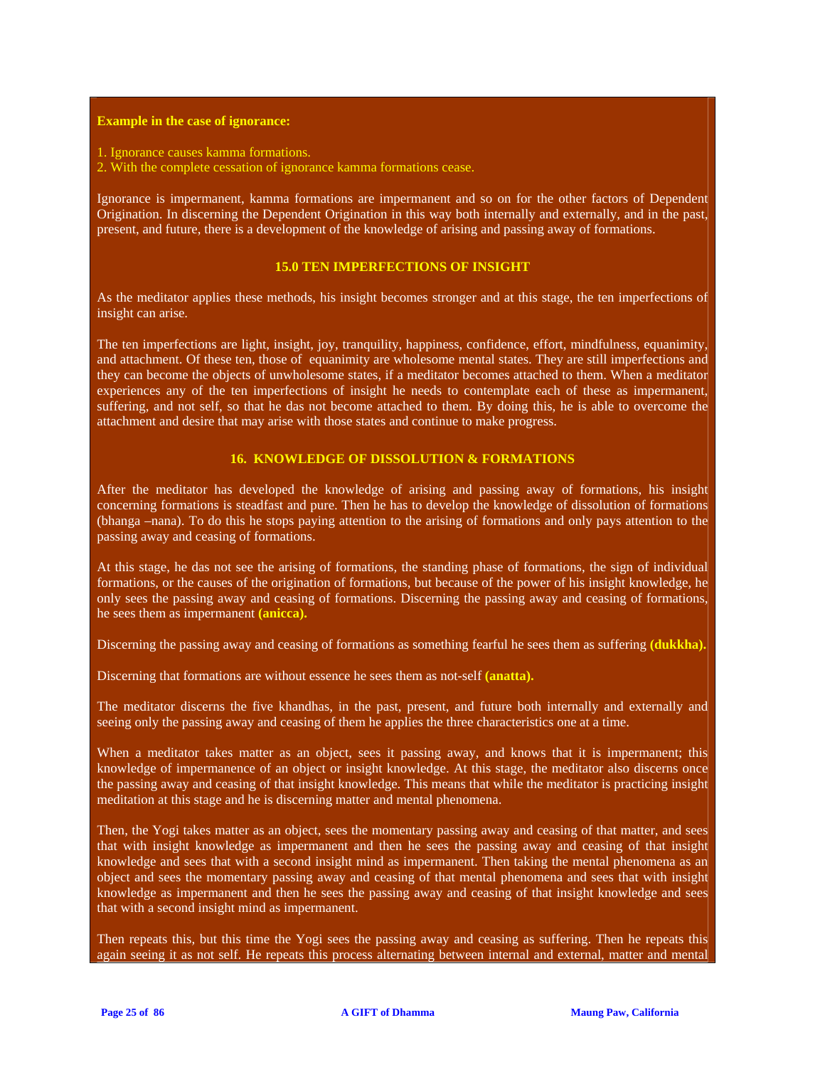**Example in the case of ignorance:**

1. Ignorance causes kamma formations.
2. With the complete cessation of ignorance kamma formations cease.

Ignorance is impermanent, kamma formations are impermanent and so on for the other factors of Dependent Origination. In discerning the Dependent Origination in this way both internally and externally, and in the past, present, and future, there is a development of the knowledge of arising and passing away of formations.

## 15.0 TEN IMPERFECTIONS OF INSIGHT

As the meditator applies these methods, his insight becomes stronger and at this stage, the ten imperfections of insight can arise.

The ten imperfections are light, insight, joy, tranquility, happiness, confidence, effort, mindfulness, equanimity, and attachment. Of these ten, those of equanimity are wholesome mental states. They are still imperfections and they can become the objects of unwholesome states, if a meditator becomes attached to them. When a meditator experiences any of the ten imperfections of insight he needs to contemplate each of these as impermanent, suffering, and not self, so that he das not become attached to them. By doing this, he is able to overcome the attachment and desire that may arise with those states and continue to make progress.

## 16. KNOWLEDGE OF DISSOLUTION & FORMATIONS

After the meditator has developed the knowledge of arising and passing away of formations, his insight concerning formations is steadfast and pure. Then he has to develop the knowledge of dissolution of formations (bhanga –nana). To do this he stops paying attention to the arising of formations and only pays attention to the passing away and ceasing of formations.

At this stage, he das not see the arising of formations, the standing phase of formations, the sign of individual formations, or the causes of the origination of formations, but because of the power of his insight knowledge, he only sees the passing away and ceasing of formations. Discerning the passing away and ceasing of formations, he sees them as impermanent **(anicca).**

Discerning the passing away and ceasing of formations as something fearful he sees them as suffering **(dukkha).**

Discerning that formations are without essence he sees them as not-self **(anatta).**

The meditator discerns the five khandhas, in the past, present, and future both internally and externally and seeing only the passing away and ceasing of them he applies the three characteristics one at a time.

When a meditator takes matter as an object, sees it passing away, and knows that it is impermanent; this knowledge of impermanence of an object or insight knowledge. At this stage, the meditator also discerns once the passing away and ceasing of that insight knowledge. This means that while the meditator is practicing insight meditation at this stage and he is discerning matter and mental phenomena.

Then, the Yogi takes matter as an object, sees the momentary passing away and ceasing of that matter, and sees that with insight knowledge as impermanent and then he sees the passing away and ceasing of that insight knowledge and sees that with a second insight mind as impermanent. Then taking the mental phenomena as an object and sees the momentary passing away and ceasing of that mental phenomena and sees that with insight knowledge as impermanent and then he sees the passing away and ceasing of that insight knowledge and sees that with a second insight mind as impermanent.

Then repeats this, but this time the Yogi sees the passing away and ceasing as suffering. Then he repeats this again seeing it as not self. He repeats this process alternating between internal and external, matter and mental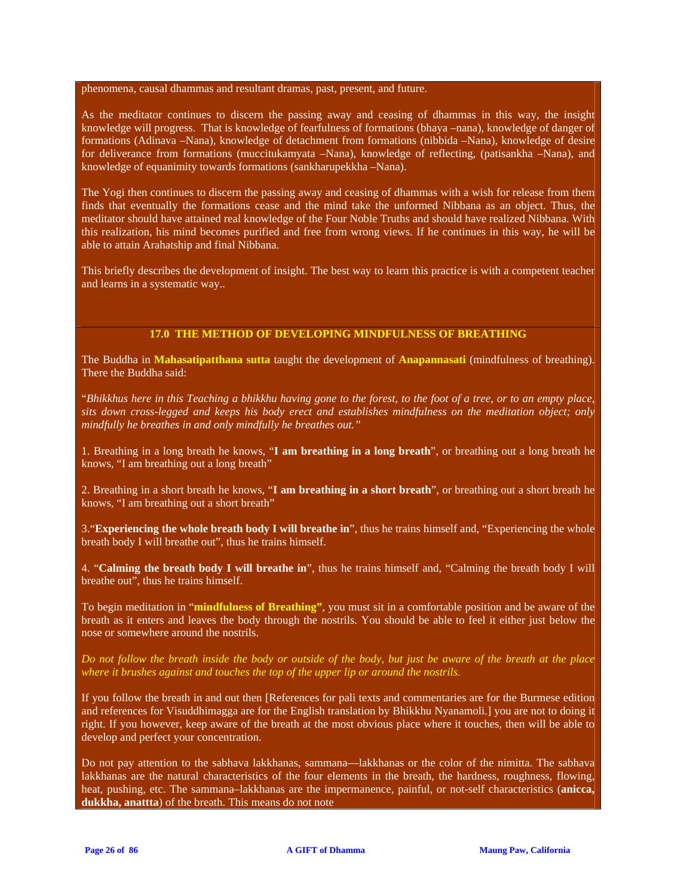phenomena, causal dhammas and resultant dramas, past, present, and future.

As the meditator continues to discern the passing away and ceasing of dhammas in this way, the insight knowledge will progress. That is knowledge of fearfulness of formations (bhaya –nana), knowledge of danger of formations (Adinava –Nana), knowledge of detachment from formations (nibbida –Nana), knowledge of desire for deliverance from formations (muccitukamyata –Nana), knowledge of reflecting, (patisankha –Nana), and knowledge of equanimity towards formations (sankharupekkha –Nana).

The Yogi then continues to discern the passing away and ceasing of dhammas with a wish for release from them finds that eventually the formations cease and the mind take the unformed Nibbana as an object. Thus, the meditator should have attained real knowledge of the Four Noble Truths and should have realized Nibbana. With this realization, his mind becomes purified and free from wrong views. If he continues in this way, he will be able to attain Arahatship and final Nibbana.

This briefly describes the development of insight. The best way to learn this practice is with a competent teacher and learns in a systematic way..

## 17.0 THE METHOD OF DEVELOPING MINDFULNESS OF BREATHING

The Buddha in **Mahasatipatthana sutta** taught the development of **Anapannasati** (mindfulness of breathing). There the Buddha said:

"*Bhikkhus here in this Teaching a bhikkhu having gone to the forest, to the foot of a tree, or to an empty place, sits down cross-legged and keeps his body erect and establishes mindfulness on the meditation object; only mindfully he breathes in and only mindfully he breathes out."*

1. Breathing in a long breath he knows, "**I am breathing in a long breath**", or breathing out a long breath he knows, "I am breathing out a long breath"

2. Breathing in a short breath he knows, "**I am breathing in a short breath**", or breathing out a short breath he knows, "I am breathing out a short breath"

3."**Experiencing the whole breath body I will breathe in**", thus he trains himself and, "Experiencing the whole breath body I will breathe out", thus he trains himself.

4. "**Calming the breath body I will breathe in**", thus he trains himself and, "Calming the breath body I will breathe out", thus he trains himself.

To begin meditation in "**mindfulness of Breathing"**, you must sit in a comfortable position and be aware of the breath as it enters and leaves the body through the nostrils. You should be able to feel it either just below the nose or somewhere around the nostrils.

*Do not follow the breath inside the body or outside of the body, but just be aware of the breath at the place where it brushes against and touches the top of the upper lip or around the nostrils.*

If you follow the breath in and out then [References for pali texts and commentaries are for the Burmese edition and references for Visuddhimagga are for the English translation by Bhikkhu Nyanamoli.] you are not to doing it right. If you however, keep aware of the breath at the most obvious place where it touches, then will be able to develop and perfect your concentration.

Do not pay attention to the sabhava lakkhanas, sammana—lakkhanas or the color of the nimitta. The sabhava lakkhanas are the natural characteristics of the four elements in the breath, the hardness, roughness, flowing, heat, pushing, etc. The sammana–lakkhanas are the impermanence, painful, or not-self characteristics (**anicca, dukkha, anattta**) of the breath. This means do not note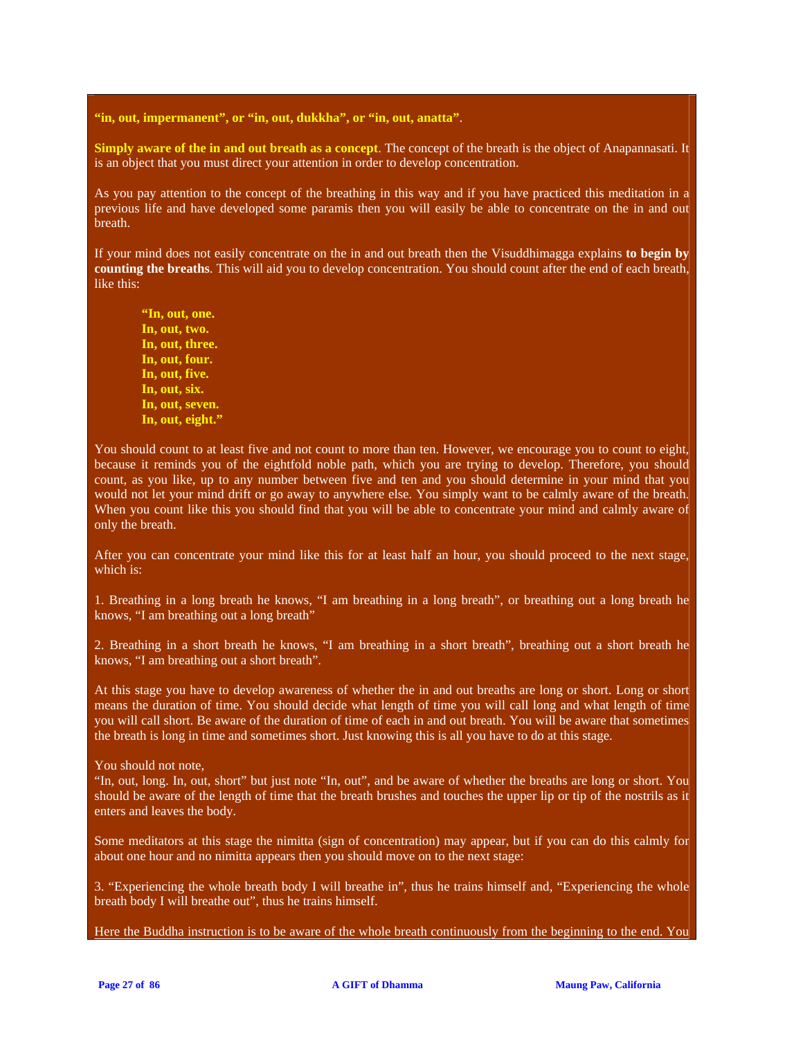**“in, out, impermanent”, or “in, out, dukkha”, or “in, out, anatta”**.

**Simply aware of the in and out breath as a concept**. The concept of the breath is the object of Anapannasati. It is an object that you must direct your attention in order to develop concentration.

As you pay attention to the concept of the breathing in this way and if you have practiced this meditation in a previous life and have developed some paramis then you will easily be able to concentrate on the in and out breath.

If your mind does not easily concentrate on the in and out breath then the Visuddhimagga explains **to begin by counting the breaths**. This will aid you to develop concentration. You should count after the end of each breath, like this:

> **“In, out, one.**
> **In, out, two.**
> **In, out, three.**
> **In, out, four.**
> **In, out, five.**
> **In, out, six.**
> **In, out, seven.**
> **In, out, eight.”**

You should count to at least five and not count to more than ten. However, we encourage you to count to eight, because it reminds you of the eightfold noble path, which you are trying to develop. Therefore, you should count, as you like, up to any number between five and ten and you should determine in your mind that you would not let your mind drift or go away to anywhere else. You simply want to be calmly aware of the breath. When you count like this you should find that you will be able to concentrate your mind and calmly aware of only the breath.

After you can concentrate your mind like this for at least half an hour, you should proceed to the next stage, which is:

1. Breathing in a long breath he knows, “I am breathing in a long breath”, or breathing out a long breath he knows, “I am breathing out a long breath”

2. Breathing in a short breath he knows, “I am breathing in a short breath”, breathing out a short breath he knows, “I am breathing out a short breath”.

At this stage you have to develop awareness of whether the in and out breaths are long or short. Long or short means the duration of time. You should decide what length of time you will call long and what length of time you will call short. Be aware of the duration of time of each in and out breath. You will be aware that sometimes the breath is long in time and sometimes short. Just knowing this is all you have to do at this stage.

You should not note,
“In, out, long. In, out, short” but just note “In, out”, and be aware of whether the breaths are long or short. You should be aware of the length of time that the breath brushes and touches the upper lip or tip of the nostrils as it enters and leaves the body.

Some meditators at this stage the nimitta (sign of concentration) may appear, but if you can do this calmly for about one hour and no nimitta appears then you should move on to the next stage:

3. “Experiencing the whole breath body I will breathe in”, thus he trains himself and, “Experiencing the whole breath body I will breathe out”, thus he trains himself.

Here the Buddha instruction is to be aware of the whole breath continuously from the beginning to the end. You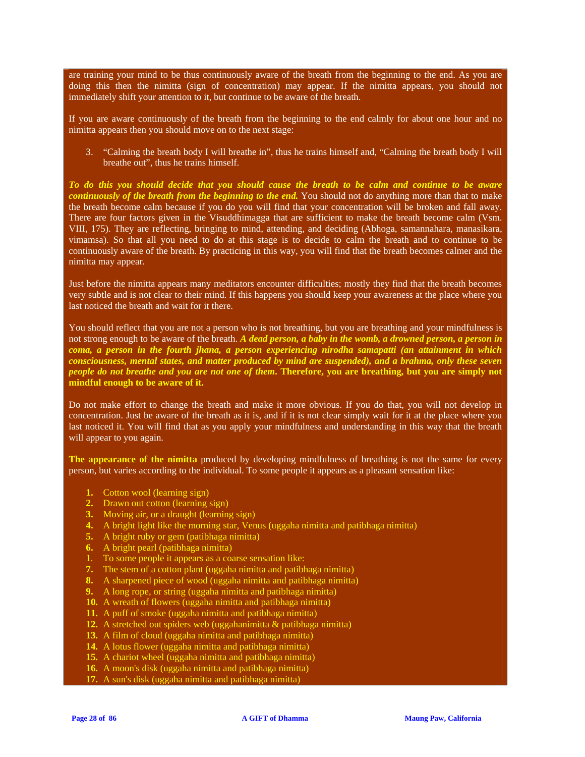are training your mind to be thus continuously aware of the breath from the beginning to the end. As you are doing this then the nimitta (sign of concentration) may appear. If the nimitta appears, you should not immediately shift your attention to it, but continue to be aware of the breath.

If you are aware continuously of the breath from the beginning to the end calmly for about one hour and no nimitta appears then you should move on to the next stage:

3. "Calming the breath body I will breathe in", thus he trains himself and, "Calming the breath body I will breathe out", thus he trains himself.

***To do this you should decide that you should cause the breath to be calm and continue to be aware continuously of the breath from the beginning to the end.*** You should not do anything more than that to make the breath become calm because if you do you will find that your concentration will be broken and fall away. There are four factors given in the Visuddhimagga that are sufficient to make the breath become calm (Vsm. VIII, 175). They are reflecting, bringing to mind, attending, and deciding (Abhoga, samannahara, manasikara, vimamsa). So that all you need to do at this stage is to decide to calm the breath and to continue to be continuously aware of the breath. By practicing in this way, you will find that the breath becomes calmer and the nimitta may appear.

Just before the nimitta appears many meditators encounter difficulties; mostly they find that the breath becomes very subtle and is not clear to their mind. If this happens you should keep your awareness at the place where you last noticed the breath and wait for it there.

You should reflect that you are not a person who is not breathing, but you are breathing and your mindfulness is not strong enough to be aware of the breath. ***A dead person, a baby in the womb, a drowned person, a person in coma, a person in the fourth jhana, a person experiencing nirodha samapatti (an attainment in which consciousness, mental states, and matter produced by mind are suspended), and a brahma, only these seven people do not breathe and you are not one of them.*** **Therefore, you are breathing, but you are simply not mindful enough to be aware of it.**

Do not make effort to change the breath and make it more obvious. If you do that, you will not develop in concentration. Just be aware of the breath as it is, and if it is not clear simply wait for it at the place where you last noticed it. You will find that as you apply your mindfulness and understanding in this way that the breath will appear to you again.

**The appearance of the nimitta** produced by developing mindfulness of breathing is not the same for every person, but varies according to the individual. To some people it appears as a pleasant sensation like:

1. Cotton wool (learning sign)
2. Drawn out cotton (learning sign)
3. Moving air, or a draught (learning sign)
4. A bright light like the morning star, Venus (uggaha nimitta and patibhaga nimitta)
5. A bright ruby or gem (patibhaga nimitta)
6. A bright pearl (patibhaga nimitta)

To some people it appears as a coarse sensation like:

7. The stem of a cotton plant (uggaha nimitta and patibhaga nimitta)
8. A sharpened piece of wood (uggaha nimitta and patibhaga nimitta)
9. A long rope, or string (uggaha nimitta and patibhaga nimitta)
10. A wreath of flowers (uggaha nimitta and patibhaga nimitta)
11. A puff of smoke (uggaha nimitta and patibhaga nimitta)
12. A stretched out spiders web (uggahanimitta & patibhaga nimitta)
13. A film of cloud (uggaha nimitta and patibhaga nimitta)
14. A lotus flower (uggaha nimitta and patibhaga nimitta)
15. A chariot wheel (uggaha nimitta and patibhaga nimitta)
16. A moon's disk (uggaha nimitta and patibhaga nimitta)
17. A sun's disk (uggaha nimitta and patibhaga nimitta)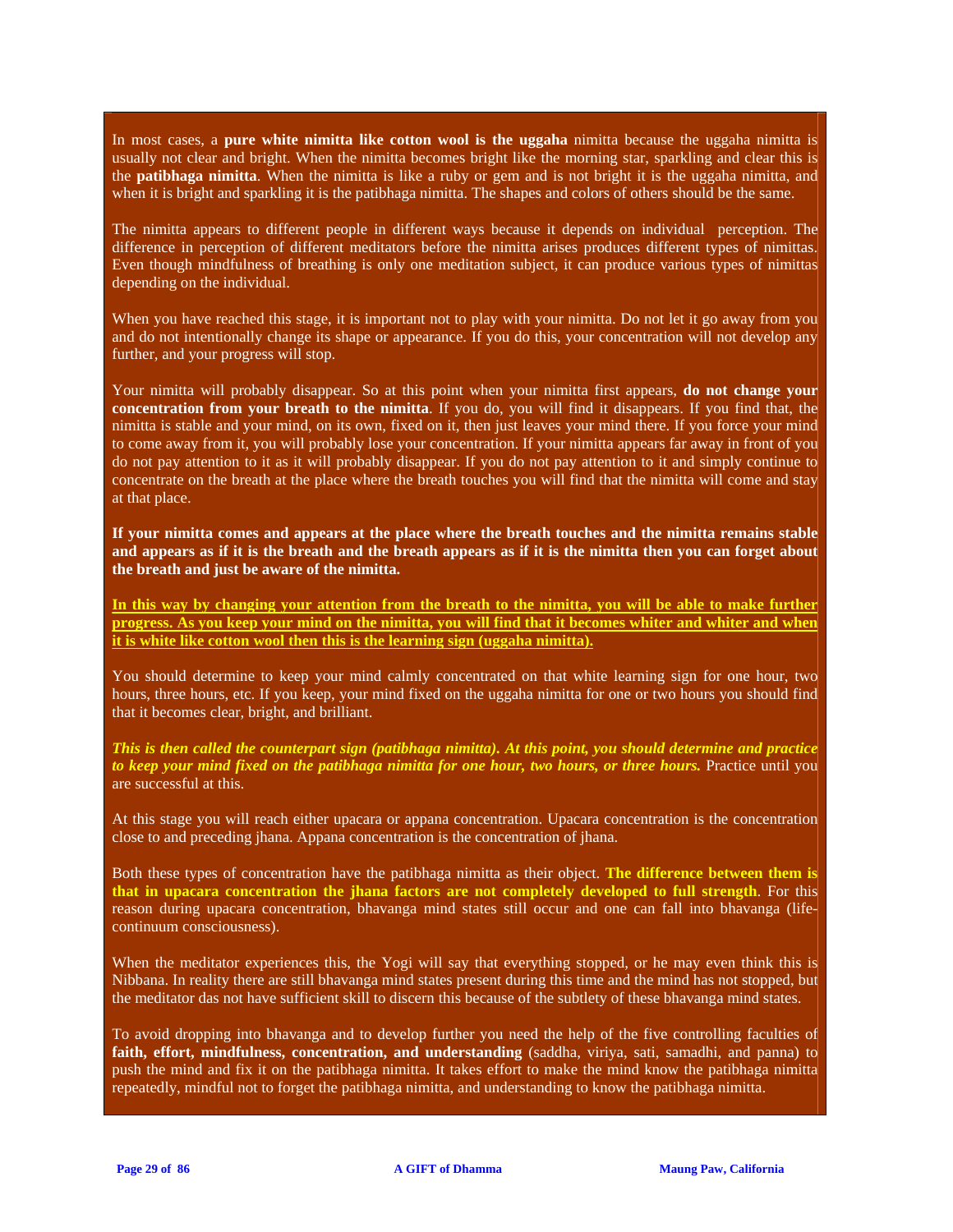In most cases, a **pure white nimitta like cotton wool is the uggaha** nimitta because the uggaha nimitta is usually not clear and bright. When the nimitta becomes bright like the morning star, sparkling and clear this is the **patibhaga nimitta**. When the nimitta is like a ruby or gem and is not bright it is the uggaha nimitta, and when it is bright and sparkling it is the patibhaga nimitta. The shapes and colors of others should be the same.

The nimitta appears to different people in different ways because it depends on individual perception. The difference in perception of different meditators before the nimitta arises produces different types of nimittas. Even though mindfulness of breathing is only one meditation subject, it can produce various types of nimittas depending on the individual.

When you have reached this stage, it is important not to play with your nimitta. Do not let it go away from you and do not intentionally change its shape or appearance. If you do this, your concentration will not develop any further, and your progress will stop.

Your nimitta will probably disappear. So at this point when your nimitta first appears, **do not change your concentration from your breath to the nimitta**. If you do, you will find it disappears. If you find that, the nimitta is stable and your mind, on its own, fixed on it, then just leaves your mind there. If you force your mind to come away from it, you will probably lose your concentration. If your nimitta appears far away in front of you do not pay attention to it as it will probably disappear. If you do not pay attention to it and simply continue to concentrate on the breath at the place where the breath touches you will find that the nimitta will come and stay at that place.

**If your nimitta comes and appears at the place where the breath touches and the nimitta remains stable and appears as if it is the breath and the breath appears as if it is the nimitta then you can forget about the breath and just be aware of the nimitta.**

**In this way by changing your attention from the breath to the nimitta, you will be able to make further progress. As you keep your mind on the nimitta, you will find that it becomes whiter and whiter and when it is white like cotton wool then this is the learning sign (uggaha nimitta).**

You should determine to keep your mind calmly concentrated on that white learning sign for one hour, two hours, three hours, etc. If you keep, your mind fixed on the uggaha nimitta for one or two hours you should find that it becomes clear, bright, and brilliant.

***This is then called the counterpart sign (patibhaga nimitta). At this point, you should determine and practice to keep your mind fixed on the patibhaga nimitta for one hour, two hours, or three hours.*** Practice until you are successful at this.

At this stage you will reach either upacara or appana concentration. Upacara concentration is the concentration close to and preceding jhana. Appana concentration is the concentration of jhana.

Both these types of concentration have the patibhaga nimitta as their object. **The difference between them is that in upacara concentration the jhana factors are not completely developed to full strength**. For this reason during upacara concentration, bhavanga mind states still occur and one can fall into bhavanga (life-continuum consciousness).

When the meditator experiences this, the Yogi will say that everything stopped, or he may even think this is Nibbana. In reality there are still bhavanga mind states present during this time and the mind has not stopped, but the meditator das not have sufficient skill to discern this because of the subtlety of these bhavanga mind states.

To avoid dropping into bhavanga and to develop further you need the help of the five controlling faculties of **faith, effort, mindfulness, concentration, and understanding** (saddha, viriya, sati, samadhi, and panna) to push the mind and fix it on the patibhaga nimitta. It takes effort to make the mind know the patibhaga nimitta repeatedly, mindful not to forget the patibhaga nimitta, and understanding to know the patibhaga nimitta.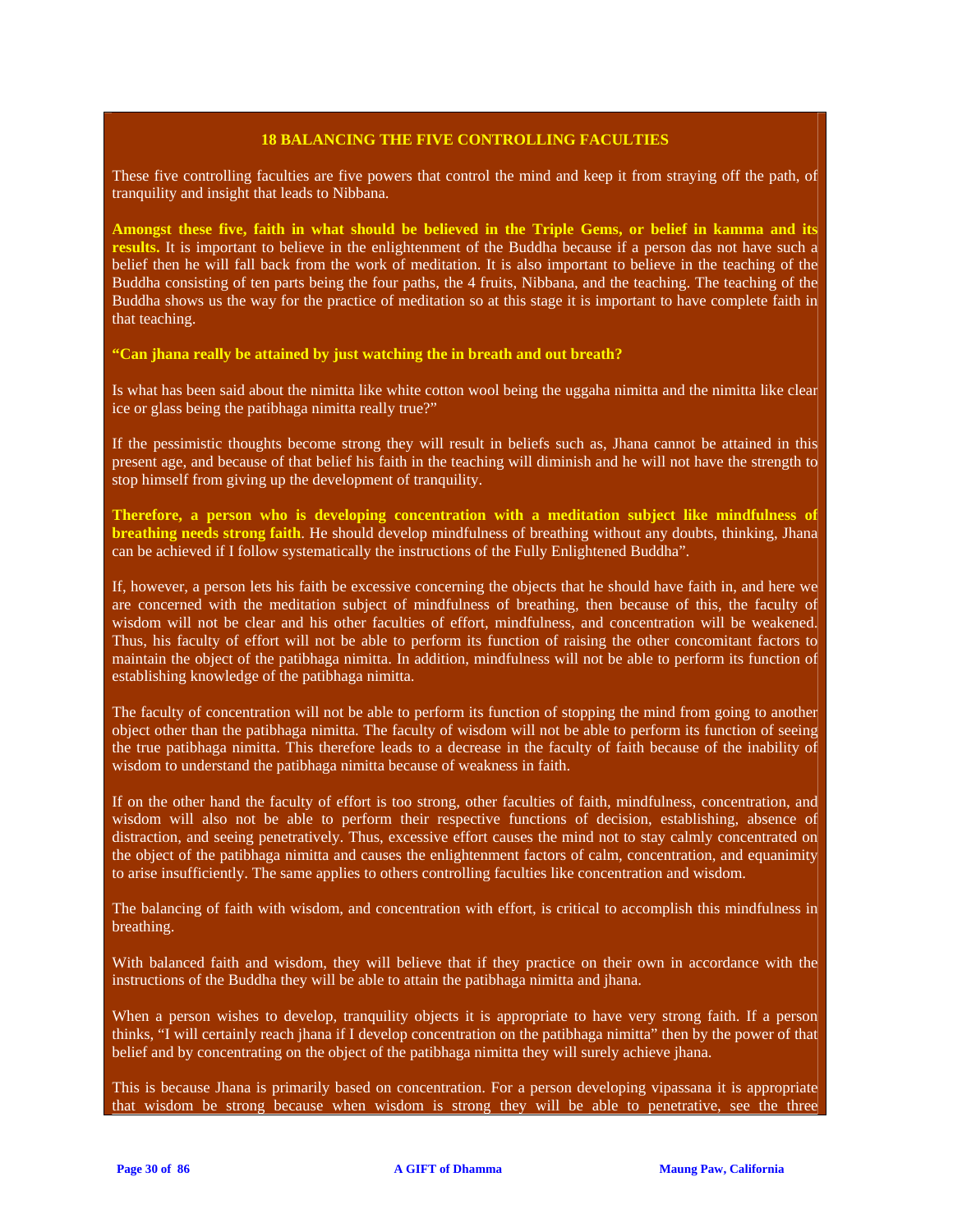## 18 BALANCING THE FIVE CONTROLLING FACULTIES

These five controlling faculties are five powers that control the mind and keep it from straying off the path, of tranquility and insight that leads to Nibbana.

**Amongst these five, faith in what should be believed in the Triple Gems, or belief in kamma and its results.** It is important to believe in the enlightenment of the Buddha because if a person das not have such a belief then he will fall back from the work of meditation. It is also important to believe in the teaching of the Buddha consisting of ten parts being the four paths, the 4 fruits, Nibbana, and the teaching. The teaching of the Buddha shows us the way for the practice of meditation so at this stage it is important to have complete faith in that teaching.

**"Can jhana really be attained by just watching the in breath and out breath?**

Is what has been said about the nimitta like white cotton wool being the uggaha nimitta and the nimitta like clear ice or glass being the patibhaga nimitta really true?"

If the pessimistic thoughts become strong they will result in beliefs such as, Jhana cannot be attained in this present age, and because of that belief his faith in the teaching will diminish and he will not have the strength to stop himself from giving up the development of tranquility.

**Therefore, a person who is developing concentration with a meditation subject like mindfulness of breathing needs strong faith**. He should develop mindfulness of breathing without any doubts, thinking, Jhana can be achieved if I follow systematically the instructions of the Fully Enlightened Buddha".

If, however, a person lets his faith be excessive concerning the objects that he should have faith in, and here we are concerned with the meditation subject of mindfulness of breathing, then because of this, the faculty of wisdom will not be clear and his other faculties of effort, mindfulness, and concentration will be weakened. Thus, his faculty of effort will not be able to perform its function of raising the other concomitant factors to maintain the object of the patibhaga nimitta. In addition, mindfulness will not be able to perform its function of establishing knowledge of the patibhaga nimitta.

The faculty of concentration will not be able to perform its function of stopping the mind from going to another object other than the patibhaga nimitta. The faculty of wisdom will not be able to perform its function of seeing the true patibhaga nimitta. This therefore leads to a decrease in the faculty of faith because of the inability of wisdom to understand the patibhaga nimitta because of weakness in faith.

If on the other hand the faculty of effort is too strong, other faculties of faith, mindfulness, concentration, and wisdom will also not be able to perform their respective functions of decision, establishing, absence of distraction, and seeing penetratively. Thus, excessive effort causes the mind not to stay calmly concentrated on the object of the patibhaga nimitta and causes the enlightenment factors of calm, concentration, and equanimity to arise insufficiently. The same applies to others controlling faculties like concentration and wisdom.

The balancing of faith with wisdom, and concentration with effort, is critical to accomplish this mindfulness in breathing.

With balanced faith and wisdom, they will believe that if they practice on their own in accordance with the instructions of the Buddha they will be able to attain the patibhaga nimitta and jhana.

When a person wishes to develop, tranquility objects it is appropriate to have very strong faith. If a person thinks, "I will certainly reach jhana if I develop concentration on the patibhaga nimitta" then by the power of that belief and by concentrating on the object of the patibhaga nimitta they will surely achieve jhana.

This is because Jhana is primarily based on concentration. For a person developing vipassana it is appropriate that wisdom be strong because when wisdom is strong they will be able to penetrative, see the three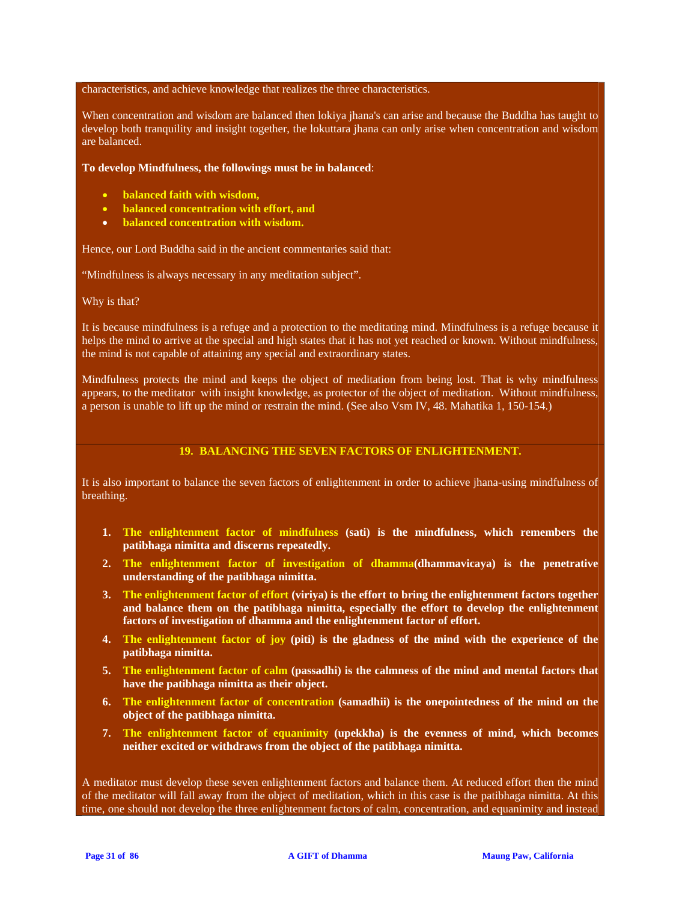characteristics, and achieve knowledge that realizes the three characteristics.

When concentration and wisdom are balanced then lokiya jhana's can arise and because the Buddha has taught to develop both tranquility and insight together, the lokuttara jhana can only arise when concentration and wisdom are balanced.

**To develop Mindfulness, the followings must be in balanced**:

- **balanced faith with wisdom,**
- **balanced concentration with effort, and**
- **balanced concentration with wisdom.**

Hence, our Lord Buddha said in the ancient commentaries said that:

"Mindfulness is always necessary in any meditation subject".

Why is that?

It is because mindfulness is a refuge and a protection to the meditating mind. Mindfulness is a refuge because it helps the mind to arrive at the special and high states that it has not yet reached or known. Without mindfulness, the mind is not capable of attaining any special and extraordinary states.

Mindfulness protects the mind and keeps the object of meditation from being lost. That is why mindfulness appears, to the meditator with insight knowledge, as protector of the object of meditation. Without mindfulness, a person is unable to lift up the mind or restrain the mind. (See also Vsm IV, 48. Mahatika 1, 150-154.)

## 19. BALANCING THE SEVEN FACTORS OF ENLIGHTENMENT.

It is also important to balance the seven factors of enlightenment in order to achieve jhana-using mindfulness of breathing.

1. **The enlightenment factor of mindfulness (sati) is the mindfulness, which remembers the patibhaga nimitta and discerns repeatedly.**
2. **The enlightenment factor of investigation of dhamma(dhammavicaya) is the penetrative understanding of the patibhaga nimitta.**
3. **The enlightenment factor of effort (viriya) is the effort to bring the enlightenment factors together and balance them on the patibhaga nimitta, especially the effort to develop the enlightenment factors of investigation of dhamma and the enlightenment factor of effort.**
4. **The enlightenment factor of joy (piti) is the gladness of the mind with the experience of the patibhaga nimitta.**
5. **The enlightenment factor of calm (passadhi) is the calmness of the mind and mental factors that have the patibhaga nimitta as their object.**
6. **The enlightenment factor of concentration (samadhii) is the onepointedness of the mind on the object of the patibhaga nimitta.**
7. **The enlightenment factor of equanimity (upekkha) is the evenness of mind, which becomes neither excited or withdraws from the object of the patibhaga nimitta.**

A meditator must develop these seven enlightenment factors and balance them. At reduced effort then the mind of the meditator will fall away from the object of meditation, which in this case is the patibhaga nimitta. At this time, one should not develop the three enlightenment factors of calm, concentration, and equanimity and instead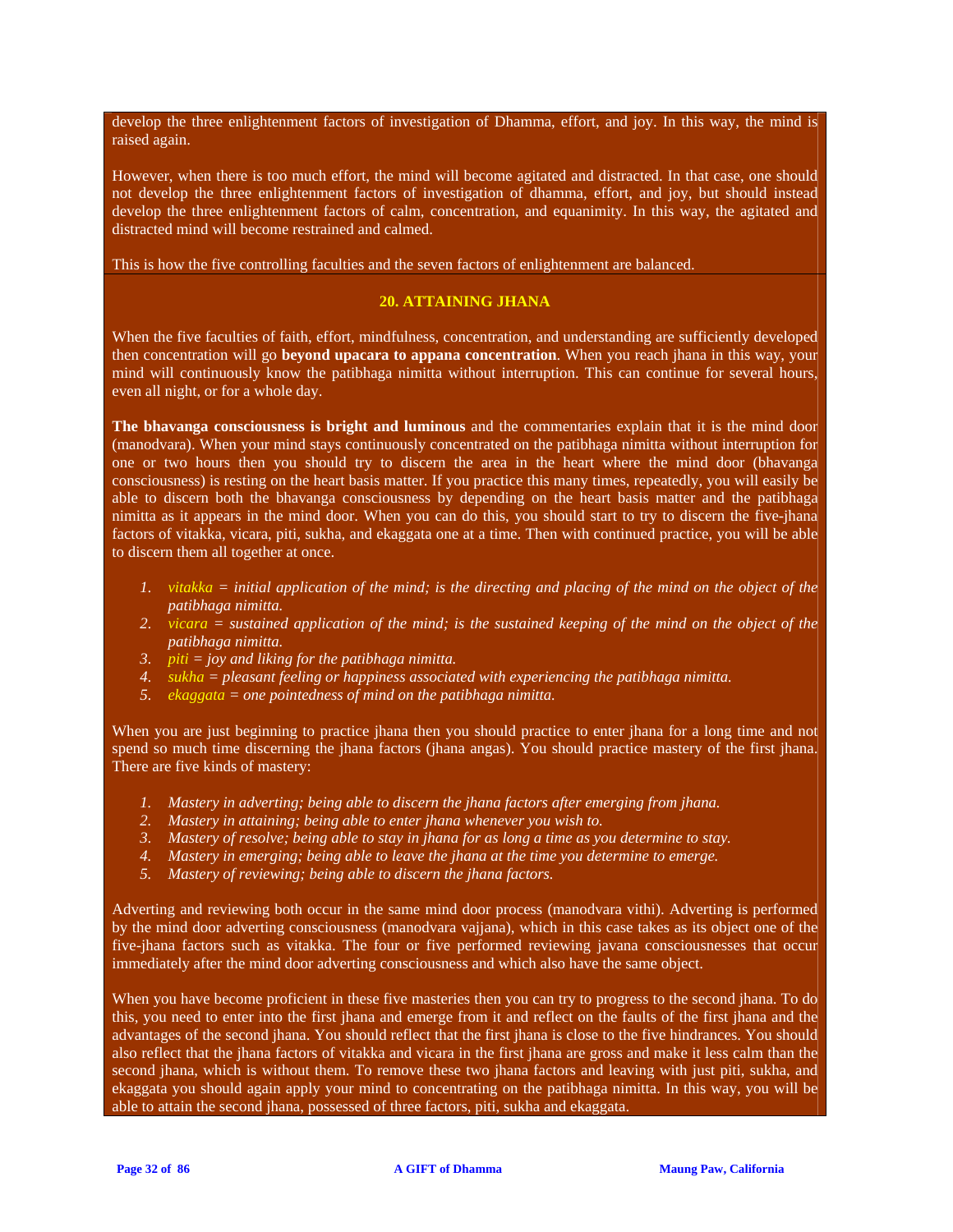develop the three enlightenment factors of investigation of Dhamma, effort, and joy. In this way, the mind is raised again.

However, when there is too much effort, the mind will become agitated and distracted. In that case, one should not develop the three enlightenment factors of investigation of dhamma, effort, and joy, but should instead develop the three enlightenment factors of calm, concentration, and equanimity. In this way, the agitated and distracted mind will become restrained and calmed.

This is how the five controlling faculties and the seven factors of enlightenment are balanced.

## 20. ATTAINING JHANA

When the five faculties of faith, effort, mindfulness, concentration, and understanding are sufficiently developed then concentration will go **beyond upacara to appana concentration**. When you reach jhana in this way, your mind will continuously know the patibhaga nimitta without interruption. This can continue for several hours, even all night, or for a whole day.

**The bhavanga consciousness is bright and luminous** and the commentaries explain that it is the mind door (manodvara). When your mind stays continuously concentrated on the patibhaga nimitta without interruption for one or two hours then you should try to discern the area in the heart where the mind door (bhavanga consciousness) is resting on the heart basis matter. If you practice this many times, repeatedly, you will easily be able to discern both the bhavanga consciousness by depending on the heart basis matter and the patibhaga nimitta as it appears in the mind door. When you can do this, you should start to try to discern the five-jhana factors of vitakka, vicara, piti, sukha, and ekaggata one at a time. Then with continued practice, you will be able to discern them all together at once.

1. *vitakka = initial application of the mind; is the directing and placing of the mind on the object of the patibhaga nimitta.*
2. *vicara = sustained application of the mind; is the sustained keeping of the mind on the object of the patibhaga nimitta.*
3. *piti = joy and liking for the patibhaga nimitta.*
4. *sukha = pleasant feeling or happiness associated with experiencing the patibhaga nimitta.*
5. *ekaggata = one pointedness of mind on the patibhaga nimitta.*

When you are just beginning to practice jhana then you should practice to enter jhana for a long time and not spend so much time discerning the jhana factors (jhana angas). You should practice mastery of the first jhana. There are five kinds of mastery:

1. *Mastery in adverting; being able to discern the jhana factors after emerging from jhana.*
2. *Mastery in attaining; being able to enter jhana whenever you wish to.*
3. *Mastery of resolve; being able to stay in jhana for as long a time as you determine to stay.*
4. *Mastery in emerging; being able to leave the jhana at the time you determine to emerge.*
5. *Mastery of reviewing; being able to discern the jhana factors.*

Adverting and reviewing both occur in the same mind door process (manodvara vithi). Adverting is performed by the mind door adverting consciousness (manodvara vajjana), which in this case takes as its object one of the five-jhana factors such as vitakka. The four or five performed reviewing javana consciousnesses that occur immediately after the mind door adverting consciousness and which also have the same object.

When you have become proficient in these five masteries then you can try to progress to the second jhana. To do this, you need to enter into the first jhana and emerge from it and reflect on the faults of the first jhana and the advantages of the second jhana. You should reflect that the first jhana is close to the five hindrances. You should also reflect that the jhana factors of vitakka and vicara in the first jhana are gross and make it less calm than the second jhana, which is without them. To remove these two jhana factors and leaving with just piti, sukha, and ekaggata you should again apply your mind to concentrating on the patibhaga nimitta. In this way, you will be able to attain the second jhana, possessed of three factors, piti, sukha and ekaggata.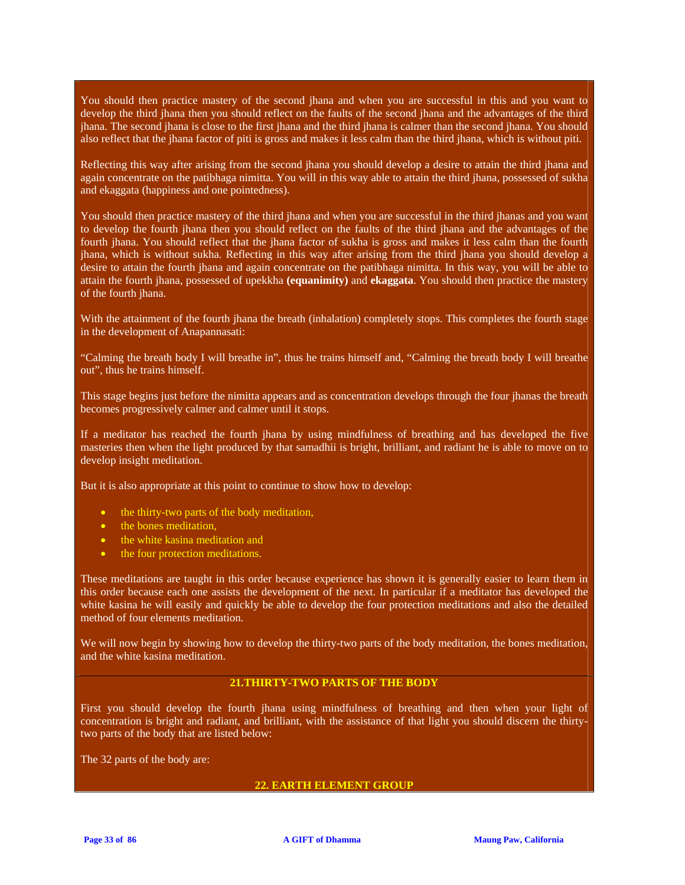You should then practice mastery of the second jhana and when you are successful in this and you want to develop the third jhana then you should reflect on the faults of the second jhana and the advantages of the third jhana. The second jhana is close to the first jhana and the third jhana is calmer than the second jhana. You should also reflect that the jhana factor of piti is gross and makes it less calm than the third jhana, which is without piti.

Reflecting this way after arising from the second jhana you should develop a desire to attain the third jhana and again concentrate on the patibhaga nimitta. You will in this way able to attain the third jhana, possessed of sukha and ekaggata (happiness and one pointedness).

You should then practice mastery of the third jhana and when you are successful in the third jhanas and you want to develop the fourth jhana then you should reflect on the faults of the third jhana and the advantages of the fourth jhana. You should reflect that the jhana factor of sukha is gross and makes it less calm than the fourth jhana, which is without sukha. Reflecting in this way after arising from the third jhana you should develop a desire to attain the fourth jhana and again concentrate on the patibhaga nimitta. In this way, you will be able to attain the fourth jhana, possessed of upekkha **(equanimity)** and **ekaggata**. You should then practice the mastery of the fourth jhana.

With the attainment of the fourth jhana the breath (inhalation) completely stops. This completes the fourth stage in the development of Anapannasati:

“Calming the breath body I will breathe in”, thus he trains himself and, “Calming the breath body I will breathe out”, thus he trains himself.

This stage begins just before the nimitta appears and as concentration develops through the four jhanas the breath becomes progressively calmer and calmer until it stops.

If a meditator has reached the fourth jhana by using mindfulness of breathing and has developed the five masteries then when the light produced by that samadhii is bright, brilliant, and radiant he is able to move on to develop insight meditation.

But it is also appropriate at this point to continue to show how to develop:

- the thirty-two parts of the body meditation,
- the bones meditation,
- the white kasina meditation and
- the four protection meditations.

These meditations are taught in this order because experience has shown it is generally easier to learn them in this order because each one assists the development of the next. In particular if a meditator has developed the white kasina he will easily and quickly be able to develop the four protection meditations and also the detailed method of four elements meditation.

We will now begin by showing how to develop the thirty-two parts of the body meditation, the bones meditation, and the white kasina meditation.

## 21.THIRTY-TWO PARTS OF THE BODY

First you should develop the fourth jhana using mindfulness of breathing and then when your light of concentration is bright and radiant, and brilliant, with the assistance of that light you should discern the thirty-two parts of the body that are listed below:

The 32 parts of the body are:

## 22. EARTH ELEMENT GROUP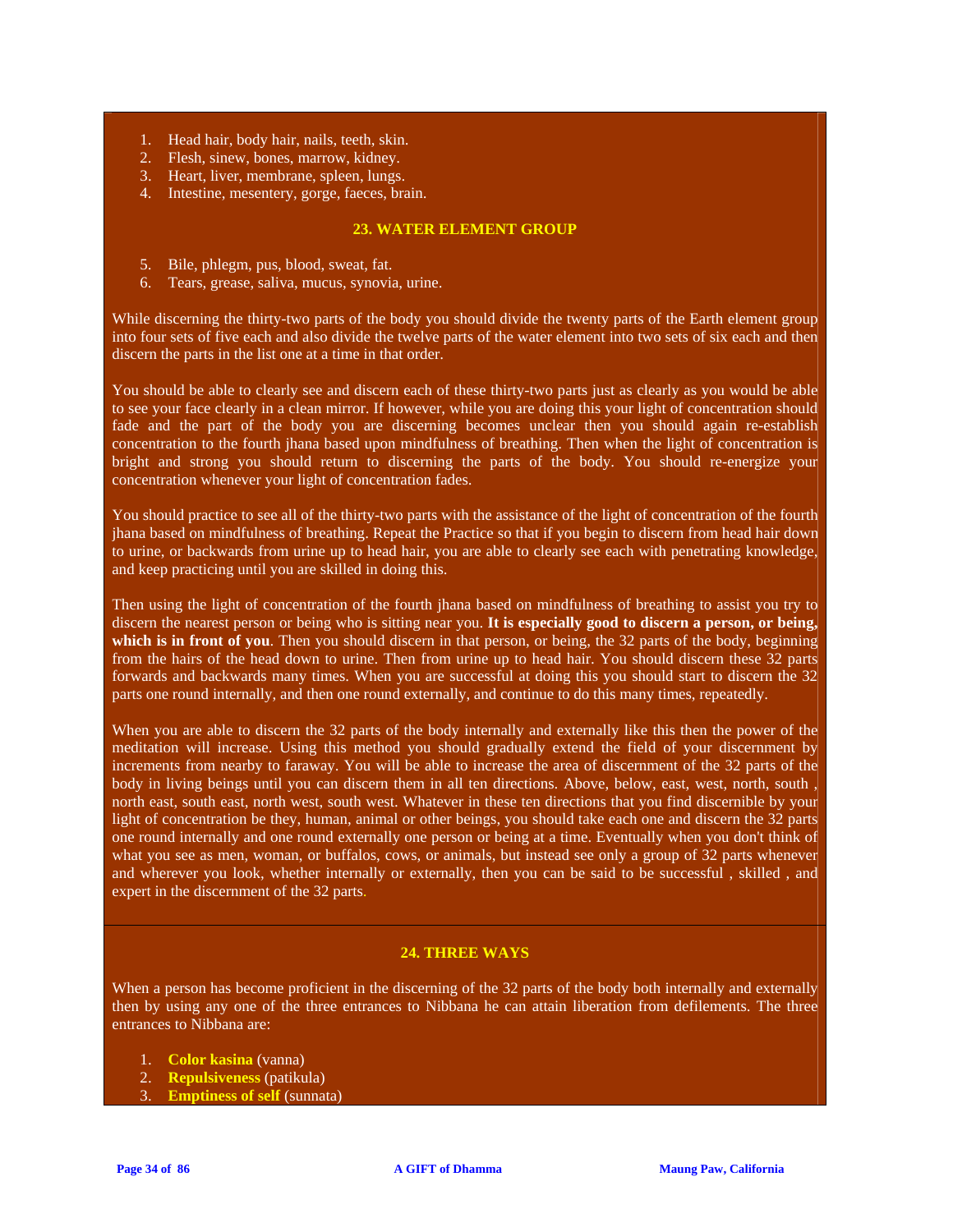1. Head hair, body hair, nails, teeth, skin.
2. Flesh, sinew, bones, marrow, kidney.
3. Heart, liver, membrane, spleen, lungs.
4. Intestine, mesentery, gorge, faeces, brain.

### 23. WATER ELEMENT GROUP

5. Bile, phlegm, pus, blood, sweat, fat.
6. Tears, grease, saliva, mucus, synovia, urine.

While discerning the thirty-two parts of the body you should divide the twenty parts of the Earth element group into four sets of five each and also divide the twelve parts of the water element into two sets of six each and then discern the parts in the list one at a time in that order.

You should be able to clearly see and discern each of these thirty-two parts just as clearly as you would be able to see your face clearly in a clean mirror. If however, while you are doing this your light of concentration should fade and the part of the body you are discerning becomes unclear then you should again re-establish concentration to the fourth jhana based upon mindfulness of breathing. Then when the light of concentration is bright and strong you should return to discerning the parts of the body. You should re-energize your concentration whenever your light of concentration fades.

You should practice to see all of the thirty-two parts with the assistance of the light of concentration of the fourth jhana based on mindfulness of breathing. Repeat the Practice so that if you begin to discern from head hair down to urine, or backwards from urine up to head hair, you are able to clearly see each with penetrating knowledge, and keep practicing until you are skilled in doing this.

Then using the light of concentration of the fourth jhana based on mindfulness of breathing to assist you try to discern the nearest person or being who is sitting near you. **It is especially good to discern a person, or being, which is in front of you**. Then you should discern in that person, or being, the 32 parts of the body, beginning from the hairs of the head down to urine. Then from urine up to head hair. You should discern these 32 parts forwards and backwards many times. When you are successful at doing this you should start to discern the 32 parts one round internally, and then one round externally, and continue to do this many times, repeatedly.

When you are able to discern the 32 parts of the body internally and externally like this then the power of the meditation will increase. Using this method you should gradually extend the field of your discernment by increments from nearby to faraway. You will be able to increase the area of discernment of the 32 parts of the body in living beings until you can discern them in all ten directions. Above, below, east, west, north, south , north east, south east, north west, south west. Whatever in these ten directions that you find discernible by your light of concentration be they, human, animal or other beings, you should take each one and discern the 32 parts one round internally and one round externally one person or being at a time. Eventually when you don't think of what you see as men, woman, or buffalos, cows, or animals, but instead see only a group of 32 parts whenever and wherever you look, whether internally or externally, then you can be said to be successful , skilled , and expert in the discernment of the 32 parts.

### 24. THREE WAYS

When a person has become proficient in the discerning of the 32 parts of the body both internally and externally then by using any one of the three entrances to Nibbana he can attain liberation from defilements. The three entrances to Nibbana are:

1. **Color kasina** (vanna)
2. **Repulsiveness** (patikula)
3. **Emptiness of self** (sunnata)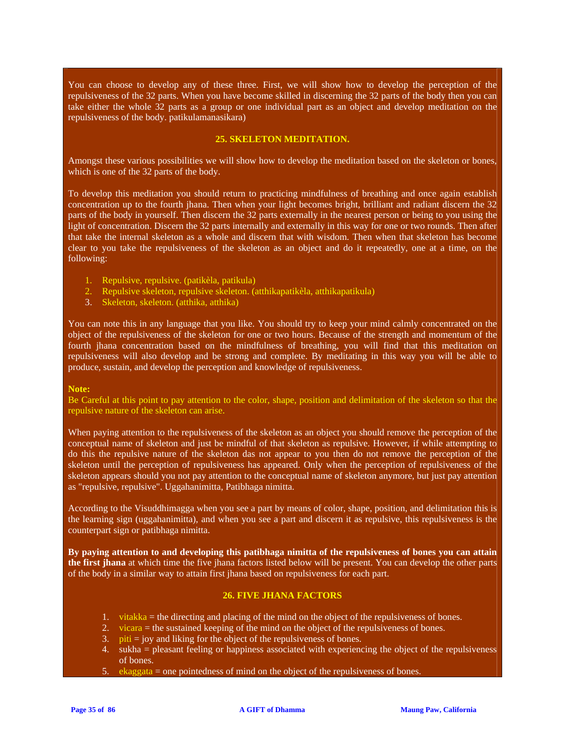You can choose to develop any of these three. First, we will show how to develop the perception of the repulsiveness of the 32 parts. When you have become skilled in discerning the 32 parts of the body then you can take either the whole 32 parts as a group or one individual part as an object and develop meditation on the repulsiveness of the body. patikulamanasikara)

## 25. SKELETON MEDITATION.

Amongst these various possibilities we will show how to develop the meditation based on the skeleton or bones, which is one of the 32 parts of the body.

To develop this meditation you should return to practicing mindfulness of breathing and once again establish concentration up to the fourth jhana. Then when your light becomes bright, brilliant and radiant discern the 32 parts of the body in yourself. Then discern the 32 parts externally in the nearest person or being to you using the light of concentration. Discern the 32 parts internally and externally in this way for one or two rounds. Then after that take the internal skeleton as a whole and discern that with wisdom. Then when that skeleton has become clear to you take the repulsiveness of the skeleton as an object and do it repeatedly, one at a time, on the following:

1. Repulsive, repulsive. (patikèla, patikula)
2. Repulsive skeleton, repulsive skeleton. (atthikapatikèla, atthikapatikula)
3. Skeleton, skeleton. (atthika, atthika)

You can note this in any language that you like. You should try to keep your mind calmly concentrated on the object of the repulsiveness of the skeleton for one or two hours. Because of the strength and momentum of the fourth jhana concentration based on the mindfulness of breathing, you will find that this meditation on repulsiveness will also develop and be strong and complete. By meditating in this way you will be able to produce, sustain, and develop the perception and knowledge of repulsiveness.

**Note:**
Be Careful at this point to pay attention to the color, shape, position and delimitation of the skeleton so that the repulsive nature of the skeleton can arise.

When paying attention to the repulsiveness of the skeleton as an object you should remove the perception of the conceptual name of skeleton and just be mindful of that skeleton as repulsive. However, if while attempting to do this the repulsive nature of the skeleton das not appear to you then do not remove the perception of the skeleton until the perception of repulsiveness has appeared. Only when the perception of repulsiveness of the skeleton appears should you not pay attention to the conceptual name of skeleton anymore, but just pay attention as "repulsive, repulsive". Uggahanimitta, Patibhaga nimitta.

According to the Visuddhimagga when you see a part by means of color, shape, position, and delimitation this is the learning sign (uggahanimitta), and when you see a part and discern it as repulsive, this repulsiveness is the counterpart sign or patibhaga nimitta.

**By paying attention to and developing this patibhaga nimitta of the repulsiveness of bones you can attain the first jhana** at which time the five jhana factors listed below will be present. You can develop the other parts of the body in a similar way to attain first jhana based on repulsiveness for each part.

## 26. FIVE JHANA FACTORS

1. vitakka = the directing and placing of the mind on the object of the repulsiveness of bones.
2. vicara = the sustained keeping of the mind on the object of the repulsiveness of bones.
3. piti = joy and liking for the object of the repulsiveness of bones.
4. sukha = pleasant feeling or happiness associated with experiencing the object of the repulsiveness of bones.
5. ekaggata = one pointedness of mind on the object of the repulsiveness of bones.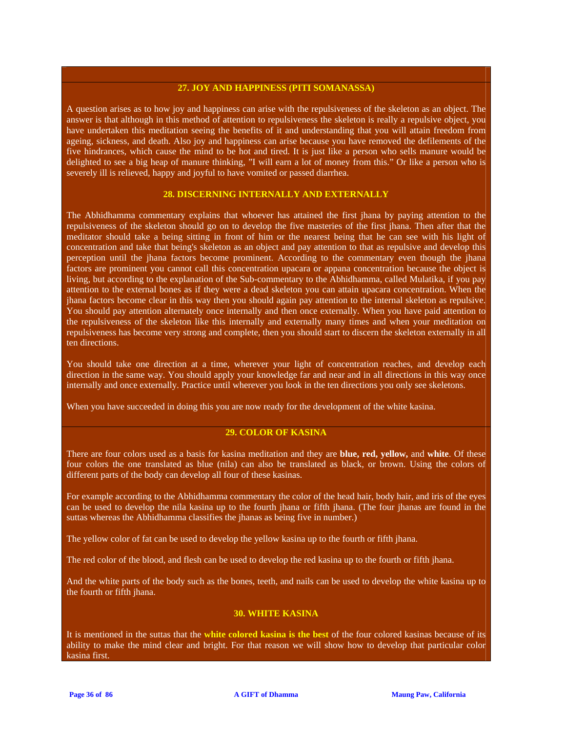### 27. JOY AND HAPPINESS (PITI SOMANASSA)

A question arises as to how joy and happiness can arise with the repulsiveness of the skeleton as an object. The answer is that although in this method of attention to repulsiveness the skeleton is really a repulsive object, you have undertaken this meditation seeing the benefits of it and understanding that you will attain freedom from ageing, sickness, and death. Also joy and happiness can arise because you have removed the defilements of the five hindrances, which cause the mind to be hot and tired. It is just like a person who sells manure would be delighted to see a big heap of manure thinking, "I will earn a lot of money from this." Or like a person who is severely ill is relieved, happy and joyful to have vomited or passed diarrhea.

### 28. DISCERNING INTERNALLY AND EXTERNALLY

The Abhidhamma commentary explains that whoever has attained the first jhana by paying attention to the repulsiveness of the skeleton should go on to develop the five masteries of the first jhana. Then after that the meditator should take a being sitting in front of him or the nearest being that he can see with his light of concentration and take that being's skeleton as an object and pay attention to that as repulsive and develop this perception until the jhana factors become prominent. According to the commentary even though the jhana factors are prominent you cannot call this concentration upacara or appana concentration because the object is living, but according to the explanation of the Sub-commentary to the Abhidhamma, called Mulatika, if you pay attention to the external bones as if they were a dead skeleton you can attain upacara concentration. When the jhana factors become clear in this way then you should again pay attention to the internal skeleton as repulsive. You should pay attention alternately once internally and then once externally. When you have paid attention to the repulsiveness of the skeleton like this internally and externally many times and when your meditation on repulsiveness has become very strong and complete, then you should start to discern the skeleton externally in all ten directions.

You should take one direction at a time, wherever your light of concentration reaches, and develop each direction in the same way. You should apply your knowledge far and near and in all directions in this way once internally and once externally. Practice until wherever you look in the ten directions you only see skeletons.

When you have succeeded in doing this you are now ready for the development of the white kasina.

### 29. COLOR OF KASINA

There are four colors used as a basis for kasina meditation and they are **blue, red, yellow,** and **white**. Of these four colors the one translated as blue (nila) can also be translated as black, or brown. Using the colors of different parts of the body can develop all four of these kasinas.

For example according to the Abhidhamma commentary the color of the head hair, body hair, and iris of the eyes can be used to develop the nila kasina up to the fourth jhana or fifth jhana. (The four jhanas are found in the suttas whereas the Abhidhamma classifies the jhanas as being five in number.)

The yellow color of fat can be used to develop the yellow kasina up to the fourth or fifth jhana.

The red color of the blood, and flesh can be used to develop the red kasina up to the fourth or fifth jhana.

And the white parts of the body such as the bones, teeth, and nails can be used to develop the white kasina up to the fourth or fifth jhana.

### 30. WHITE KASINA

It is mentioned in the suttas that the **white colored kasina is the best** of the four colored kasinas because of its ability to make the mind clear and bright. For that reason we will show how to develop that particular color kasina first.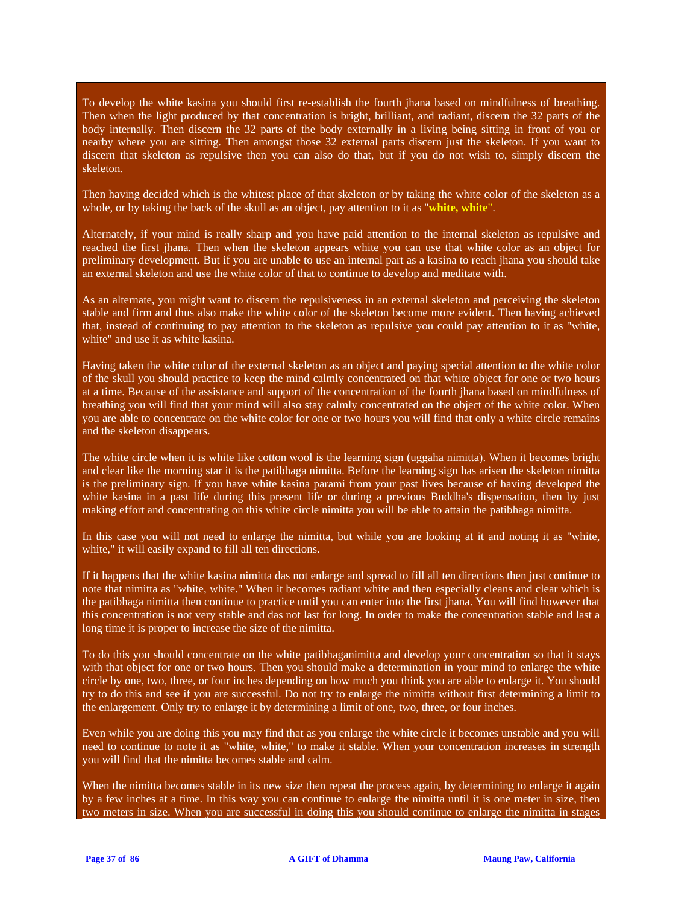To develop the white kasina you should first re-establish the fourth jhana based on mindfulness of breathing. Then when the light produced by that concentration is bright, brilliant, and radiant, discern the 32 parts of the body internally. Then discern the 32 parts of the body externally in a living being sitting in front of you or nearby where you are sitting. Then amongst those 32 external parts discern just the skeleton. If you want to discern that skeleton as repulsive then you can also do that, but if you do not wish to, simply discern the skeleton.

Then having decided which is the whitest place of that skeleton or by taking the white color of the skeleton as a whole, or by taking the back of the skull as an object, pay attention to it as "**white, white**".

Alternately, if your mind is really sharp and you have paid attention to the internal skeleton as repulsive and reached the first jhana. Then when the skeleton appears white you can use that white color as an object for preliminary development. But if you are unable to use an internal part as a kasina to reach jhana you should take an external skeleton and use the white color of that to continue to develop and meditate with.

As an alternate, you might want to discern the repulsiveness in an external skeleton and perceiving the skeleton stable and firm and thus also make the white color of the skeleton become more evident. Then having achieved that, instead of continuing to pay attention to the skeleton as repulsive you could pay attention to it as "white, white" and use it as white kasina.

Having taken the white color of the external skeleton as an object and paying special attention to the white color of the skull you should practice to keep the mind calmly concentrated on that white object for one or two hours at a time. Because of the assistance and support of the concentration of the fourth jhana based on mindfulness of breathing you will find that your mind will also stay calmly concentrated on the object of the white color. When you are able to concentrate on the white color for one or two hours you will find that only a white circle remains and the skeleton disappears.

The white circle when it is white like cotton wool is the learning sign (uggaha nimitta). When it becomes bright and clear like the morning star it is the patibhaga nimitta. Before the learning sign has arisen the skeleton nimitta is the preliminary sign. If you have white kasina parami from your past lives because of having developed the white kasina in a past life during this present life or during a previous Buddha's dispensation, then by just making effort and concentrating on this white circle nimitta you will be able to attain the patibhaga nimitta.

In this case you will not need to enlarge the nimitta, but while you are looking at it and noting it as "white, white," it will easily expand to fill all ten directions.

If it happens that the white kasina nimitta das not enlarge and spread to fill all ten directions then just continue to note that nimitta as "white, white." When it becomes radiant white and then especially cleans and clear which is the patibhaga nimitta then continue to practice until you can enter into the first jhana. You will find however that this concentration is not very stable and das not last for long. In order to make the concentration stable and last a long time it is proper to increase the size of the nimitta.

To do this you should concentrate on the white patibhaganimitta and develop your concentration so that it stays with that object for one or two hours. Then you should make a determination in your mind to enlarge the white circle by one, two, three, or four inches depending on how much you think you are able to enlarge it. You should try to do this and see if you are successful. Do not try to enlarge the nimitta without first determining a limit to the enlargement. Only try to enlarge it by determining a limit of one, two, three, or four inches.

Even while you are doing this you may find that as you enlarge the white circle it becomes unstable and you will need to continue to note it as "white, white," to make it stable. When your concentration increases in strength you will find that the nimitta becomes stable and calm.

When the nimitta becomes stable in its new size then repeat the process again, by determining to enlarge it again by a few inches at a time. In this way you can continue to enlarge the nimitta until it is one meter in size, then two meters in size. When you are successful in doing this you should continue to enlarge the nimitta in stages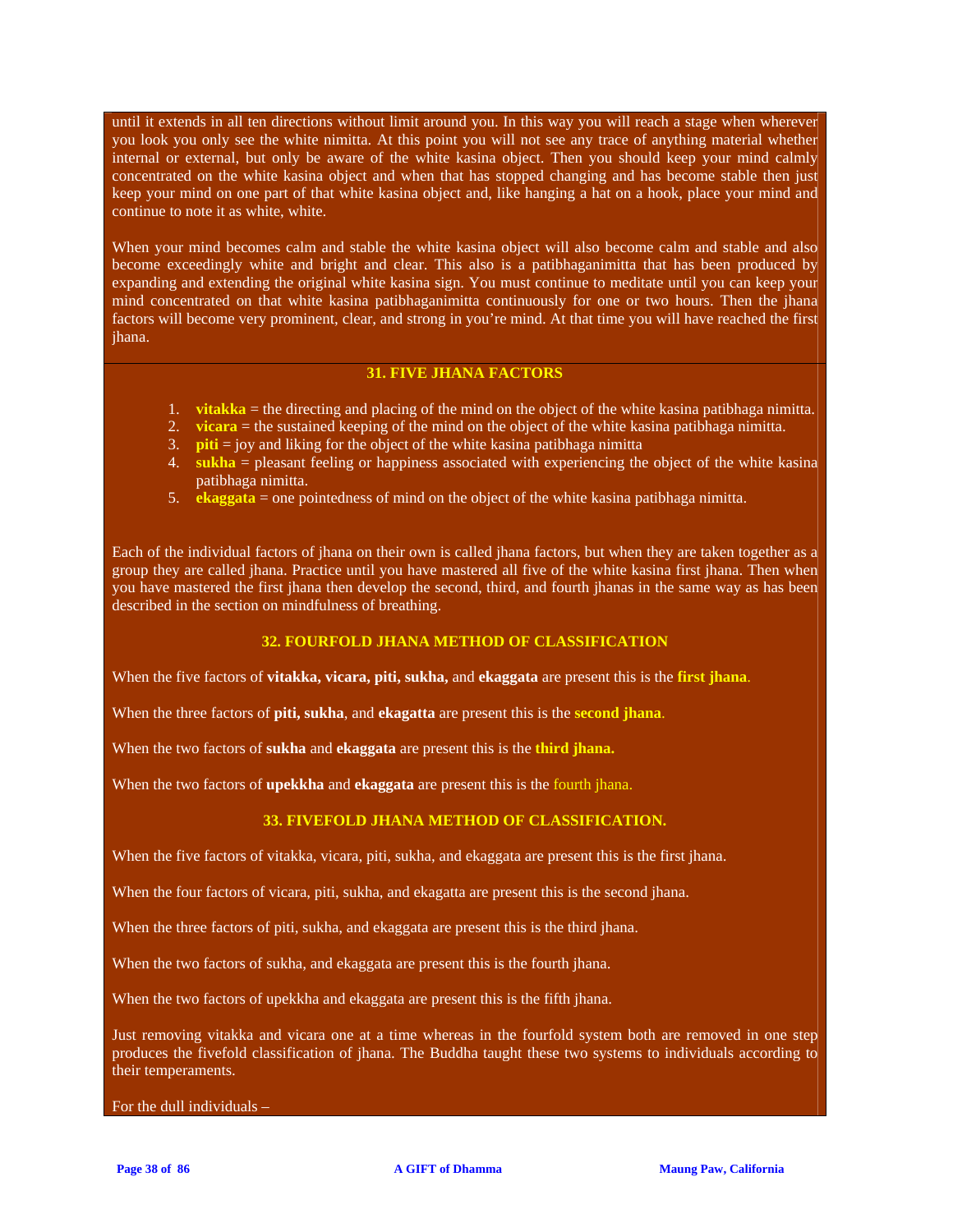until it extends in all ten directions without limit around you. In this way you will reach a stage when wherever you look you only see the white nimitta. At this point you will not see any trace of anything material whether internal or external, but only be aware of the white kasina object. Then you should keep your mind calmly concentrated on the white kasina object and when that has stopped changing and has become stable then just keep your mind on one part of that white kasina object and, like hanging a hat on a hook, place your mind and continue to note it as white, white.

When your mind becomes calm and stable the white kasina object will also become calm and stable and also become exceedingly white and bright and clear. This also is a patibhaganimitta that has been produced by expanding and extending the original white kasina sign. You must continue to meditate until you can keep your mind concentrated on that white kasina patibhaganimitta continuously for one or two hours. Then the jhana factors will become very prominent, clear, and strong in you're mind. At that time you will have reached the first jhana.

## 31. FIVE JHANA FACTORS

1. **vitakka** = the directing and placing of the mind on the object of the white kasina patibhaga nimitta.
2. **vicara** = the sustained keeping of the mind on the object of the white kasina patibhaga nimitta.
3. **piti** = joy and liking for the object of the white kasina patibhaga nimitta
4. **sukha** = pleasant feeling or happiness associated with experiencing the object of the white kasina patibhaga nimitta.
5. **ekaggata** = one pointedness of mind on the object of the white kasina patibhaga nimitta.

Each of the individual factors of jhana on their own is called jhana factors, but when they are taken together as a group they are called jhana. Practice until you have mastered all five of the white kasina first jhana. Then when you have mastered the first jhana then develop the second, third, and fourth jhanas in the same way as has been described in the section on mindfulness of breathing.

## 32. FOURFOLD JHANA METHOD OF CLASSIFICATION

When the five factors of **vitakka, vicara, piti, sukha,** and **ekaggata** are present this is the **first jhana**.

When the three factors of **piti, sukha**, and **ekagatta** are present this is the **second jhana**.

When the two factors of **sukha** and **ekaggata** are present this is the **third jhana.**

When the two factors of **upekkha** and **ekaggata** are present this is the fourth jhana.

## 33. FIVEFOLD JHANA METHOD OF CLASSIFICATION.

When the five factors of vitakka, vicara, piti, sukha, and ekaggata are present this is the first jhana.

When the four factors of vicara, piti, sukha, and ekagatta are present this is the second jhana.

When the three factors of piti, sukha, and ekaggata are present this is the third jhana.

When the two factors of sukha, and ekaggata are present this is the fourth jhana.

When the two factors of upekkha and ekaggata are present this is the fifth jhana.

Just removing vitakka and vicara one at a time whereas in the fourfold system both are removed in one step produces the fivefold classification of jhana. The Buddha taught these two systems to individuals according to their temperaments.

For the dull individuals –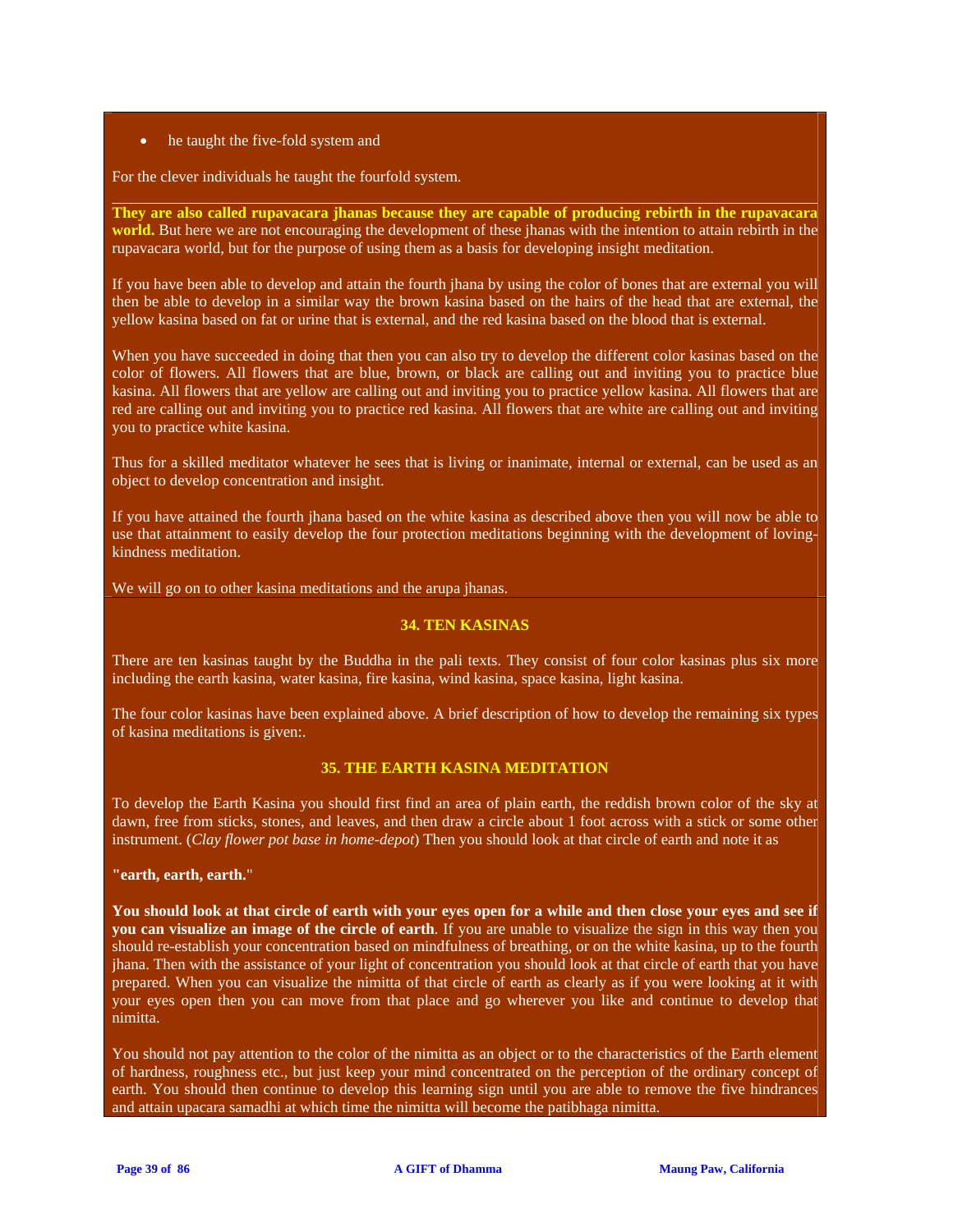- he taught the five-fold system and

For the clever individuals he taught the fourfold system.

**They are also called rupavacara jhanas because they are capable of producing rebirth in the rupavacara world.** But here we are not encouraging the development of these jhanas with the intention to attain rebirth in the rupavacara world, but for the purpose of using them as a basis for developing insight meditation.

If you have been able to develop and attain the fourth jhana by using the color of bones that are external you will then be able to develop in a similar way the brown kasina based on the hairs of the head that are external, the yellow kasina based on fat or urine that is external, and the red kasina based on the blood that is external.

When you have succeeded in doing that then you can also try to develop the different color kasinas based on the color of flowers. All flowers that are blue, brown, or black are calling out and inviting you to practice blue kasina. All flowers that are yellow are calling out and inviting you to practice yellow kasina. All flowers that are red are calling out and inviting you to practice red kasina. All flowers that are white are calling out and inviting you to practice white kasina.

Thus for a skilled meditator whatever he sees that is living or inanimate, internal or external, can be used as an object to develop concentration and insight.

If you have attained the fourth jhana based on the white kasina as described above then you will now be able to use that attainment to easily develop the four protection meditations beginning with the development of loving-kindness meditation.

We will go on to other kasina meditations and the arupa jhanas.

## 34. TEN KASINAS

There are ten kasinas taught by the Buddha in the pali texts. They consist of four color kasinas plus six more including the earth kasina, water kasina, fire kasina, wind kasina, space kasina, light kasina.

The four color kasinas have been explained above. A brief description of how to develop the remaining six types of kasina meditations is given:.

## 35. THE EARTH KASINA MEDITATION

To develop the Earth Kasina you should first find an area of plain earth, the reddish brown color of the sky at dawn, free from sticks, stones, and leaves, and then draw a circle about 1 foot across with a stick or some other instrument. (*Clay flower pot base in home-depot*) Then you should look at that circle of earth and note it as

**"earth, earth, earth."**

**You should look at that circle of earth with your eyes open for a while and then close your eyes and see if you can visualize an image of the circle of earth**. If you are unable to visualize the sign in this way then you should re-establish your concentration based on mindfulness of breathing, or on the white kasina, up to the fourth jhana. Then with the assistance of your light of concentration you should look at that circle of earth that you have prepared. When you can visualize the nimitta of that circle of earth as clearly as if you were looking at it with your eyes open then you can move from that place and go wherever you like and continue to develop that nimitta.

You should not pay attention to the color of the nimitta as an object or to the characteristics of the Earth element of hardness, roughness etc., but just keep your mind concentrated on the perception of the ordinary concept of earth. You should then continue to develop this learning sign until you are able to remove the five hindrances and attain upacara samadhi at which time the nimitta will become the patibhaga nimitta.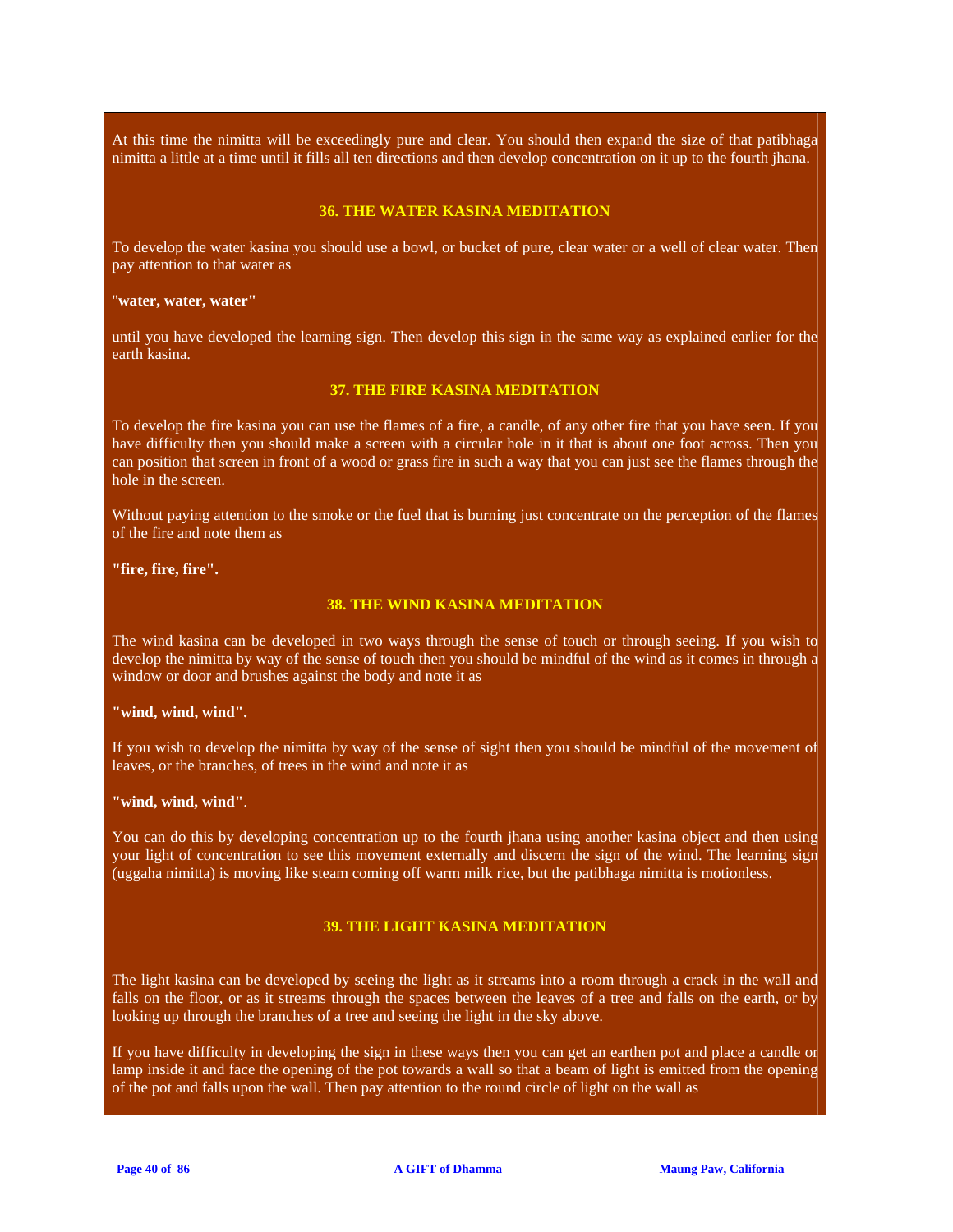At this time the nimitta will be exceedingly pure and clear. You should then expand the size of that patibhaga nimitta a little at a time until it fills all ten directions and then develop concentration on it up to the fourth jhana.

## 36. THE WATER KASINA MEDITATION

To develop the water kasina you should use a bowl, or bucket of pure, clear water or a well of clear water. Then pay attention to that water as

"**water, water, water"**

until you have developed the learning sign. Then develop this sign in the same way as explained earlier for the earth kasina.

## 37. THE FIRE KASINA MEDITATION

To develop the fire kasina you can use the flames of a fire, a candle, of any other fire that you have seen. If you have difficulty then you should make a screen with a circular hole in it that is about one foot across. Then you can position that screen in front of a wood or grass fire in such a way that you can just see the flames through the hole in the screen.

Without paying attention to the smoke or the fuel that is burning just concentrate on the perception of the flames of the fire and note them as

**"fire, fire, fire".**

## 38. THE WIND KASINA MEDITATION

The wind kasina can be developed in two ways through the sense of touch or through seeing. If you wish to develop the nimitta by way of the sense of touch then you should be mindful of the wind as it comes in through a window or door and brushes against the body and note it as

**"wind, wind, wind".**

If you wish to develop the nimitta by way of the sense of sight then you should be mindful of the movement of leaves, or the branches, of trees in the wind and note it as

**"wind, wind, wind"**.

You can do this by developing concentration up to the fourth jhana using another kasina object and then using your light of concentration to see this movement externally and discern the sign of the wind. The learning sign (uggaha nimitta) is moving like steam coming off warm milk rice, but the patibhaga nimitta is motionless.

## 39. THE LIGHT KASINA MEDITATION

The light kasina can be developed by seeing the light as it streams into a room through a crack in the wall and falls on the floor, or as it streams through the spaces between the leaves of a tree and falls on the earth, or by looking up through the branches of a tree and seeing the light in the sky above.

If you have difficulty in developing the sign in these ways then you can get an earthen pot and place a candle or lamp inside it and face the opening of the pot towards a wall so that a beam of light is emitted from the opening of the pot and falls upon the wall. Then pay attention to the round circle of light on the wall as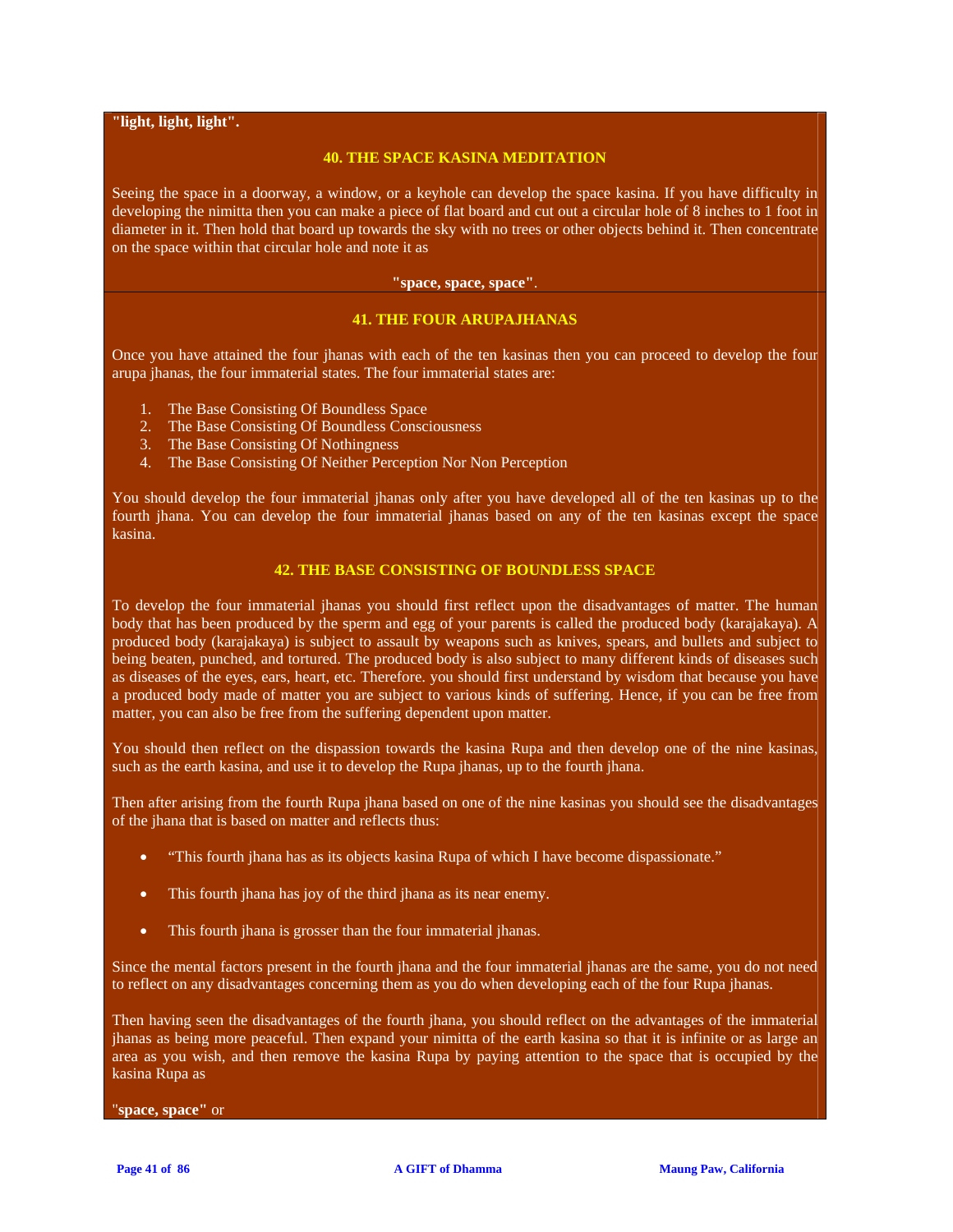**"light, light, light".**

## 40. THE SPACE KASINA MEDITATION

Seeing the space in a doorway, a window, or a keyhole can develop the space kasina. If you have difficulty in developing the nimitta then you can make a piece of flat board and cut out a circular hole of 8 inches to 1 foot in diameter in it. Then hold that board up towards the sky with no trees or other objects behind it. Then concentrate on the space within that circular hole and note it as

**"space, space, space"**.

## 41. THE FOUR ARUPAJHANAS

Once you have attained the four jhanas with each of the ten kasinas then you can proceed to develop the four arupa jhanas, the four immaterial states. The four immaterial states are:

1. The Base Consisting Of Boundless Space
2. The Base Consisting Of Boundless Consciousness
3. The Base Consisting Of Nothingness
4. The Base Consisting Of Neither Perception Nor Non Perception

You should develop the four immaterial jhanas only after you have developed all of the ten kasinas up to the fourth jhana. You can develop the four immaterial jhanas based on any of the ten kasinas except the space kasina.

## 42. THE BASE CONSISTING OF BOUNDLESS SPACE

To develop the four immaterial jhanas you should first reflect upon the disadvantages of matter. The human body that has been produced by the sperm and egg of your parents is called the produced body (karajakaya). A produced body (karajakaya) is subject to assault by weapons such as knives, spears, and bullets and subject to being beaten, punched, and tortured. The produced body is also subject to many different kinds of diseases such as diseases of the eyes, ears, heart, etc. Therefore. you should first understand by wisdom that because you have a produced body made of matter you are subject to various kinds of suffering. Hence, if you can be free from matter, you can also be free from the suffering dependent upon matter.

You should then reflect on the dispassion towards the kasina Rupa and then develop one of the nine kasinas, such as the earth kasina, and use it to develop the Rupa jhanas, up to the fourth jhana.

Then after arising from the fourth Rupa jhana based on one of the nine kasinas you should see the disadvantages of the jhana that is based on matter and reflects thus:

- "This fourth jhana has as its objects kasina Rupa of which I have become dispassionate."
- This fourth jhana has joy of the third jhana as its near enemy.
- This fourth jhana is grosser than the four immaterial jhanas.

Since the mental factors present in the fourth jhana and the four immaterial jhanas are the same, you do not need to reflect on any disadvantages concerning them as you do when developing each of the four Rupa jhanas.

Then having seen the disadvantages of the fourth jhana, you should reflect on the advantages of the immaterial jhanas as being more peaceful. Then expand your nimitta of the earth kasina so that it is infinite or as large an area as you wish, and then remove the kasina Rupa by paying attention to the space that is occupied by the kasina Rupa as

"**space, space"** or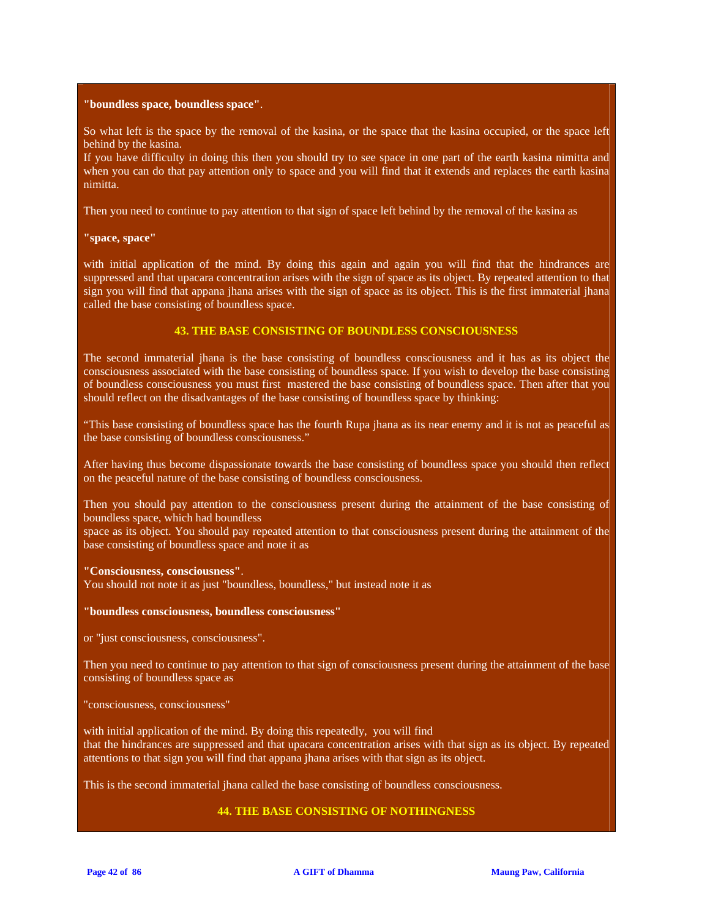**"boundless space, boundless space"**.

So what left is the space by the removal of the kasina, or the space that the kasina occupied, or the space left behind by the kasina.
If you have difficulty in doing this then you should try to see space in one part of the earth kasina nimitta and when you can do that pay attention only to space and you will find that it extends and replaces the earth kasina nimitta.

Then you need to continue to pay attention to that sign of space left behind by the removal of the kasina as

**"space, space"**

with initial application of the mind. By doing this again and again you will find that the hindrances are suppressed and that upacara concentration arises with the sign of space as its object. By repeated attention to that sign you will find that appana jhana arises with the sign of space as its object. This is the first immaterial jhana called the base consisting of boundless space.

## 43. THE BASE CONSISTING OF BOUNDLESS CONSCIOUSNESS

The second immaterial jhana is the base consisting of boundless consciousness and it has as its object the consciousness associated with the base consisting of boundless space. If you wish to develop the base consisting of boundless consciousness you must first mastered the base consisting of boundless space. Then after that you should reflect on the disadvantages of the base consisting of boundless space by thinking:

“This base consisting of boundless space has the fourth Rupa jhana as its near enemy and it is not as peaceful as the base consisting of boundless consciousness.”

After having thus become dispassionate towards the base consisting of boundless space you should then reflect on the peaceful nature of the base consisting of boundless consciousness.

Then you should pay attention to the consciousness present during the attainment of the base consisting of boundless space, which had boundless
space as its object. You should pay repeated attention to that consciousness present during the attainment of the base consisting of boundless space and note it as

**"Consciousness, consciousness"**.
You should not note it as just "boundless, boundless," but instead note it as

**"boundless consciousness, boundless consciousness"**

or "just consciousness, consciousness".

Then you need to continue to pay attention to that sign of consciousness present during the attainment of the base consisting of boundless space as

"consciousness, consciousness"

with initial application of the mind. By doing this repeatedly, you will find
that the hindrances are suppressed and that upacara concentration arises with that sign as its object. By repeated attentions to that sign you will find that appana jhana arises with that sign as its object.

This is the second immaterial jhana called the base consisting of boundless consciousness.

## 44. THE BASE CONSISTING OF NOTHINGNESS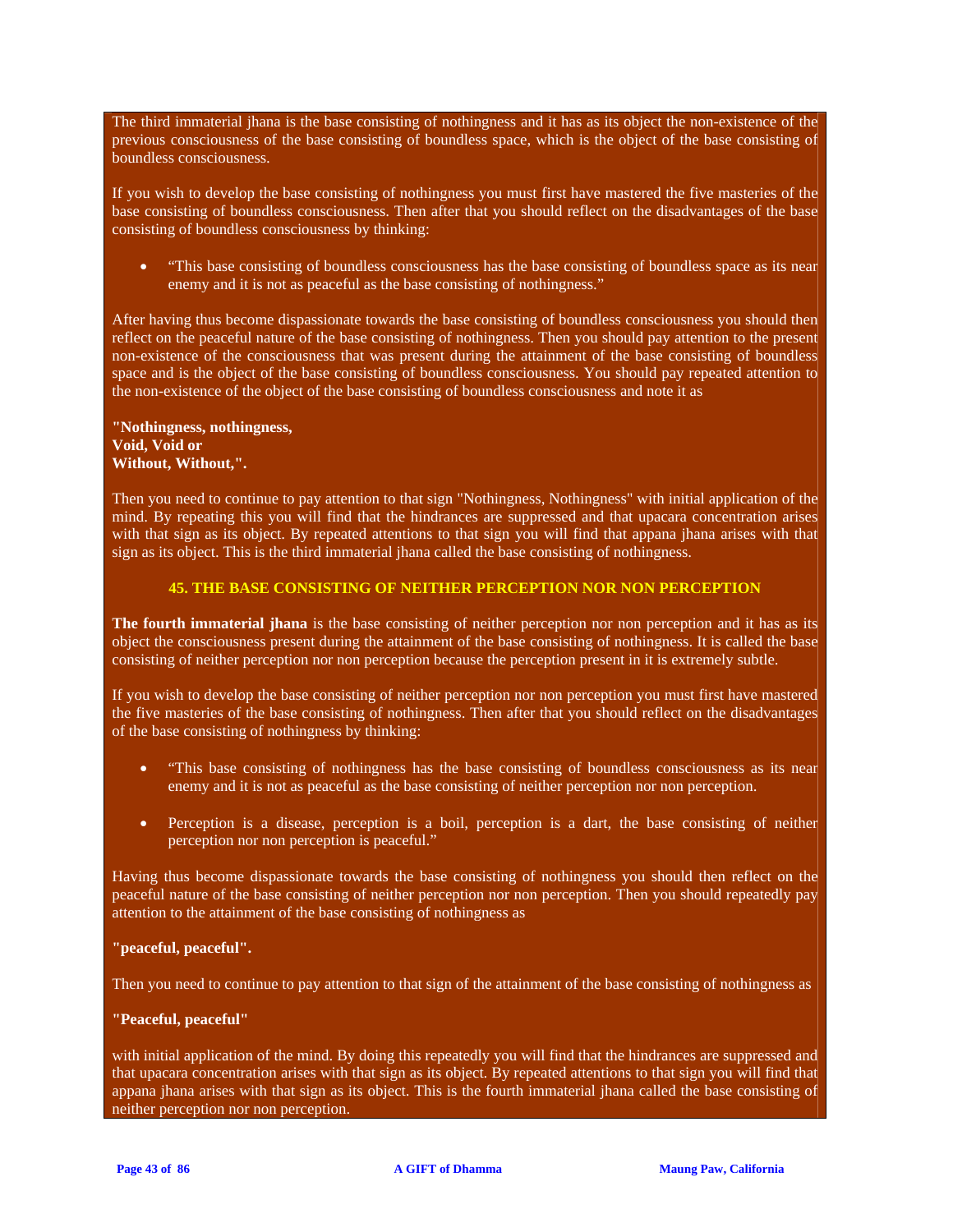The third immaterial jhana is the base consisting of nothingness and it has as its object the non-existence of the previous consciousness of the base consisting of boundless space, which is the object of the base consisting of boundless consciousness.

If you wish to develop the base consisting of nothingness you must first have mastered the five masteries of the base consisting of boundless consciousness. Then after that you should reflect on the disadvantages of the base consisting of boundless consciousness by thinking:

- "This base consisting of boundless consciousness has the base consisting of boundless space as its near enemy and it is not as peaceful as the base consisting of nothingness."

After having thus become dispassionate towards the base consisting of boundless consciousness you should then reflect on the peaceful nature of the base consisting of nothingness. Then you should pay attention to the present non-existence of the consciousness that was present during the attainment of the base consisting of boundless space and is the object of the base consisting of boundless consciousness. You should pay repeated attention to the non-existence of the object of the base consisting of boundless consciousness and note it as

**"Nothingness, nothingness,**
**Void, Void or**
**Without, Without,".**

Then you need to continue to pay attention to that sign "Nothingness, Nothingness" with initial application of the mind. By repeating this you will find that the hindrances are suppressed and that upacara concentration arises with that sign as its object. By repeated attentions to that sign you will find that appana jhana arises with that sign as its object. This is the third immaterial jhana called the base consisting of nothingness.

## 45. THE BASE CONSISTING OF NEITHER PERCEPTION NOR NON PERCEPTION

**The fourth immaterial jhana** is the base consisting of neither perception nor non perception and it has as its object the consciousness present during the attainment of the base consisting of nothingness. It is called the base consisting of neither perception nor non perception because the perception present in it is extremely subtle.

If you wish to develop the base consisting of neither perception nor non perception you must first have mastered the five masteries of the base consisting of nothingness. Then after that you should reflect on the disadvantages of the base consisting of nothingness by thinking:

- "This base consisting of nothingness has the base consisting of boundless consciousness as its near enemy and it is not as peaceful as the base consisting of neither perception nor non perception.
- Perception is a disease, perception is a boil, perception is a dart, the base consisting of neither perception nor non perception is peaceful."

Having thus become dispassionate towards the base consisting of nothingness you should then reflect on the peaceful nature of the base consisting of neither perception nor non perception. Then you should repeatedly pay attention to the attainment of the base consisting of nothingness as

**"peaceful, peaceful".**

Then you need to continue to pay attention to that sign of the attainment of the base consisting of nothingness as

**"Peaceful, peaceful"**

with initial application of the mind. By doing this repeatedly you will find that the hindrances are suppressed and that upacara concentration arises with that sign as its object. By repeated attentions to that sign you will find that appana jhana arises with that sign as its object. This is the fourth immaterial jhana called the base consisting of neither perception nor non perception.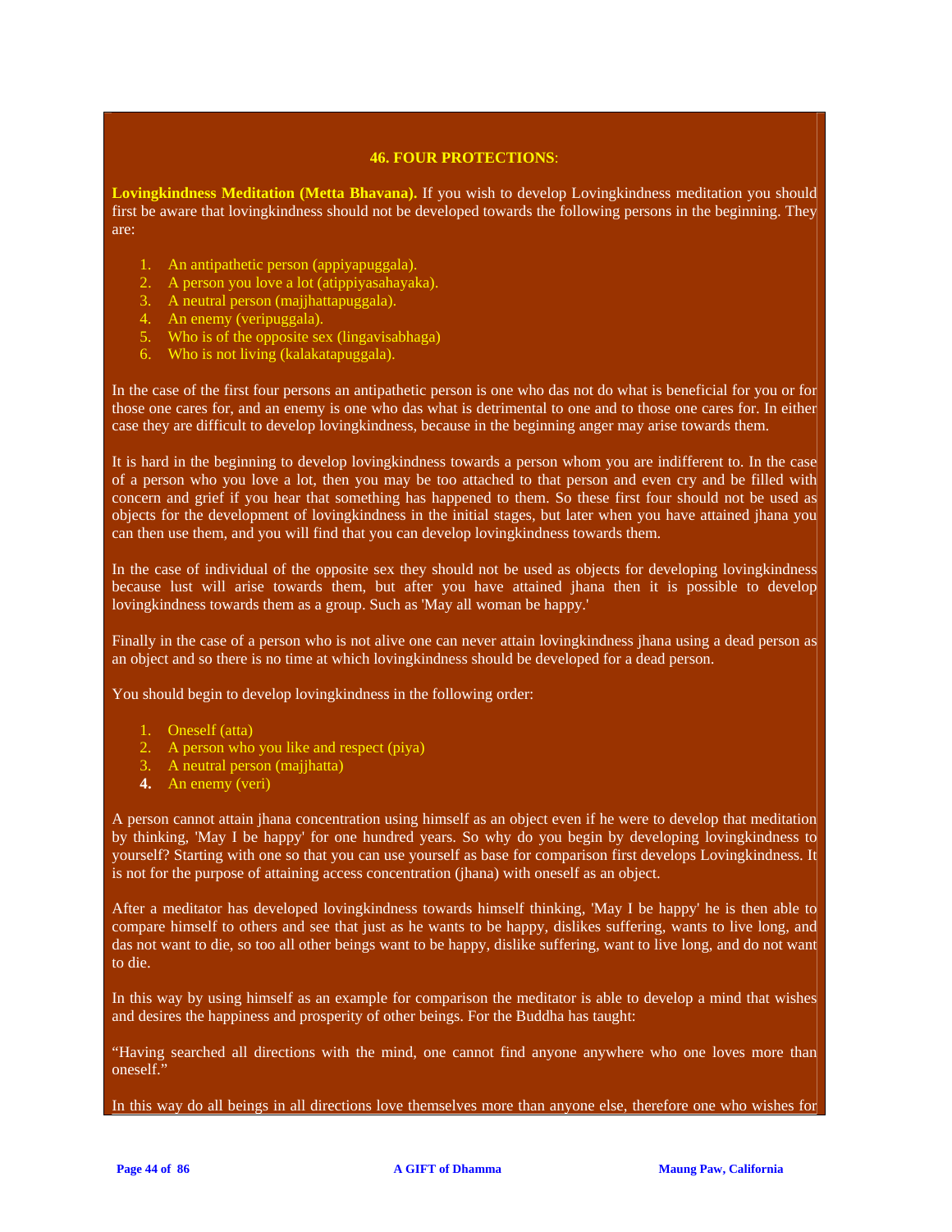## 46. FOUR PROTECTIONS:

**Lovingkindness Meditation (Metta Bhavana).** If you wish to develop Lovingkindness meditation you should first be aware that lovingkindness should not be developed towards the following persons in the beginning. They are:

1. An antipathetic person (appiyapuggala).
2. A person you love a lot (atippiyasahayaka).
3. A neutral person (majjhattapuggala).
4. An enemy (veripuggala).
5. Who is of the opposite sex (lingavisabhaga)
6. Who is not living (kalakatapuggala).

In the case of the first four persons an antipathetic person is one who das not do what is beneficial for you or for those one cares for, and an enemy is one who das what is detrimental to one and to those one cares for. In either case they are difficult to develop lovingkindness, because in the beginning anger may arise towards them.

It is hard in the beginning to develop lovingkindness towards a person whom you are indifferent to. In the case of a person who you love a lot, then you may be too attached to that person and even cry and be filled with concern and grief if you hear that something has happened to them. So these first four should not be used as objects for the development of lovingkindness in the initial stages, but later when you have attained jhana you can then use them, and you will find that you can develop lovingkindness towards them.

In the case of individual of the opposite sex they should not be used as objects for developing lovingkindness because lust will arise towards them, but after you have attained jhana then it is possible to develop lovingkindness towards them as a group. Such as 'May all woman be happy.'

Finally in the case of a person who is not alive one can never attain lovingkindness jhana using a dead person as an object and so there is no time at which lovingkindness should be developed for a dead person.

You should begin to develop lovingkindness in the following order:

1. Oneself (atta)
2. A person who you like and respect (piya)
3. A neutral person (majjhatta)
4. An enemy (veri)

A person cannot attain jhana concentration using himself as an object even if he were to develop that meditation by thinking, 'May I be happy' for one hundred years. So why do you begin by developing lovingkindness to yourself? Starting with one so that you can use yourself as base for comparison first develops Lovingkindness. It is not for the purpose of attaining access concentration (jhana) with oneself as an object.

After a meditator has developed lovingkindness towards himself thinking, 'May I be happy' he is then able to compare himself to others and see that just as he wants to be happy, dislikes suffering, wants to live long, and das not want to die, so too all other beings want to be happy, dislike suffering, want to live long, and do not want to die.

In this way by using himself as an example for comparison the meditator is able to develop a mind that wishes and desires the happiness and prosperity of other beings. For the Buddha has taught:

"Having searched all directions with the mind, one cannot find anyone anywhere who one loves more than oneself."

In this way do all beings in all directions love themselves more than anyone else, therefore one who wishes for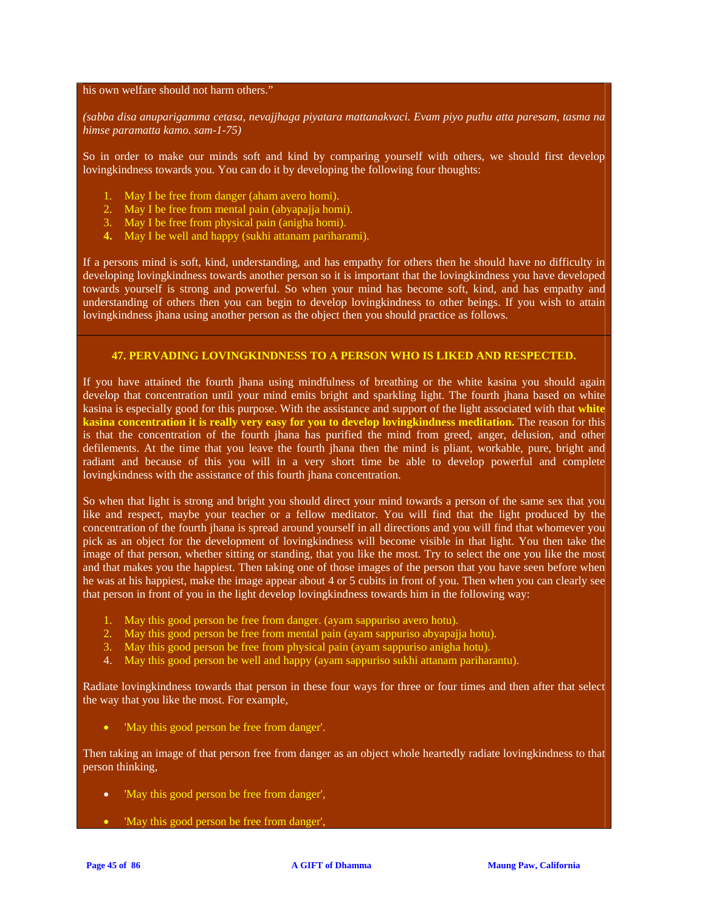his own welfare should not harm others."

*(sabba disa anuparigamma cetasa, nevajjhaga piyatara mattanakvaci. Evam piyo puthu atta paresam, tasma na himse paramatta kamo. sam-1-75)*

So in order to make our minds soft and kind by comparing yourself with others, we should first develop lovingkindness towards you. You can do it by developing the following four thoughts:

1. May I be free from danger (aham avero homi).
2. May I be free from mental pain (abyapajja homi).
3. May I be free from physical pain (anigha homi).
4. May I be well and happy (sukhi attanam pariharami).

If a persons mind is soft, kind, understanding, and has empathy for others then he should have no difficulty in developing lovingkindness towards another person so it is important that the lovingkindness you have developed towards yourself is strong and powerful. So when your mind has become soft, kind, and has empathy and understanding of others then you can begin to develop lovingkindness to other beings. If you wish to attain lovingkindness jhana using another person as the object then you should practice as follows.

### 47. PERVADING LOVINGKINDNESS TO A PERSON WHO IS LIKED AND RESPECTED.

If you have attained the fourth jhana using mindfulness of breathing or the white kasina you should again develop that concentration until your mind emits bright and sparkling light. The fourth jhana based on white kasina is especially good for this purpose. With the assistance and support of the light associated with that **white kasina concentration it is really very easy for you to develop lovingkindness meditation.** The reason for this is that the concentration of the fourth jhana has purified the mind from greed, anger, delusion, and other defilements. At the time that you leave the fourth jhana then the mind is pliant, workable, pure, bright and radiant and because of this you will in a very short time be able to develop powerful and complete lovingkindness with the assistance of this fourth jhana concentration.

So when that light is strong and bright you should direct your mind towards a person of the same sex that you like and respect, maybe your teacher or a fellow meditator. You will find that the light produced by the concentration of the fourth jhana is spread around yourself in all directions and you will find that whomever you pick as an object for the development of lovingkindness will become visible in that light. You then take the image of that person, whether sitting or standing, that you like the most. Try to select the one you like the most and that makes you the happiest. Then taking one of those images of the person that you have seen before when he was at his happiest, make the image appear about 4 or 5 cubits in front of you. Then when you can clearly see that person in front of you in the light develop lovingkindness towards him in the following way:

1. May this good person be free from danger. (ayam sappuriso avero hotu).
2. May this good person be free from mental pain (ayam sappuriso abyapajja hotu).
3. May this good person be free from physical pain (ayam sappuriso anigha hotu).
4. May this good person be well and happy (ayam sappuriso sukhi attanam pariharantu).

Radiate lovingkindness towards that person in these four ways for three or four times and then after that select the way that you like the most. For example,

- 'May this good person be free from danger'.

Then taking an image of that person free from danger as an object whole heartedly radiate lovingkindness to that person thinking,

- 'May this good person be free from danger',
- 'May this good person be free from danger',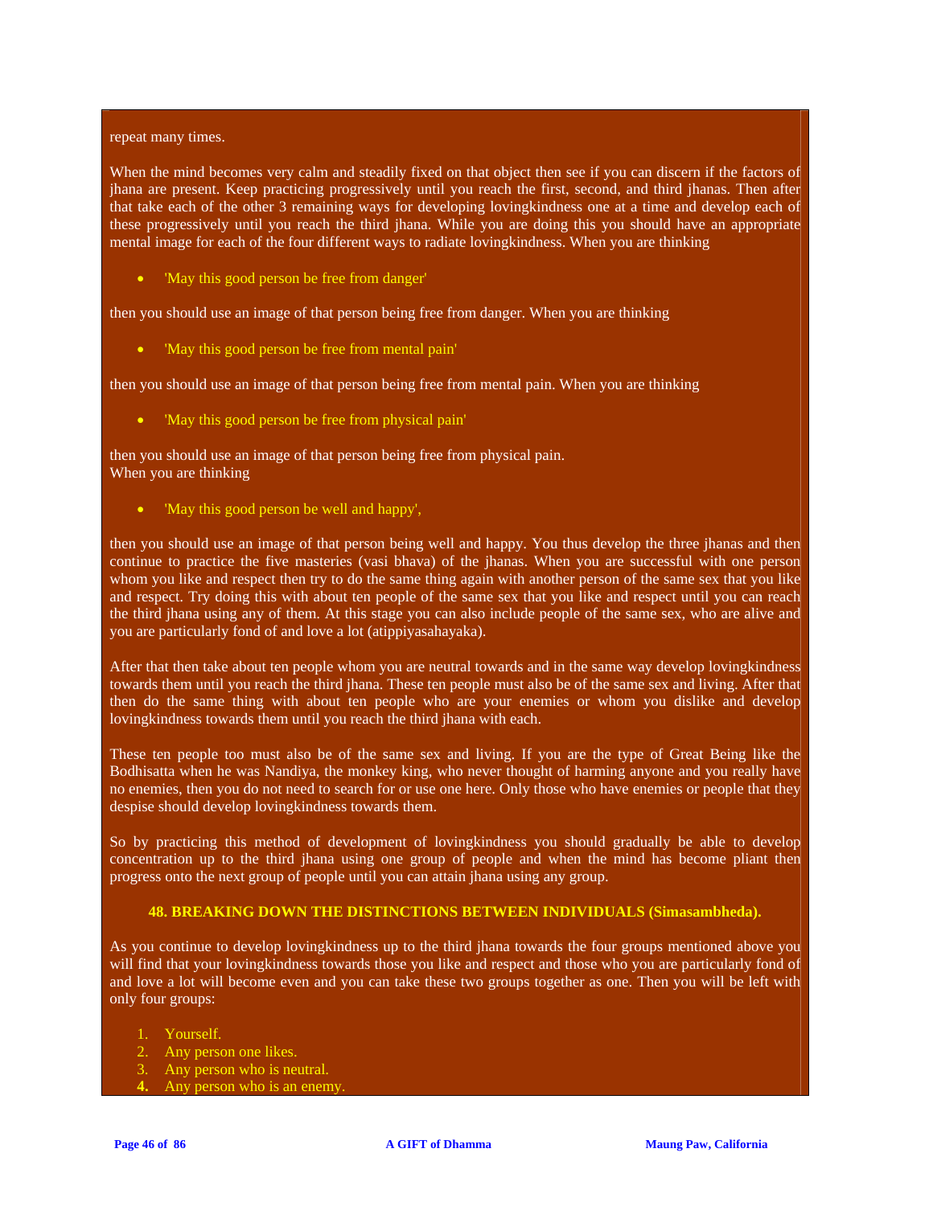repeat many times.

When the mind becomes very calm and steadily fixed on that object then see if you can discern if the factors of jhana are present. Keep practicing progressively until you reach the first, second, and third jhanas. Then after that take each of the other 3 remaining ways for developing lovingkindness one at a time and develop each of these progressively until you reach the third jhana. While you are doing this you should have an appropriate mental image for each of the four different ways to radiate lovingkindness. When you are thinking

- 'May this good person be free from danger'

then you should use an image of that person being free from danger. When you are thinking

- 'May this good person be free from mental pain'

then you should use an image of that person being free from mental pain. When you are thinking

- 'May this good person be free from physical pain'

then you should use an image of that person being free from physical pain.
When you are thinking

- 'May this good person be well and happy',

then you should use an image of that person being well and happy. You thus develop the three jhanas and then continue to practice the five masteries (vasi bhava) of the jhanas. When you are successful with one person whom you like and respect then try to do the same thing again with another person of the same sex that you like and respect. Try doing this with about ten people of the same sex that you like and respect until you can reach the third jhana using any of them. At this stage you can also include people of the same sex, who are alive and you are particularly fond of and love a lot (atippiyasahayaka).

After that then take about ten people whom you are neutral towards and in the same way develop lovingkindness towards them until you reach the third jhana. These ten people must also be of the same sex and living. After that then do the same thing with about ten people who are your enemies or whom you dislike and develop lovingkindness towards them until you reach the third jhana with each.

These ten people too must also be of the same sex and living. If you are the type of Great Being like the Bodhisatta when he was Nandiya, the monkey king, who never thought of harming anyone and you really have no enemies, then you do not need to search for or use one here. Only those who have enemies or people that they despise should develop lovingkindness towards them.

So by practicing this method of development of lovingkindness you should gradually be able to develop concentration up to the third jhana using one group of people and when the mind has become pliant then progress onto the next group of people until you can attain jhana using any group.

### 48. BREAKING DOWN THE DISTINCTIONS BETWEEN INDIVIDUALS (Simasambheda).

As you continue to develop lovingkindness up to the third jhana towards the four groups mentioned above you will find that your lovingkindness towards those you like and respect and those who you are particularly fond of and love a lot will become even and you can take these two groups together as one. Then you will be left with only four groups:

1. Yourself.
2. Any person one likes.
3. Any person who is neutral.
4. Any person who is an enemy.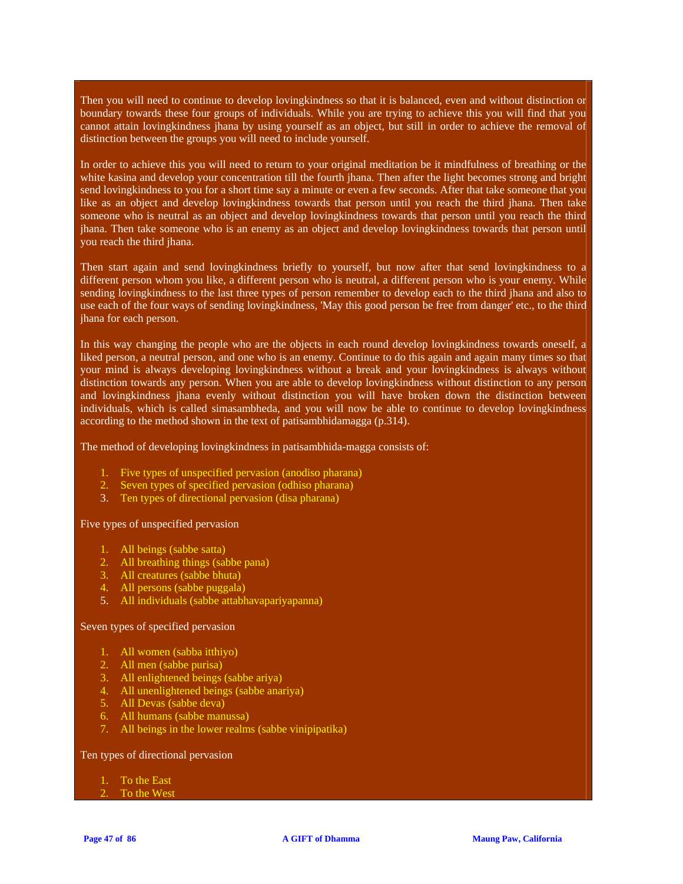Then you will need to continue to develop lovingkindness so that it is balanced, even and without distinction or boundary towards these four groups of individuals. While you are trying to achieve this you will find that you cannot attain lovingkindness jhana by using yourself as an object, but still in order to achieve the removal of distinction between the groups you will need to include yourself.

In order to achieve this you will need to return to your original meditation be it mindfulness of breathing or the white kasina and develop your concentration till the fourth jhana. Then after the light becomes strong and bright send lovingkindness to you for a short time say a minute or even a few seconds. After that take someone that you like as an object and develop lovingkindness towards that person until you reach the third jhana. Then take someone who is neutral as an object and develop lovingkindness towards that person until you reach the third jhana. Then take someone who is an enemy as an object and develop lovingkindness towards that person until you reach the third jhana.

Then start again and send lovingkindness briefly to yourself, but now after that send lovingkindness to a different person whom you like, a different person who is neutral, a different person who is your enemy. While sending lovingkindness to the last three types of person remember to develop each to the third jhana and also to use each of the four ways of sending lovingkindness, 'May this good person be free from danger' etc., to the third jhana for each person.

In this way changing the people who are the objects in each round develop lovingkindness towards oneself, a liked person, a neutral person, and one who is an enemy. Continue to do this again and again many times so that your mind is always developing lovingkindness without a break and your lovingkindness is always without distinction towards any person. When you are able to develop lovingkindness without distinction to any person and lovingkindness jhana evenly without distinction you will have broken down the distinction between individuals, which is called simasambheda, and you will now be able to continue to develop lovingkindness according to the method shown in the text of patisambhidamagga (p.314).

The method of developing lovingkindness in patisambhida-magga consists of:

1. Five types of unspecified pervasion (anodiso pharana)
2. Seven types of specified pervasion (odhiso pharana)
3. Ten types of directional pervasion (disa pharana)

Five types of unspecified pervasion

1. All beings (sabbe satta)
2. All breathing things (sabbe pana)
3. All creatures (sabbe bhuta)
4. All persons (sabbe puggala)
5. All individuals (sabbe attabhavapariyapanna)

Seven types of specified pervasion

1. All women (sabba itthiyo)
2. All men (sabbe purisa)
3. All enlightened beings (sabbe ariya)
4. All unenlightened beings (sabbe anariya)
5. All Devas (sabbe deva)
6. All humans (sabbe manussa)
7. All beings in the lower realms (sabbe vinipipatika)

Ten types of directional pervasion

1. To the East
2. To the West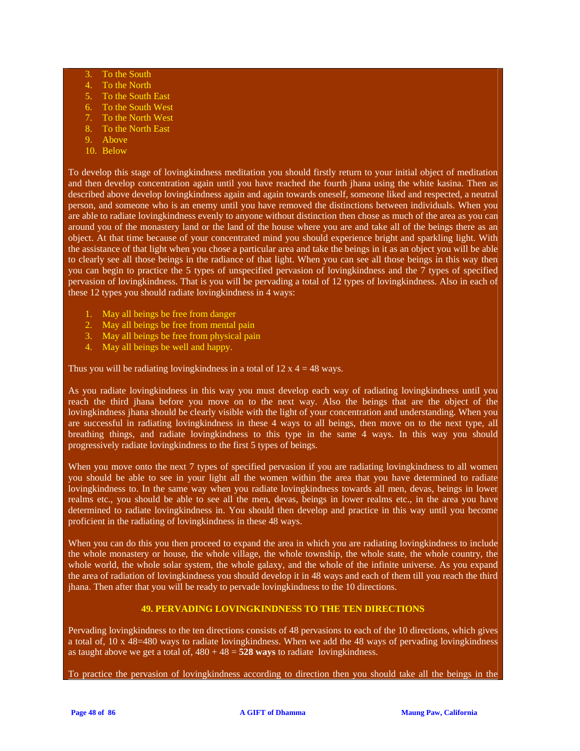3. To the South
4. To the North
5. To the South East
6. To the South West
7. To the North West
8. To the North East
9. Above
10. Below

To develop this stage of lovingkindness meditation you should firstly return to your initial object of meditation and then develop concentration again until you have reached the fourth jhana using the white kasina. Then as described above develop lovingkindness again and again towards oneself, someone liked and respected, a neutral person, and someone who is an enemy until you have removed the distinctions between individuals. When you are able to radiate lovingkindness evenly to anyone without distinction then chose as much of the area as you can around you of the monastery land or the land of the house where you are and take all of the beings there as an object. At that time because of your concentrated mind you should experience bright and sparkling light. With the assistance of that light when you chose a particular area and take the beings in it as an object you will be able to clearly see all those beings in the radiance of that light. When you can see all those beings in this way then you can begin to practice the 5 types of unspecified pervasion of lovingkindness and the 7 types of specified pervasion of lovingkindness. That is you will be pervading a total of 12 types of lovingkindness. Also in each of these 12 types you should radiate lovingkindness in 4 ways:

1. May all beings be free from danger
2. May all beings be free from mental pain
3. May all beings be free from physical pain
4. May all beings be well and happy.

Thus you will be radiating lovingkindness in a total of 12 x 4 = 48 ways.

As you radiate lovingkindness in this way you must develop each way of radiating lovingkindness until you reach the third jhana before you move on to the next way. Also the beings that are the object of the lovingkindness jhana should be clearly visible with the light of your concentration and understanding. When you are successful in radiating lovingkindness in these 4 ways to all beings, then move on to the next type, all breathing things, and radiate lovingkindness to this type in the same 4 ways. In this way you should progressively radiate lovingkindness to the first 5 types of beings.

When you move onto the next 7 types of specified pervasion if you are radiating lovingkindness to all women you should be able to see in your light all the women within the area that you have determined to radiate lovingkindness to. In the same way when you radiate lovingkindness towards all men, devas, beings in lower realms etc., you should be able to see all the men, devas, beings in lower realms etc., in the area you have determined to radiate lovingkindness in. You should then develop and practice in this way until you become proficient in the radiating of lovingkindness in these 48 ways.

When you can do this you then proceed to expand the area in which you are radiating lovingkindness to include the whole monastery or house, the whole village, the whole township, the whole state, the whole country, the whole world, the whole solar system, the whole galaxy, and the whole of the infinite universe. As you expand the area of radiation of lovingkindness you should develop it in 48 ways and each of them till you reach the third jhana. Then after that you will be ready to pervade lovingkindness to the 10 directions.

## 49. PERVADING LOVINGKINDNESS TO THE TEN DIRECTIONS

Pervading lovingkindness to the ten directions consists of 48 pervasions to each of the 10 directions, which gives a total of, 10 x 48=480 ways to radiate lovingkindness. When we add the 48 ways of pervading lovingkindness as taught above we get a total of, 480 + 48 = **528 ways** to radiate lovingkindness.

To practice the pervasion of lovingkindness according to direction then you should take all the beings in the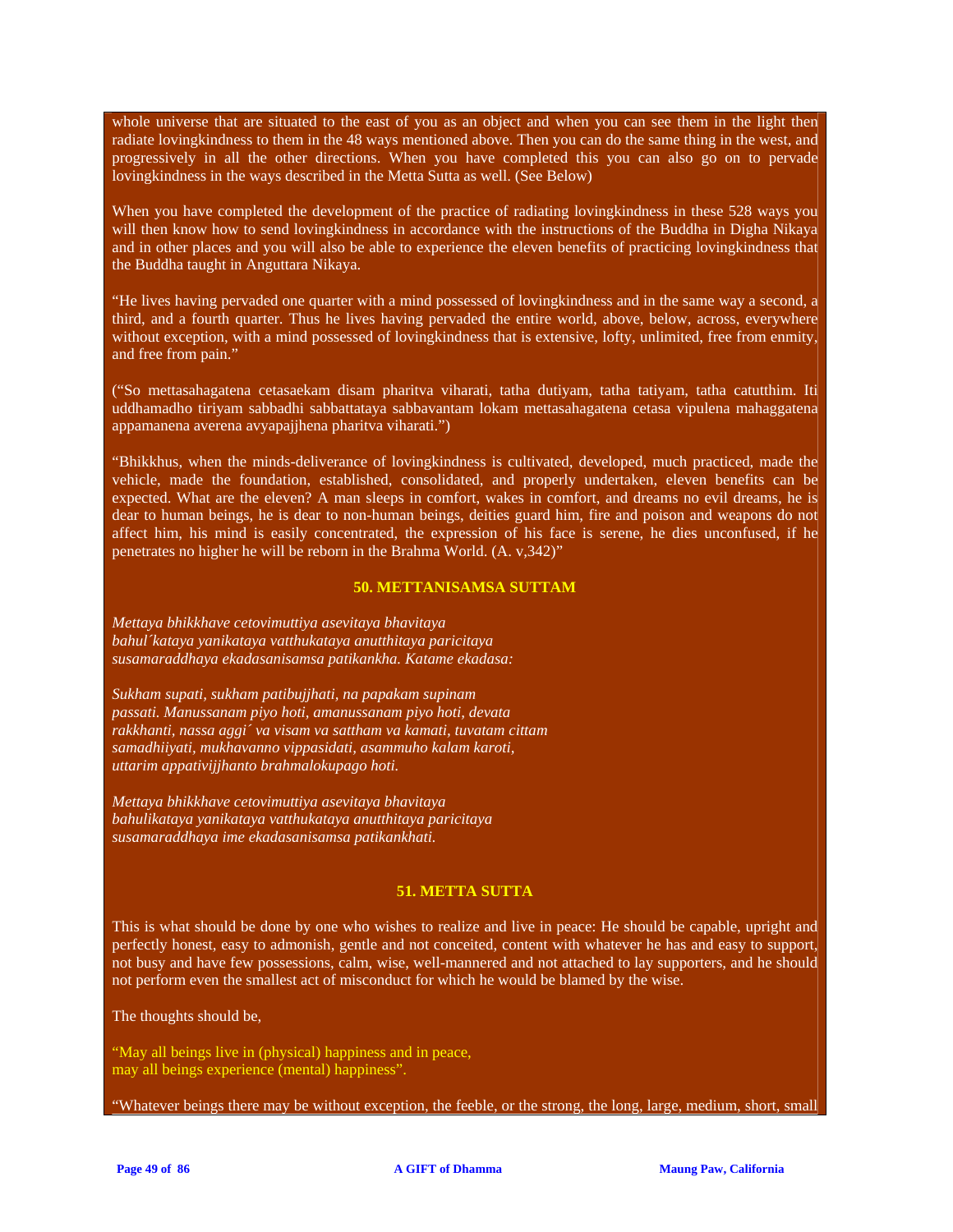whole universe that are situated to the east of you as an object and when you can see them in the light then radiate lovingkindness to them in the 48 ways mentioned above. Then you can do the same thing in the west, and progressively in all the other directions. When you have completed this you can also go on to pervade lovingkindness in the ways described in the Metta Sutta as well. (See Below)

When you have completed the development of the practice of radiating lovingkindness in these 528 ways you will then know how to send lovingkindness in accordance with the instructions of the Buddha in Digha Nikaya and in other places and you will also be able to experience the eleven benefits of practicing lovingkindness that the Buddha taught in Anguttara Nikaya.

"He lives having pervaded one quarter with a mind possessed of lovingkindness and in the same way a second, a third, and a fourth quarter. Thus he lives having pervaded the entire world, above, below, across, everywhere without exception, with a mind possessed of lovingkindness that is extensive, lofty, unlimited, free from enmity, and free from pain."

("So mettasahagatena cetasaekam disam pharitva viharati, tatha dutiyam, tatha tatiyam, tatha catutthim. Iti uddhamadho tiriyam sabbadhi sabbattataya sabbavantam lokam mettasahagatena cetasa vipulena mahaggatena appamanena averena avyapajjhena pharitva viharati.")

"Bhikkhus, when the minds-deliverance of lovingkindness is cultivated, developed, much practiced, made the vehicle, made the foundation, established, consolidated, and properly undertaken, eleven benefits can be expected. What are the eleven? A man sleeps in comfort, wakes in comfort, and dreams no evil dreams, he is dear to human beings, he is dear to non-human beings, deities guard him, fire and poison and weapons do not affect him, his mind is easily concentrated, the expression of his face is serene, he dies unconfused, if he penetrates no higher he will be reborn in the Brahma World. (A. v,342)"

## 50. METTANISAMSA SUTTAM

*Mettaya bhikkhave cetovimuttiya asevitaya bhavitaya bahul´kataya yanikataya vatthukataya anutthitaya paricitaya susamaraddhaya ekadasanisamsa patikankha. Katame ekadasa:*

*Sukham supati, sukham patibujjhati, na papakam supinam passati. Manussanam piyo hoti, amanussanam piyo hoti, devata rakkhanti, nassa aggi´ va visam va sattham va kamati, tuvatam cittam samadhiiyati, mukhavanno vippasidati, asammuho kalam karoti, uttarim appativijjhanto brahmalokupago hoti.*

*Mettaya bhikkhave cetovimuttiya asevitaya bhavitaya bahulikataya yanikataya vatthukataya anutthitaya paricitaya susamaraddhaya ime ekadasanisamsa patikankhati.*

## 51. METTA SUTTA

This is what should be done by one who wishes to realize and live in peace: He should be capable, upright and perfectly honest, easy to admonish, gentle and not conceited, content with whatever he has and easy to support, not busy and have few possessions, calm, wise, well-mannered and not attached to lay supporters, and he should not perform even the smallest act of misconduct for which he would be blamed by the wise.

The thoughts should be,

"May all beings live in (physical) happiness and in peace,
may all beings experience (mental) happiness".

"Whatever beings there may be without exception, the feeble, or the strong, the long, large, medium, short, small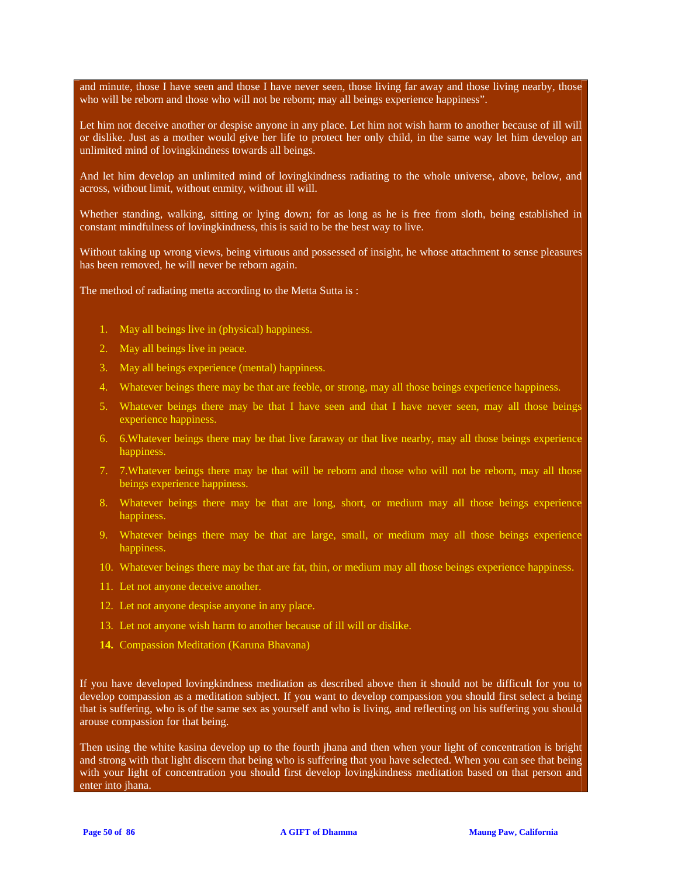and minute, those I have seen and those I have never seen, those living far away and those living nearby, those who will be reborn and those who will not be reborn; may all beings experience happiness".

Let him not deceive another or despise anyone in any place. Let him not wish harm to another because of ill will or dislike. Just as a mother would give her life to protect her only child, in the same way let him develop an unlimited mind of lovingkindness towards all beings.

And let him develop an unlimited mind of lovingkindness radiating to the whole universe, above, below, and across, without limit, without enmity, without ill will.

Whether standing, walking, sitting or lying down; for as long as he is free from sloth, being established in constant mindfulness of lovingkindness, this is said to be the best way to live.

Without taking up wrong views, being virtuous and possessed of insight, he whose attachment to sense pleasures has been removed, he will never be reborn again.

The method of radiating metta according to the Metta Sutta is :

1. May all beings live in (physical) happiness.
2. May all beings live in peace.
3. May all beings experience (mental) happiness.
4. Whatever beings there may be that are feeble, or strong, may all those beings experience happiness.
5. Whatever beings there may be that I have seen and that I have never seen, may all those beings experience happiness.
6. 6.Whatever beings there may be that live faraway or that live nearby, may all those beings experience happiness.
7. 7.Whatever beings there may be that will be reborn and those who will not be reborn, may all those beings experience happiness.
8. Whatever beings there may be that are long, short, or medium may all those beings experience happiness.
9. Whatever beings there may be that are large, small, or medium may all those beings experience happiness.
10. Whatever beings there may be that are fat, thin, or medium may all those beings experience happiness.
11. Let not anyone deceive another.
12. Let not anyone despise anyone in any place.
13. Let not anyone wish harm to another because of ill will or dislike.
14. Compassion Meditation (Karuna Bhavana)

If you have developed lovingkindness meditation as described above then it should not be difficult for you to develop compassion as a meditation subject. If you want to develop compassion you should first select a being that is suffering, who is of the same sex as yourself and who is living, and reflecting on his suffering you should arouse compassion for that being.

Then using the white kasina develop up to the fourth jhana and then when your light of concentration is bright and strong with that light discern that being who is suffering that you have selected. When you can see that being with your light of concentration you should first develop lovingkindness meditation based on that person and enter into jhana.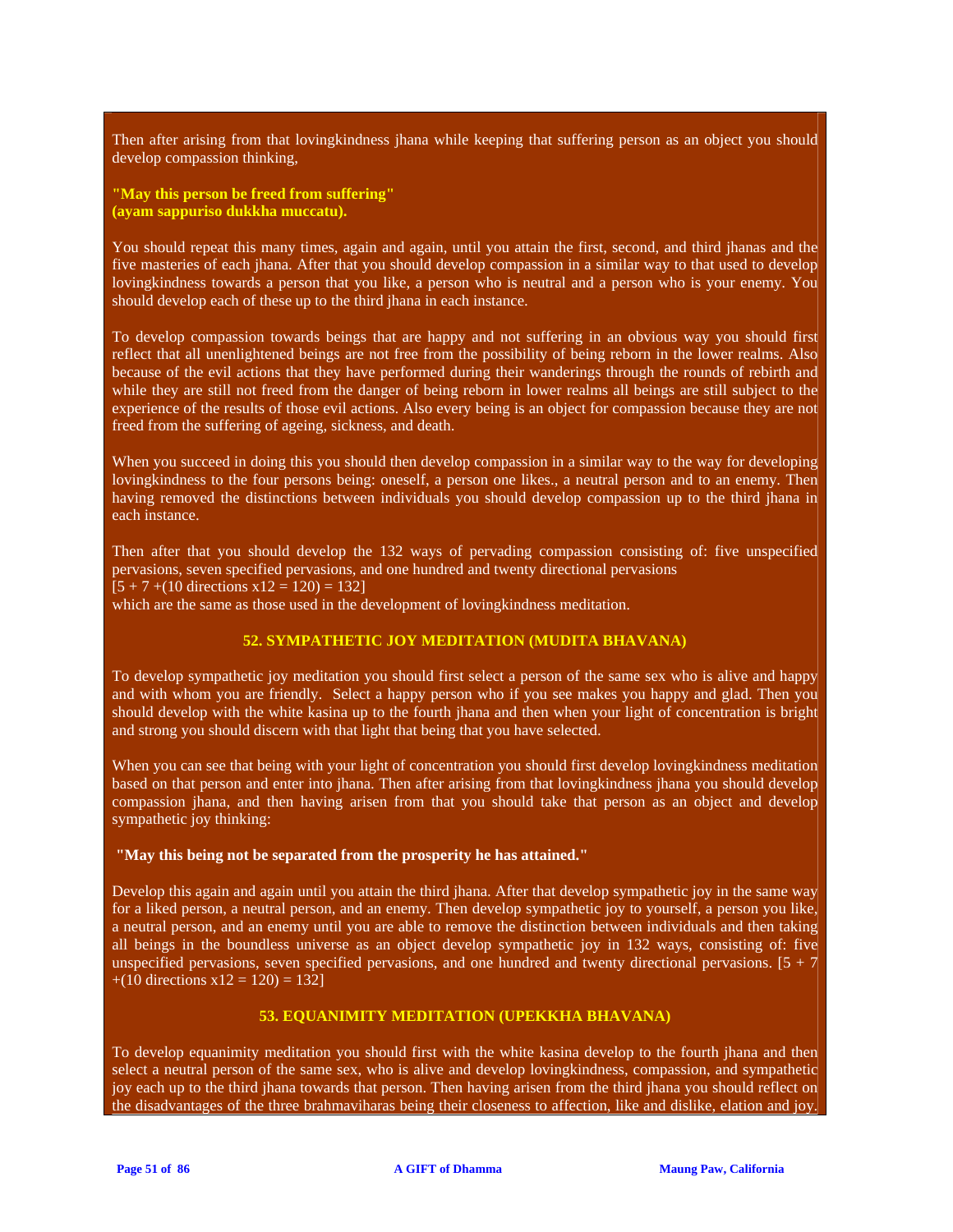Then after arising from that lovingkindness jhana while keeping that suffering person as an object you should develop compassion thinking,

**"May this person be freed from suffering"**
**(ayam sappuriso dukkha muccatu).**

You should repeat this many times, again and again, until you attain the first, second, and third jhanas and the five masteries of each jhana. After that you should develop compassion in a similar way to that used to develop lovingkindness towards a person that you like, a person who is neutral and a person who is your enemy. You should develop each of these up to the third jhana in each instance.

To develop compassion towards beings that are happy and not suffering in an obvious way you should first reflect that all unenlightened beings are not free from the possibility of being reborn in the lower realms. Also because of the evil actions that they have performed during their wanderings through the rounds of rebirth and while they are still not freed from the danger of being reborn in lower realms all beings are still subject to the experience of the results of those evil actions. Also every being is an object for compassion because they are not freed from the suffering of ageing, sickness, and death.

When you succeed in doing this you should then develop compassion in a similar way to the way for developing lovingkindness to the four persons being: oneself, a person one likes., a neutral person and to an enemy. Then having removed the distinctions between individuals you should develop compassion up to the third jhana in each instance.

Then after that you should develop the 132 ways of pervading compassion consisting of: five unspecified pervasions, seven specified pervasions, and one hundred and twenty directional pervasions
[5 + 7 +(10 directions x12 = 120) = 132]
which are the same as those used in the development of lovingkindness meditation.

## 52. SYMPATHETIC JOY MEDITATION (MUDITA BHAVANA)

To develop sympathetic joy meditation you should first select a person of the same sex who is alive and happy and with whom you are friendly.  Select a happy person who if you see makes you happy and glad. Then you should develop with the white kasina up to the fourth jhana and then when your light of concentration is bright and strong you should discern with that light that being that you have selected.

When you can see that being with your light of concentration you should first develop lovingkindness meditation based on that person and enter into jhana. Then after arising from that lovingkindness jhana you should develop compassion jhana, and then having arisen from that you should take that person as an object and develop sympathetic joy thinking:

**"May this being not be separated from the prosperity he has attained."**

Develop this again and again until you attain the third jhana. After that develop sympathetic joy in the same way for a liked person, a neutral person, and an enemy. Then develop sympathetic joy to yourself, a person you like, a neutral person, and an enemy until you are able to remove the distinction between individuals and then taking all beings in the boundless universe as an object develop sympathetic joy in 132 ways, consisting of: five unspecified pervasions, seven specified pervasions, and one hundred and twenty directional pervasions. [5 + 7 +(10 directions x12 = 120) = 132]

## 53. EQUANIMITY MEDITATION (UPEKKHA BHAVANA)

To develop equanimity meditation you should first with the white kasina develop to the fourth jhana and then select a neutral person of the same sex, who is alive and develop lovingkindness, compassion, and sympathetic joy each up to the third jhana towards that person. Then having arisen from the third jhana you should reflect on the disadvantages of the three brahmaviharas being their closeness to affection, like and dislike, elation and joy.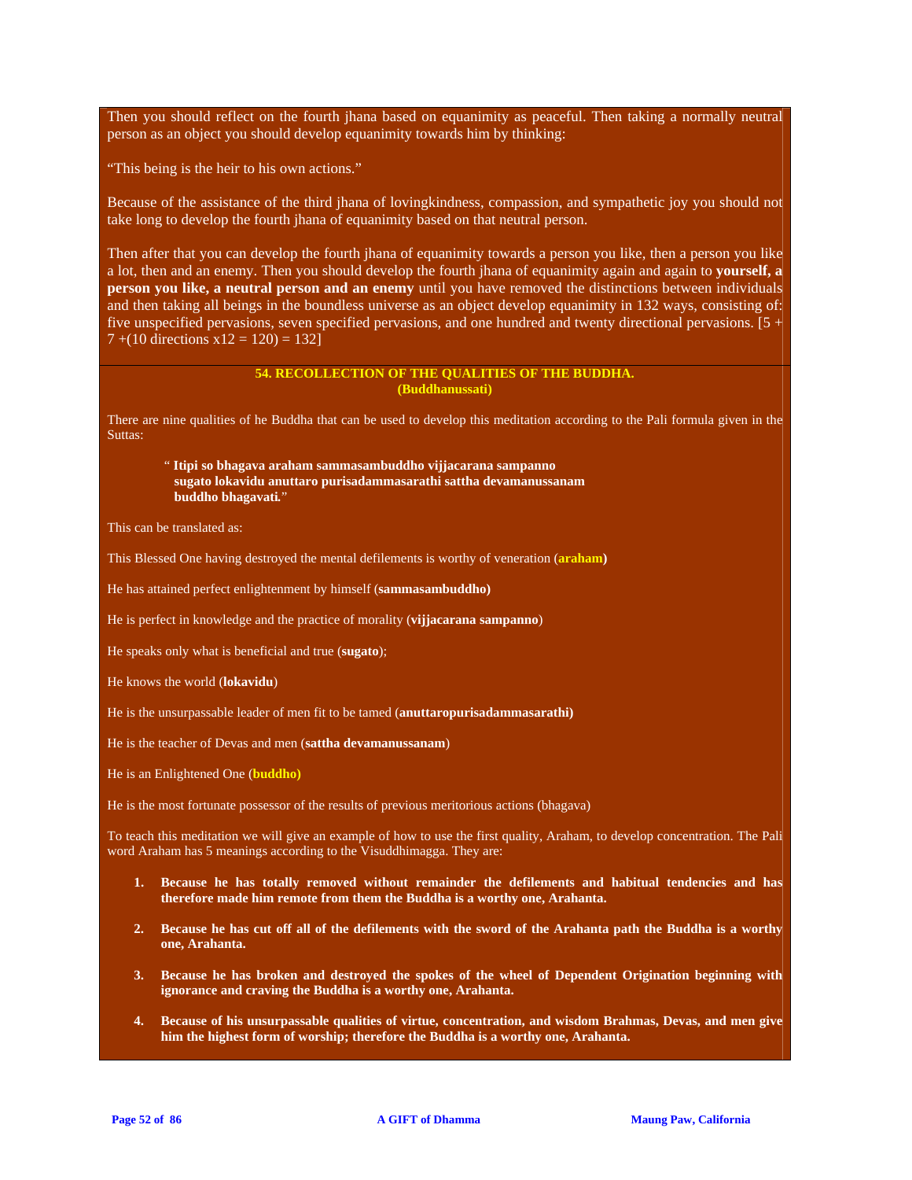Then you should reflect on the fourth jhana based on equanimity as peaceful. Then taking a normally neutral person as an object you should develop equanimity towards him by thinking:

“This being is the heir to his own actions.”

Because of the assistance of the third jhana of lovingkindness, compassion, and sympathetic joy you should not take long to develop the fourth jhana of equanimity based on that neutral person.

Then after that you can develop the fourth jhana of equanimity towards a person you like, then a person you like a lot, then and an enemy. Then you should develop the fourth jhana of equanimity again and again to **yourself, a person you like, a neutral person and an enemy** until you have removed the distinctions between individuals and then taking all beings in the boundless universe as an object develop equanimity in 132 ways, consisting of: five unspecified pervasions, seven specified pervasions, and one hundred and twenty directional pervasions. [5 + 7 +(10 directions x12 = 120) = 132]

## 54. RECOLLECTION OF THE QUALITIES OF THE BUDDHA. (Buddhanussati)

There are nine qualities of he Buddha that can be used to develop this meditation according to the Pali formula given in the Suttas:

> “ **Itipi so bhagava araham sammasambuddho vijjacarana sampanno sugato lokavidu anuttaro purisadammasarathi sattha devamanussanam buddho bhagavati.**”

This can be translated as:

This Blessed One having destroyed the mental defilements is worthy of veneration (**araham)**

He has attained perfect enlightenment by himself (**sammasambuddho)**

He is perfect in knowledge and the practice of morality (**vijjacarana sampanno**)

He speaks only what is beneficial and true (**sugato**);

He knows the world (**lokavidu**)

He is the unsurpassable leader of men fit to be tamed (**anuttaropurisadammasarathi)**

He is the teacher of Devas and men (**sattha devamanussanam**)

He is an Enlightened One (**buddho)**

He is the most fortunate possessor of the results of previous meritorious actions (bhagava)

To teach this meditation we will give an example of how to use the first quality, Araham, to develop concentration. The Pali word Araham has 5 meanings according to the Visuddhimagga. They are:

1. **Because he has totally removed without remainder the defilements and habitual tendencies and has therefore made him remote from them the Buddha is a worthy one, Arahanta.**

2. **Because he has cut off all of the defilements with the sword of the Arahanta path the Buddha is a worthy one, Arahanta.**

3. **Because he has broken and destroyed the spokes of the wheel of Dependent Origination beginning with ignorance and craving the Buddha is a worthy one, Arahanta.**

4. **Because of his unsurpassable qualities of virtue, concentration, and wisdom Brahmas, Devas, and men give him the highest form of worship; therefore the Buddha is a worthy one, Arahanta.**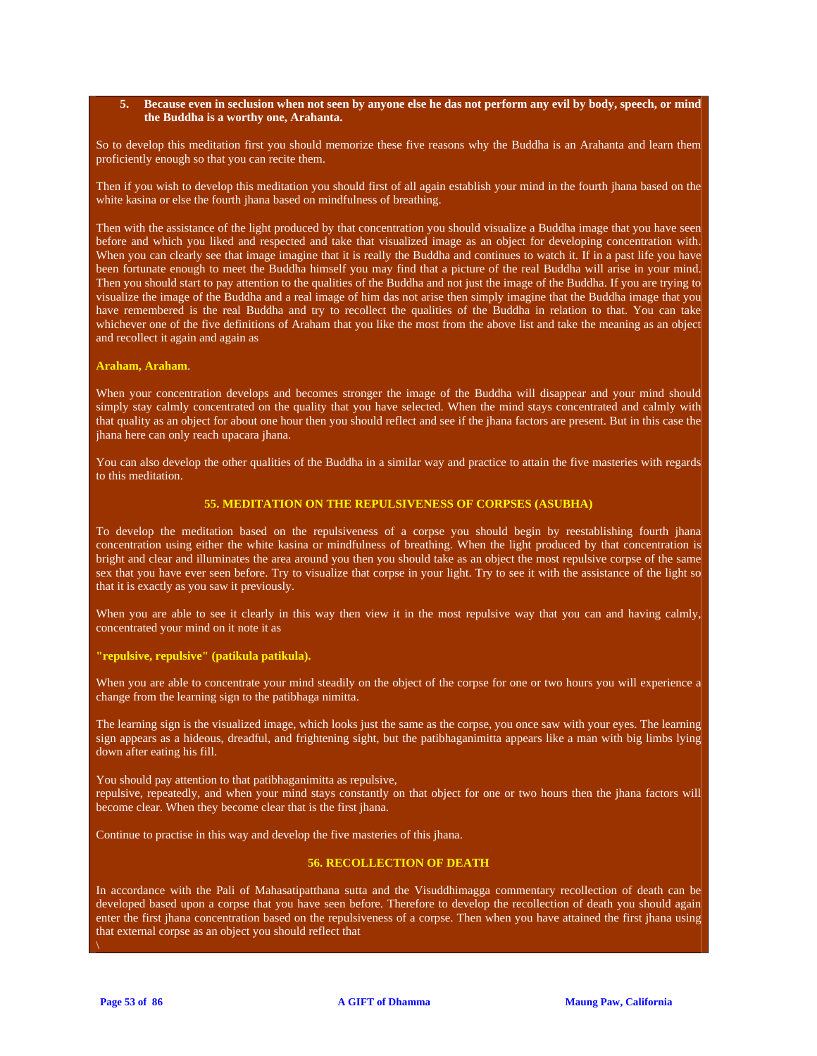5. **Because even in seclusion when not seen by anyone else he das not perform any evil by body, speech, or mind the Buddha is a worthy one, Arahanta.**

So to develop this meditation first you should memorize these five reasons why the Buddha is an Arahanta and learn them proficiently enough so that you can recite them.

Then if you wish to develop this meditation you should first of all again establish your mind in the fourth jhana based on the white kasina or else the fourth jhana based on mindfulness of breathing.

Then with the assistance of the light produced by that concentration you should visualize a Buddha image that you have seen before and which you liked and respected and take that visualized image as an object for developing concentration with. When you can clearly see that image imagine that it is really the Buddha and continues to watch it. If in a past life you have been fortunate enough to meet the Buddha himself you may find that a picture of the real Buddha will arise in your mind. Then you should start to pay attention to the qualities of the Buddha and not just the image of the Buddha. If you are trying to visualize the image of the Buddha and a real image of him das not arise then simply imagine that the Buddha image that you have remembered is the real Buddha and try to recollect the qualities of the Buddha in relation to that. You can take whichever one of the five definitions of Araham that you like the most from the above list and take the meaning as an object and recollect it again and again as

**Araham, Araham**.

When your concentration develops and becomes stronger the image of the Buddha will disappear and your mind should simply stay calmly concentrated on the quality that you have selected. When the mind stays concentrated and calmly with that quality as an object for about one hour then you should reflect and see if the jhana factors are present. But in this case the jhana here can only reach upacara jhana.

You can also develop the other qualities of the Buddha in a similar way and practice to attain the five masteries with regards to this meditation.

## 55. MEDITATION ON THE REPULSIVENESS OF CORPSES (ASUBHA)

To develop the meditation based on the repulsiveness of a corpse you should begin by reestablishing fourth jhana concentration using either the white kasina or mindfulness of breathing. When the light produced by that concentration is bright and clear and illuminates the area around you then you should take as an object the most repulsive corpse of the same sex that you have ever seen before. Try to visualize that corpse in your light. Try to see it with the assistance of the light so that it is exactly as you saw it previously.

When you are able to see it clearly in this way then view it in the most repulsive way that you can and having calmly, concentrated your mind on it note it as

**"repulsive, repulsive" (patikula patikula).**

When you are able to concentrate your mind steadily on the object of the corpse for one or two hours you will experience a change from the learning sign to the patibhaga nimitta.

The learning sign is the visualized image, which looks just the same as the corpse, you once saw with your eyes. The learning sign appears as a hideous, dreadful, and frightening sight, but the patibhaganimitta appears like a man with big limbs lying down after eating his fill.

You should pay attention to that patibhaganimitta as repulsive,
repulsive, repeatedly, and when your mind stays constantly on that object for one or two hours then the jhana factors will become clear. When they become clear that is the first jhana.

Continue to practise in this way and develop the five masteries of this jhana.

## 56. RECOLLECTION OF DEATH

In accordance with the Pali of Mahasatipatthana sutta and the Visuddhimagga commentary recollection of death can be developed based upon a corpse that you have seen before. Therefore to develop the recollection of death you should again enter the first jhana concentration based on the repulsiveness of a corpse. Then when you have attained the first jhana using that external corpse as an object you should reflect that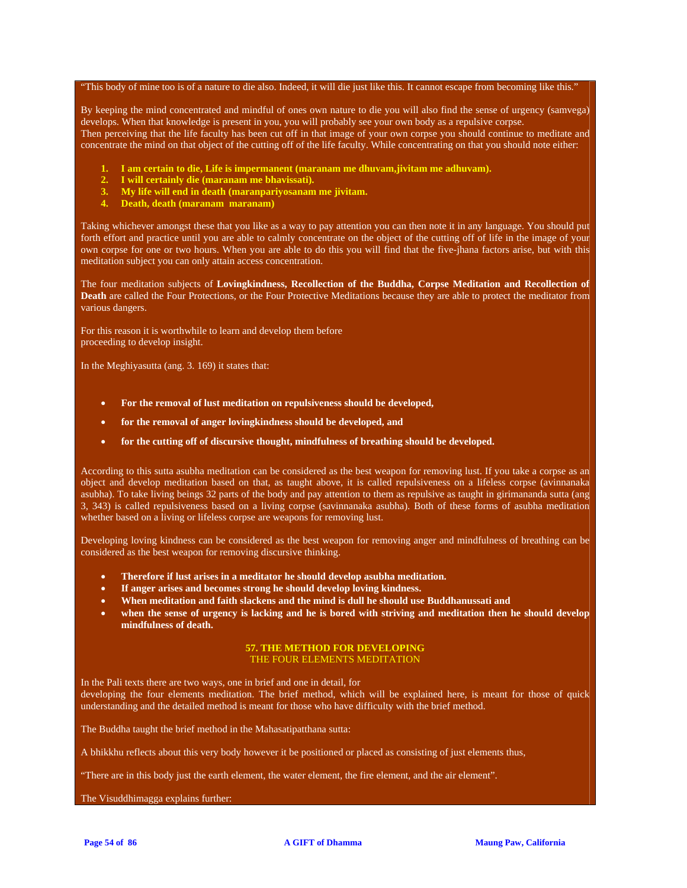"This body of mine too is of a nature to die also. Indeed, it will die just like this. It cannot escape from becoming like this."

By keeping the mind concentrated and mindful of ones own nature to die you will also find the sense of urgency (samvega) develops. When that knowledge is present in you, you will probably see your own body as a repulsive corpse.
Then perceiving that the life faculty has been cut off in that image of your own corpse you should continue to meditate and concentrate the mind on that object of the cutting off of the life faculty. While concentrating on that you should note either:

1. **I am certain to die, Life is impermanent (maranam me dhuvam,jivitam me adhuvam).**
2. **I will certainly die (maranam me bhavissati).**
3. **My life will end in death (maranpariyosanam me jivitam.**
4. **Death, death (maranam maranam)**

Taking whichever amongst these that you like as a way to pay attention you can then note it in any language. You should put forth effort and practice until you are able to calmly concentrate on the object of the cutting off of life in the image of your own corpse for one or two hours. When you are able to do this you will find that the five-jhana factors arise, but with this meditation subject you can only attain access concentration.

The four meditation subjects of **Lovingkindness, Recollection of the Buddha, Corpse Meditation and Recollection of Death** are called the Four Protections, or the Four Protective Meditations because they are able to protect the meditator from various dangers.

For this reason it is worthwhile to learn and develop them before
proceeding to develop insight.

In the Meghiyasutta (ang. 3. 169) it states that:

- **For the removal of lust meditation on repulsiveness should be developed,**
- **for the removal of anger lovingkindness should be developed, and**
- **for the cutting off of discursive thought, mindfulness of breathing should be developed.**

According to this sutta asubha meditation can be considered as the best weapon for removing lust. If you take a corpse as an object and develop meditation based on that, as taught above, it is called repulsiveness on a lifeless corpse (avinnanaka asubha). To take living beings 32 parts of the body and pay attention to them as repulsive as taught in girimananda sutta (ang 3, 343) is called repulsiveness based on a living corpse (savinnanaka asubha). Both of these forms of asubha meditation whether based on a living or lifeless corpse are weapons for removing lust.

Developing loving kindness can be considered as the best weapon for removing anger and mindfulness of breathing can be considered as the best weapon for removing discursive thinking.

- **Therefore if lust arises in a meditator he should develop asubha meditation.**
- **If anger arises and becomes strong he should develop loving kindness.**
- **When meditation and faith slackens and the mind is dull he should use Buddhanussati and**
- **when the sense of urgency is lacking and he is bored with striving and meditation then he should develop mindfulness of death.**

## 57. THE METHOD FOR DEVELOPING THE FOUR ELEMENTS MEDITATION

In the Pali texts there are two ways, one in brief and one in detail, for
developing the four elements meditation. The brief method, which will be explained here, is meant for those of quick understanding and the detailed method is meant for those who have difficulty with the brief method.

The Buddha taught the brief method in the Mahasatipatthana sutta:

A bhikkhu reflects about this very body however it be positioned or placed as consisting of just elements thus,

"There are in this body just the earth element, the water element, the fire element, and the air element".

The Visuddhimagga explains further: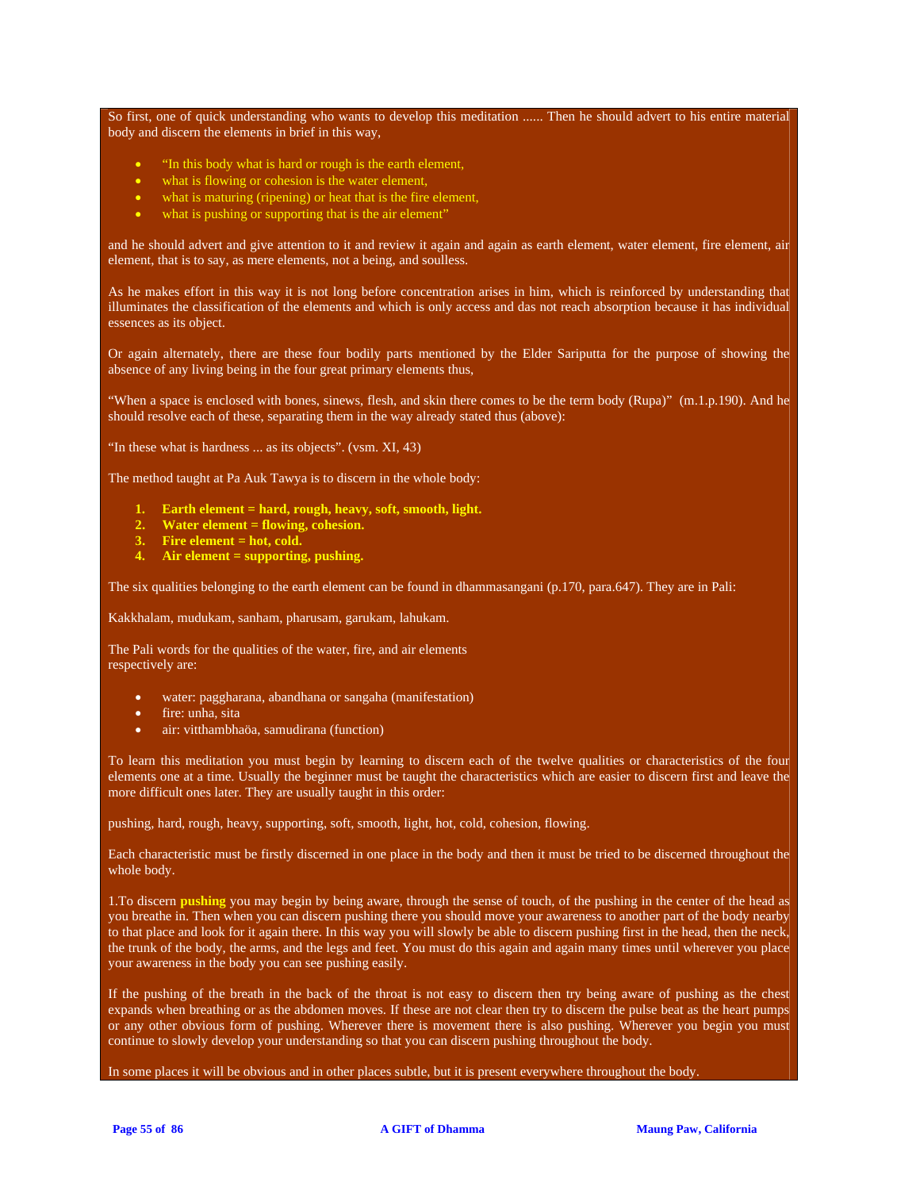So first, one of quick understanding who wants to develop this meditation ...... Then he should advert to his entire material body and discern the elements in brief in this way,

- “In this body what is hard or rough is the earth element,
- what is flowing or cohesion is the water element,
- what is maturing (ripening) or heat that is the fire element,
- what is pushing or supporting that is the air element”

and he should advert and give attention to it and review it again and again as earth element, water element, fire element, air element, that is to say, as mere elements, not a being, and soulless.

As he makes effort in this way it is not long before concentration arises in him, which is reinforced by understanding that illuminates the classification of the elements and which is only access and das not reach absorption because it has individual essences as its object.

Or again alternately, there are these four bodily parts mentioned by the Elder Sariputta for the purpose of showing the absence of any living being in the four great primary elements thus,

“When a space is enclosed with bones, sinews, flesh, and skin there comes to be the term body (Rupa)” (m.1.p.190). And he should resolve each of these, separating them in the way already stated thus (above):

“In these what is hardness ... as its objects”. (vsm. XI, 43)

The method taught at Pa Auk Tawya is to discern in the whole body:

1. **Earth element = hard, rough, heavy, soft, smooth, light.**
2. **Water element = flowing, cohesion.**
3. **Fire element = hot, cold.**
4. **Air element = supporting, pushing.**

The six qualities belonging to the earth element can be found in dhammasangani (p.170, para.647). They are in Pali:

Kakkhalam, mudukam, sanham, pharusam, garukam, lahukam.

The Pali words for the qualities of the water, fire, and air elements respectively are:

- water: paggharana, abandhana or sangaha (manifestation)
- fire: unha, sita
- air: vitthambhaöa, samudirana (function)

To learn this meditation you must begin by learning to discern each of the twelve qualities or characteristics of the four elements one at a time. Usually the beginner must be taught the characteristics which are easier to discern first and leave the more difficult ones later. They are usually taught in this order:

pushing, hard, rough, heavy, supporting, soft, smooth, light, hot, cold, cohesion, flowing.

Each characteristic must be firstly discerned in one place in the body and then it must be tried to be discerned throughout the whole body.

1.To discern **pushing** you may begin by being aware, through the sense of touch, of the pushing in the center of the head as you breathe in. Then when you can discern pushing there you should move your awareness to another part of the body nearby to that place and look for it again there. In this way you will slowly be able to discern pushing first in the head, then the neck, the trunk of the body, the arms, and the legs and feet. You must do this again and again many times until wherever you place your awareness in the body you can see pushing easily.

If the pushing of the breath in the back of the throat is not easy to discern then try being aware of pushing as the chest expands when breathing or as the abdomen moves. If these are not clear then try to discern the pulse beat as the heart pumps or any other obvious form of pushing. Wherever there is movement there is also pushing. Wherever you begin you must continue to slowly develop your understanding so that you can discern pushing throughout the body.

In some places it will be obvious and in other places subtle, but it is present everywhere throughout the body.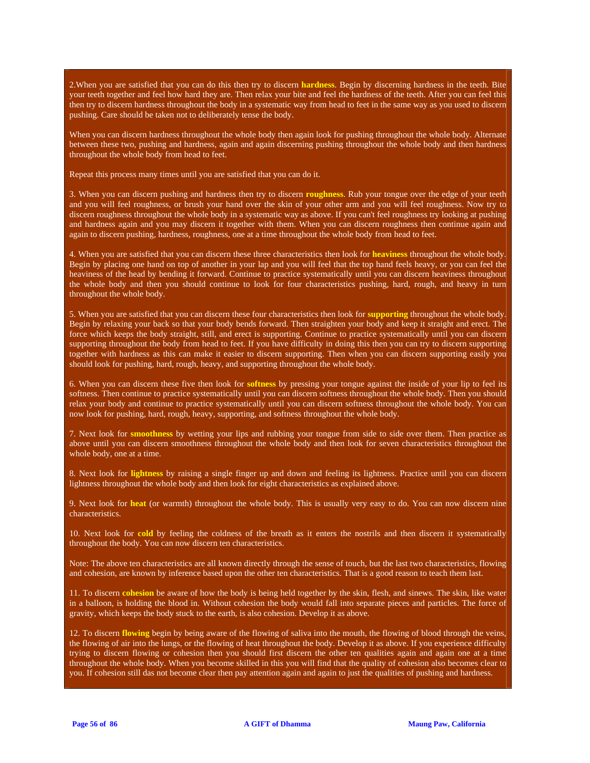2.When you are satisfied that you can do this then try to discern **hardness**. Begin by discerning hardness in the teeth. Bite your teeth together and feel how hard they are. Then relax your bite and feel the hardness of the teeth. After you can feel this then try to discern hardness throughout the body in a systematic way from head to feet in the same way as you used to discern pushing. Care should be taken not to deliberately tense the body.

When you can discern hardness throughout the whole body then again look for pushing throughout the whole body. Alternate between these two, pushing and hardness, again and again discerning pushing throughout the whole body and then hardness throughout the whole body from head to feet.

Repeat this process many times until you are satisfied that you can do it.

3. When you can discern pushing and hardness then try to discern **roughness**. Rub your tongue over the edge of your teeth and you will feel roughness, or brush your hand over the skin of your other arm and you will feel roughness. Now try to discern roughness throughout the whole body in a systematic way as above. If you can't feel roughness try looking at pushing and hardness again and you may discern it together with them. When you can discern roughness then continue again and again to discern pushing, hardness, roughness, one at a time throughout the whole body from head to feet.

4. When you are satisfied that you can discern these three characteristics then look for **heaviness** throughout the whole body. Begin by placing one hand on top of another in your lap and you will feel that the top hand feels heavy, or you can feel the heaviness of the head by bending it forward. Continue to practice systematically until you can discern heaviness throughout the whole body and then you should continue to look for four characteristics pushing, hard, rough, and heavy in turn throughout the whole body.

5. When you are satisfied that you can discern these four characteristics then look for **supporting** throughout the whole body. Begin by relaxing your back so that your body bends forward. Then straighten your body and keep it straight and erect. The force which keeps the body straight, still, and erect is supporting. Continue to practice systematically until you can discern supporting throughout the body from head to feet. If you have difficulty in doing this then you can try to discern supporting together with hardness as this can make it easier to discern supporting. Then when you can discern supporting easily you should look for pushing, hard, rough, heavy, and supporting throughout the whole body.

6. When you can discern these five then look for **softness** by pressing your tongue against the inside of your lip to feel its softness. Then continue to practice systematically until you can discern softness throughout the whole body. Then you should relax your body and continue to practice systematically until you can discern softness throughout the whole body. You can now look for pushing, hard, rough, heavy, supporting, and softness throughout the whole body.

7. Next look for **smoothness** by wetting your lips and rubbing your tongue from side to side over them. Then practice as above until you can discern smoothness throughout the whole body and then look for seven characteristics throughout the whole body, one at a time.

8. Next look for **lightness** by raising a single finger up and down and feeling its lightness. Practice until you can discern lightness throughout the whole body and then look for eight characteristics as explained above.

9. Next look for **heat** (or warmth) throughout the whole body. This is usually very easy to do. You can now discern nine characteristics.

10. Next look for **cold** by feeling the coldness of the breath as it enters the nostrils and then discern it systematically throughout the body. You can now discern ten characteristics.

Note: The above ten characteristics are all known directly through the sense of touch, but the last two characteristics, flowing and cohesion, are known by inference based upon the other ten characteristics. That is a good reason to teach them last.

11. To discern **cohesion** be aware of how the body is being held together by the skin, flesh, and sinews. The skin, like water in a balloon, is holding the blood in. Without cohesion the body would fall into separate pieces and particles. The force of gravity, which keeps the body stuck to the earth, is also cohesion. Develop it as above.

12. To discern **flowing** begin by being aware of the flowing of saliva into the mouth, the flowing of blood through the veins, the flowing of air into the lungs, or the flowing of heat throughout the body. Develop it as above. If you experience difficulty trying to discern flowing or cohesion then you should first discern the other ten qualities again and again one at a time throughout the whole body. When you become skilled in this you will find that the quality of cohesion also becomes clear to you. If cohesion still das not become clear then pay attention again and again to just the qualities of pushing and hardness.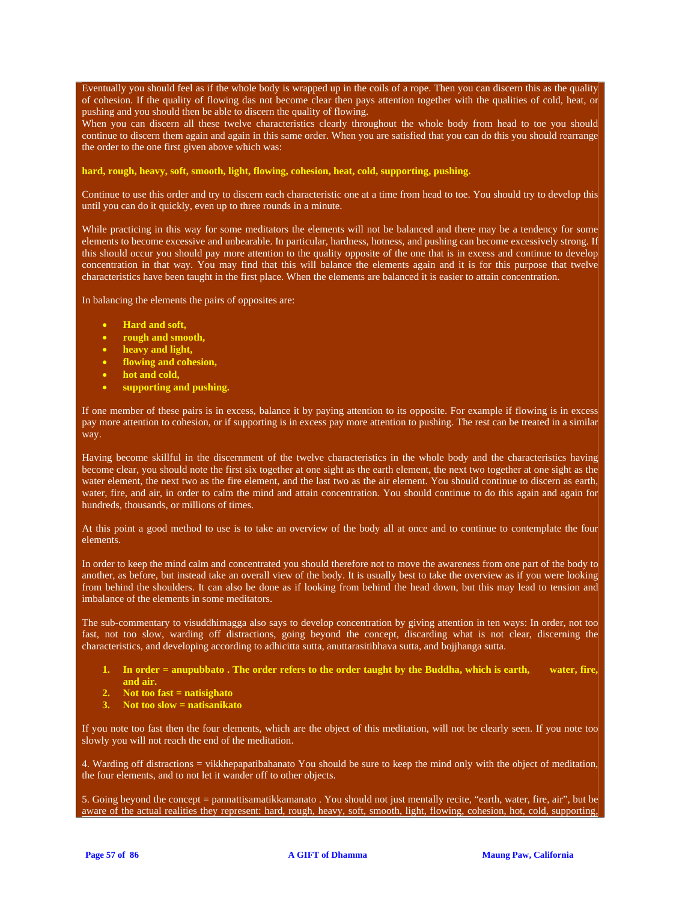Eventually you should feel as if the whole body is wrapped up in the coils of a rope. Then you can discern this as the quality of cohesion. If the quality of flowing das not become clear then pays attention together with the qualities of cold, heat, or pushing and you should then be able to discern the quality of flowing.
When you can discern all these twelve characteristics clearly throughout the whole body from head to toe you should continue to discern them again and again in this same order. When you are satisfied that you can do this you should rearrange the order to the one first given above which was:

**hard, rough, heavy, soft, smooth, light, flowing, cohesion, heat, cold, supporting, pushing.**

Continue to use this order and try to discern each characteristic one at a time from head to toe. You should try to develop this until you can do it quickly, even up to three rounds in a minute.

While practicing in this way for some meditators the elements will not be balanced and there may be a tendency for some elements to become excessive and unbearable. In particular, hardness, hotness, and pushing can become excessively strong. If this should occur you should pay more attention to the quality opposite of the one that is in excess and continue to develop concentration in that way. You may find that this will balance the elements again and it is for this purpose that twelve characteristics have been taught in the first place. When the elements are balanced it is easier to attain concentration.

In balancing the elements the pairs of opposites are:

- **Hard and soft,**
- **rough and smooth,**
- **heavy and light,**
- **flowing and cohesion,**
- **hot and cold,**
- **supporting and pushing.**

If one member of these pairs is in excess, balance it by paying attention to its opposite. For example if flowing is in excess pay more attention to cohesion, or if supporting is in excess pay more attention to pushing. The rest can be treated in a similar way.

Having become skillful in the discernment of the twelve characteristics in the whole body and the characteristics having become clear, you should note the first six together at one sight as the earth element, the next two together at one sight as the water element, the next two as the fire element, and the last two as the air element. You should continue to discern as earth, water, fire, and air, in order to calm the mind and attain concentration. You should continue to do this again and again for hundreds, thousands, or millions of times.

At this point a good method to use is to take an overview of the body all at once and to continue to contemplate the four elements.

In order to keep the mind calm and concentrated you should therefore not to move the awareness from one part of the body to another, as before, but instead take an overall view of the body. It is usually best to take the overview as if you were looking from behind the shoulders. It can also be done as if looking from behind the head down, but this may lead to tension and imbalance of the elements in some meditators.

The sub-commentary to visuddhimagga also says to develop concentration by giving attention in ten ways: In order, not too fast, not too slow, warding off distractions, going beyond the concept, discarding what is not clear, discerning the characteristics, and developing according to adhicitta sutta, anuttarasitibhava sutta, and bojjhanga sutta.

1. **In order = anupubbato . The order refers to the order taught by the Buddha, which is earth, water, fire, and air.**
2. **Not too fast = natisighato**
3. **Not too slow = natisanikato**

If you note too fast then the four elements, which are the object of this meditation, will not be clearly seen. If you note too slowly you will not reach the end of the meditation.

4. Warding off distractions = vikkhepapatibahanato You should be sure to keep the mind only with the object of meditation, the four elements, and to not let it wander off to other objects.

5. Going beyond the concept = pannattisamatikkamanato . You should not just mentally recite, "earth, water, fire, air", but be aware of the actual realities they represent: hard, rough, heavy, soft, smooth, light, flowing, cohesion, hot, cold, supporting,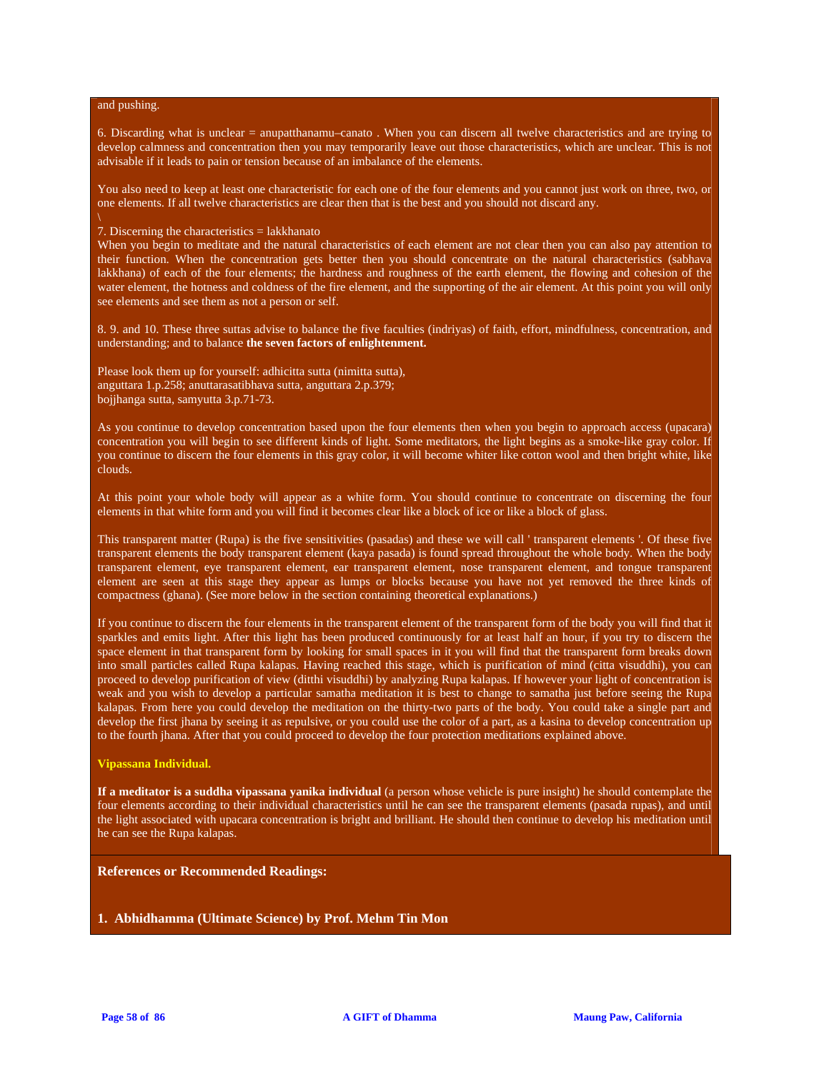and pushing.

6. Discarding what is unclear = anupatthanamu–canato . When you can discern all twelve characteristics and are trying to develop calmness and concentration then you may temporarily leave out those characteristics, which are unclear. This is not advisable if it leads to pain or tension because of an imbalance of the elements.

You also need to keep at least one characteristic for each one of the four elements and you cannot just work on three, two, or one elements. If all twelve characteristics are clear then that is the best and you should not discard any.
\
7. Discerning the characteristics = lakkhanato
When you begin to meditate and the natural characteristics of each element are not clear then you can also pay attention to their function. When the concentration gets better then you should concentrate on the natural characteristics (sabhava lakkhana) of each of the four elements; the hardness and roughness of the earth element, the flowing and cohesion of the water element, the hotness and coldness of the fire element, and the supporting of the air element. At this point you will only see elements and see them as not a person or self.

8. 9. and 10. These three suttas advise to balance the five faculties (indriyas) of faith, effort, mindfulness, concentration, and understanding; and to balance **the seven factors of enlightenment.**

Please look them up for yourself: adhicitta sutta (nimitta sutta),
anguttara 1.p.258; anuttarasatibhava sutta, anguttara 2.p.379;
bojjhanga sutta, samyutta 3.p.71-73.

As you continue to develop concentration based upon the four elements then when you begin to approach access (upacara) concentration you will begin to see different kinds of light. Some meditators, the light begins as a smoke-like gray color. If you continue to discern the four elements in this gray color, it will become whiter like cotton wool and then bright white, like clouds.

At this point your whole body will appear as a white form. You should continue to concentrate on discerning the four elements in that white form and you will find it becomes clear like a block of ice or like a block of glass.

This transparent matter (Rupa) is the five sensitivities (pasadas) and these we will call ' transparent elements '. Of these five transparent elements the body transparent element (kaya pasada) is found spread throughout the whole body. When the body transparent element, eye transparent element, ear transparent element, nose transparent element, and tongue transparent element are seen at this stage they appear as lumps or blocks because you have not yet removed the three kinds of compactness (ghana). (See more below in the section containing theoretical explanations.)

If you continue to discern the four elements in the transparent element of the transparent form of the body you will find that it sparkles and emits light. After this light has been produced continuously for at least half an hour, if you try to discern the space element in that transparent form by looking for small spaces in it you will find that the transparent form breaks down into small particles called Rupa kalapas. Having reached this stage, which is purification of mind (citta visuddhi), you can proceed to develop purification of view (ditthi visuddhi) by analyzing Rupa kalapas. If however your light of concentration is weak and you wish to develop a particular samatha meditation it is best to change to samatha just before seeing the Rupa kalapas. From here you could develop the meditation on the thirty-two parts of the body. You could take a single part and develop the first jhana by seeing it as repulsive, or you could use the color of a part, as a kasina to develop concentration up to the fourth jhana. After that you could proceed to develop the four protection meditations explained above.

**Vipassana Individual.**

**If a meditator is a suddha vipassana yanika individual** (a person whose vehicle is pure insight) he should contemplate the four elements according to their individual characteristics until he can see the transparent elements (pasada rupas), and until the light associated with upacara concentration is bright and brilliant. He should then continue to develop his meditation until he can see the Rupa kalapas.

**References or Recommended Readings:**

**1. Abhidhamma (Ultimate Science) by Prof. Mehm Tin Mon**